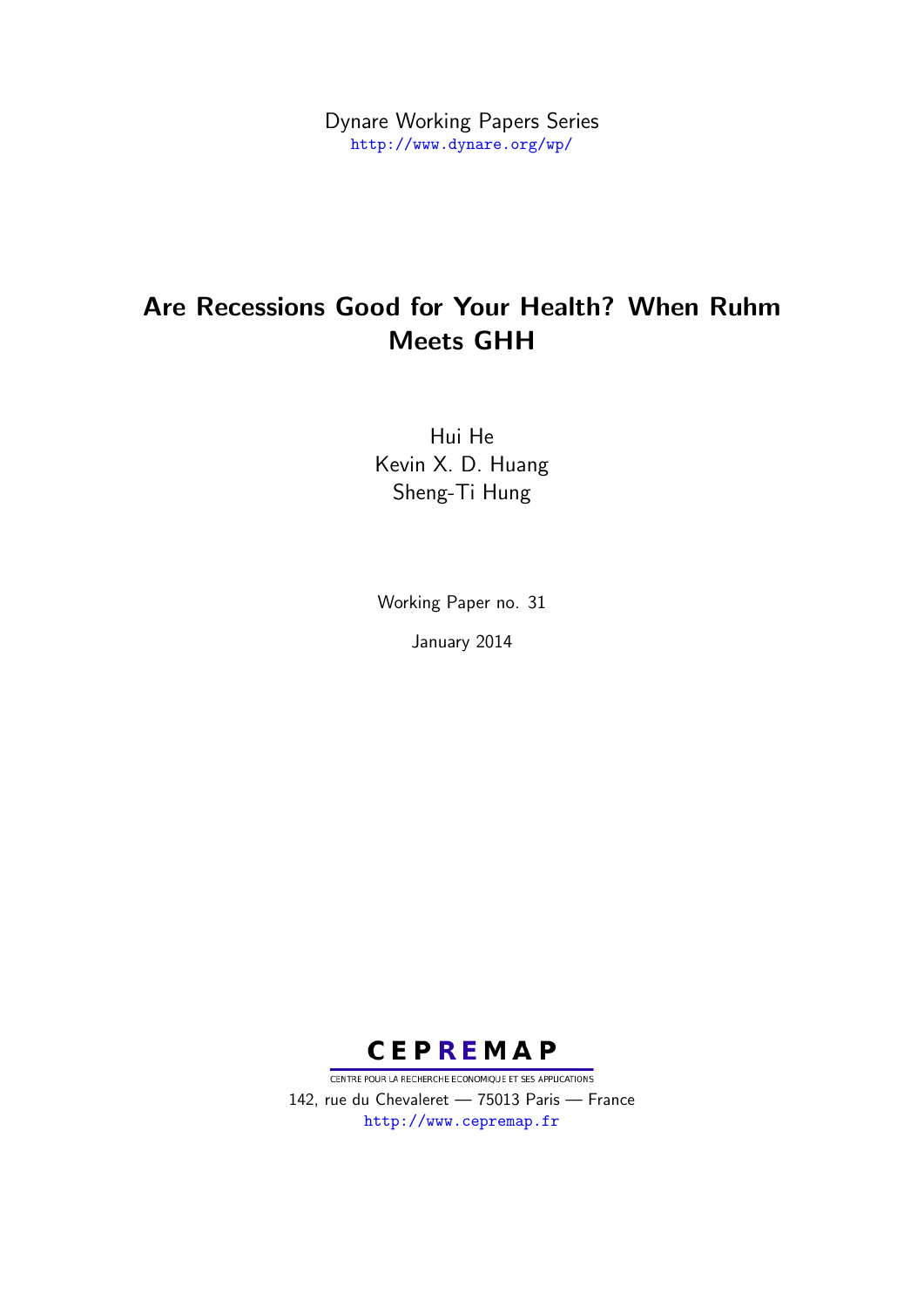Dynare Working Papers Series
http://www.dynare.org/wp/

# Are Recessions Good for Your Health? When Ruhm Meets GHH

Hui He
Kevin X. D. Huang
Sheng-Ti Hung

Working Paper no. 31

January 2014

CEPREMAP

CENTRE POUR LA RECHERCHE ECONOMIQUE ET SES APPLICATIONS

142, rue du Chevaleret — 75013 Paris — France
http://www.cepremap.fr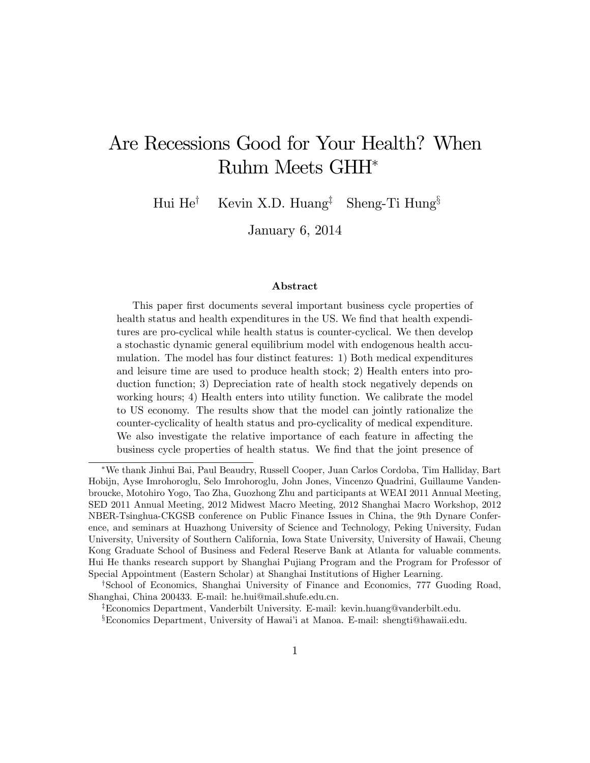# Are Recessions Good for Your Health? When Ruhm Meets GHH*

Hui He[†] Kevin X.D. Huang[‡] Sheng-Ti Hung[§]

January 6, 2014

### Abstract

This paper first documents several important business cycle properties of health status and health expenditures in the US. We find that health expenditures are pro-cyclical while health status is counter-cyclical. We then develop a stochastic dynamic general equilibrium model with endogenous health accumulation. The model has four distinct features: 1) Both medical expenditures and leisure time are used to produce health stock; 2) Health enters into production function; 3) Depreciation rate of health stock negatively depends on working hours; 4) Health enters into utility function. We calibrate the model to US economy. The results show that the model can jointly rationalize the counter-cyclicality of health status and pro-cyclicality of medical expenditure. We also investigate the relative importance of each feature in affecting the business cycle properties of health status. We find that the joint presence of

---

*We thank Jinhui Bai, Paul Beaudry, Russell Cooper, Juan Carlos Cordoba, Tim Halliday, Bart Hobijn, Ayse Imrohoroglu, Selo Imrohoroglu, John Jones, Vincenzo Quadrini, Guillaume Vandenbroucke, Motohiro Yogo, Tao Zha, Guozhong Zhu and participants at WEAI 2011 Annual Meeting, SED 2011 Annual Meeting, 2012 Midwest Macro Meeting, 2012 Shanghai Macro Workshop, 2012 NBER-Tsinghua-CKGSB conference on Public Finance Issues in China, the 9th Dynare Conference, and seminars at Huazhong University of Science and Technology, Peking University, Fudan University, University of Southern California, Iowa State University, University of Hawaii, Cheung Kong Graduate School of Business and Federal Reserve Bank at Atlanta for valuable comments. Hui He thanks research support by Shanghai Pujiang Program and the Program for Professor of Special Appointment (Eastern Scholar) at Shanghai Institutions of Higher Learning.

[†]School of Economics, Shanghai University of Finance and Economics, 777 Guoding Road, Shanghai, China 200433. E-mail: he.hui@mail.shufe.edu.cn.

[‡]Economics Department, Vanderbilt University. E-mail: kevin.huang@vanderbilt.edu.

[§]Economics Department, University of Hawai'i at Manoa. E-mail: shengti@hawaii.edu.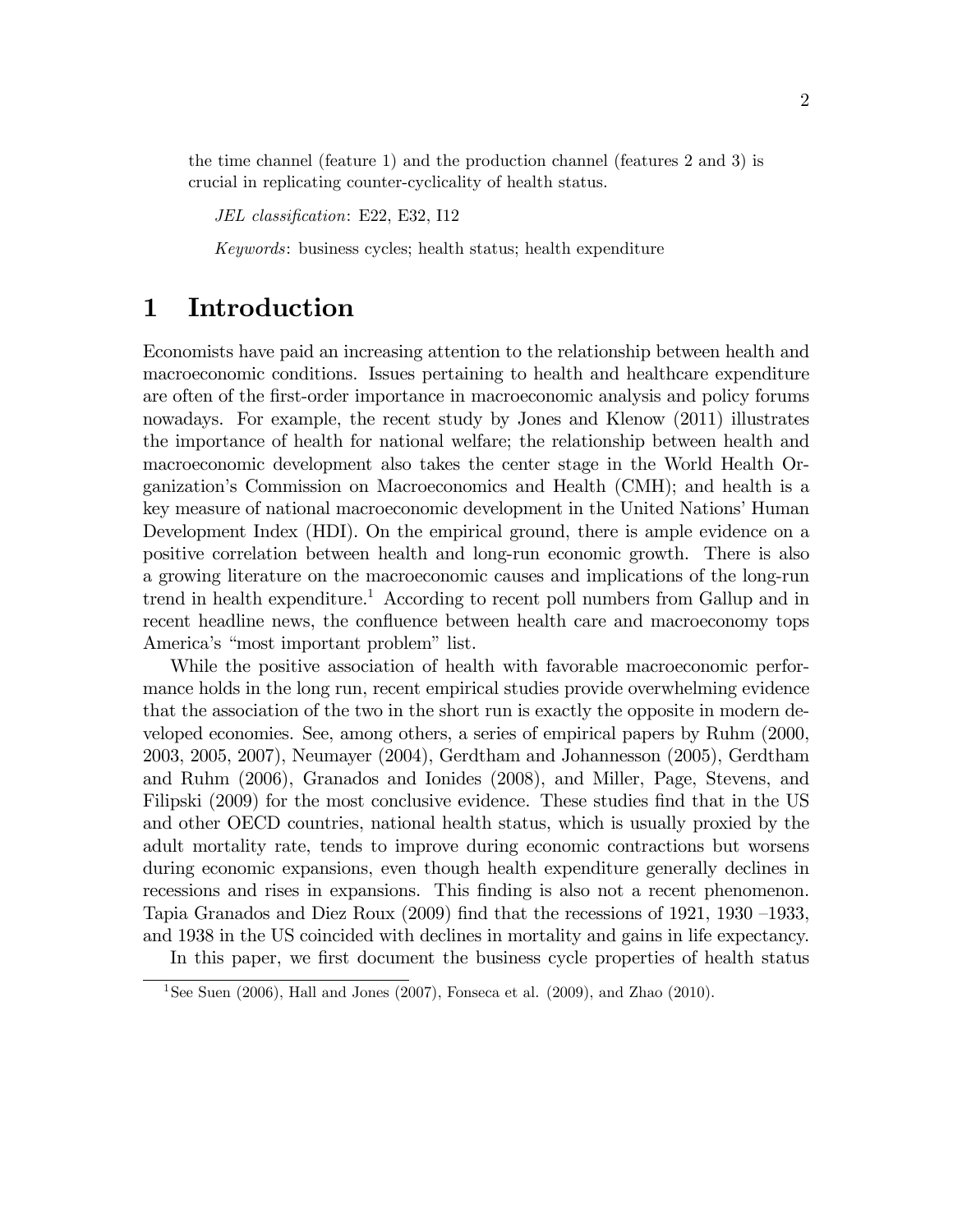the time channel (feature 1) and the production channel (features 2 and 3) is crucial in replicating counter-cyclicality of health status.

*JEL classification*: E22, E32, I12

*Keywords*: business cycles; health status; health expenditure

# 1 Introduction

Economists have paid an increasing attention to the relationship between health and macroeconomic conditions. Issues pertaining to health and healthcare expenditure are often of the first-order importance in macroeconomic analysis and policy forums nowadays. For example, the recent study by Jones and Klenow (2011) illustrates the importance of health for national welfare; the relationship between health and macroeconomic development also takes the center stage in the World Health Organization's Commission on Macroeconomics and Health (CMH); and health is a key measure of national macroeconomic development in the United Nations' Human Development Index (HDI). On the empirical ground, there is ample evidence on a positive correlation between health and long-run economic growth. There is also a growing literature on the macroeconomic causes and implications of the long-run trend in health expenditure.[1] According to recent poll numbers from Gallup and in recent headline news, the confluence between health care and macroeconomy tops America's "most important problem" list.

While the positive association of health with favorable macroeconomic performance holds in the long run, recent empirical studies provide overwhelming evidence that the association of the two in the short run is exactly the opposite in modern developed economies. See, among others, a series of empirical papers by Ruhm (2000, 2003, 2005, 2007), Neumayer (2004), Gerdtham and Johannesson (2005), Gerdtham and Ruhm (2006), Granados and Ionides (2008), and Miller, Page, Stevens, and Filipski (2009) for the most conclusive evidence. These studies find that in the US and other OECD countries, national health status, which is usually proxied by the adult mortality rate, tends to improve during economic contractions but worsens during economic expansions, even though health expenditure generally declines in recessions and rises in expansions. This finding is also not a recent phenomenon. Tapia Granados and Diez Roux (2009) find that the recessions of 1921, 1930 –1933, and 1938 in the US coincided with declines in mortality and gains in life expectancy.

In this paper, we first document the business cycle properties of health status

[1] See Suen (2006), Hall and Jones (2007), Fonseca et al. (2009), and Zhao (2010).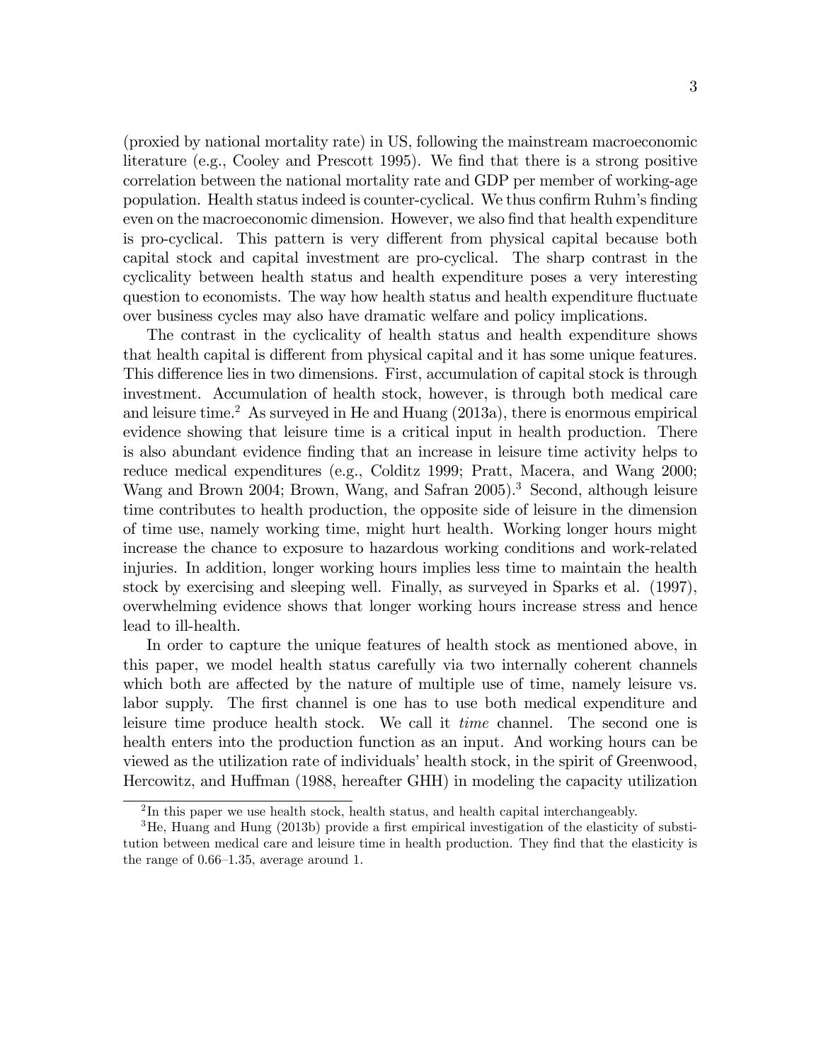(proxied by national mortality rate) in US, following the mainstream macroeconomic literature (e.g., Cooley and Prescott 1995). We find that there is a strong positive correlation between the national mortality rate and GDP per member of working-age population. Health status indeed is counter-cyclical. We thus confirm Ruhm's finding even on the macroeconomic dimension. However, we also find that health expenditure is pro-cyclical. This pattern is very different from physical capital because both capital stock and capital investment are pro-cyclical. The sharp contrast in the cyclicality between health status and health expenditure poses a very interesting question to economists. The way how health status and health expenditure fluctuate over business cycles may also have dramatic welfare and policy implications.

The contrast in the cyclicality of health status and health expenditure shows that health capital is different from physical capital and it has some unique features. This difference lies in two dimensions. First, accumulation of capital stock is through investment. Accumulation of health stock, however, is through both medical care and leisure time.[2] As surveyed in He and Huang (2013a), there is enormous empirical evidence showing that leisure time is a critical input in health production. There is also abundant evidence finding that an increase in leisure time activity helps to reduce medical expenditures (e.g., Colditz 1999; Pratt, Macera, and Wang 2000; Wang and Brown 2004; Brown, Wang, and Safran 2005).[3] Second, although leisure time contributes to health production, the opposite side of leisure in the dimension of time use, namely working time, might hurt health. Working longer hours might increase the chance to exposure to hazardous working conditions and work-related injuries. In addition, longer working hours implies less time to maintain the health stock by exercising and sleeping well. Finally, as surveyed in Sparks et al. (1997), overwhelming evidence shows that longer working hours increase stress and hence lead to ill-health.

In order to capture the unique features of health stock as mentioned above, in this paper, we model health status carefully via two internally coherent channels which both are affected by the nature of multiple use of time, namely leisure vs. labor supply. The first channel is one has to use both medical expenditure and leisure time produce health stock. We call it *time* channel. The second one is health enters into the production function as an input. And working hours can be viewed as the utilization rate of individuals' health stock, in the spirit of Greenwood, Hercowitz, and Huffman (1988, hereafter GHH) in modeling the capacity utilization

[2] In this paper we use health stock, health status, and health capital interchangeably.

[3] He, Huang and Hung (2013b) provide a first empirical investigation of the elasticity of substitution between medical care and leisure time in health production. They find that the elasticity is the range of 0.66–1.35, average around 1.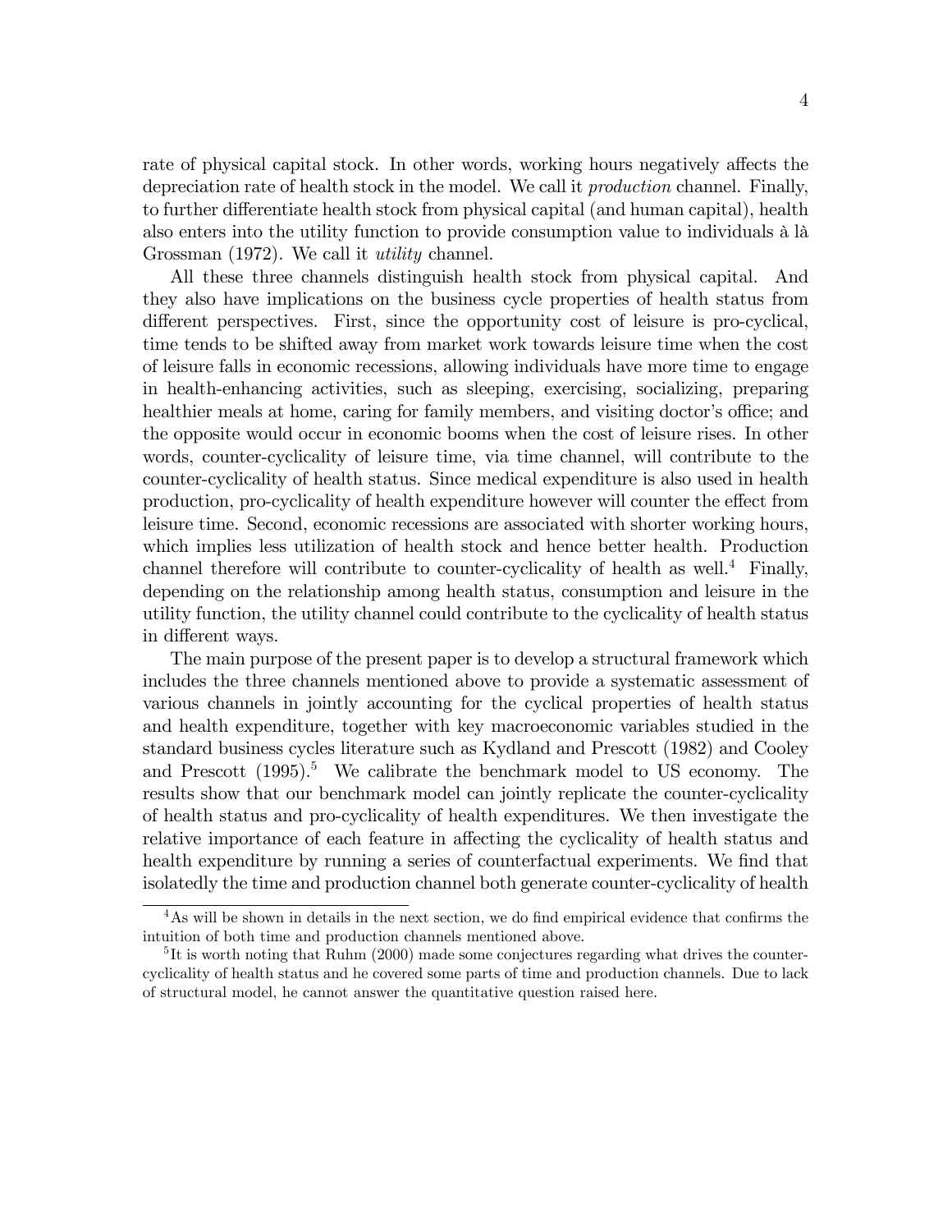rate of physical capital stock. In other words, working hours negatively affects the depreciation rate of health stock in the model. We call it *production* channel. Finally, to further differentiate health stock from physical capital (and human capital), health also enters into the utility function to provide consumption value to individuals à là Grossman (1972). We call it *utility* channel.

All these three channels distinguish health stock from physical capital. And they also have implications on the business cycle properties of health status from different perspectives. First, since the opportunity cost of leisure is pro-cyclical, time tends to be shifted away from market work towards leisure time when the cost of leisure falls in economic recessions, allowing individuals have more time to engage in health-enhancing activities, such as sleeping, exercising, socializing, preparing healthier meals at home, caring for family members, and visiting doctor's office; and the opposite would occur in economic booms when the cost of leisure rises. In other words, counter-cyclicality of leisure time, via time channel, will contribute to the counter-cyclicality of health status. Since medical expenditure is also used in health production, pro-cyclicality of health expenditure however will counter the effect from leisure time. Second, economic recessions are associated with shorter working hours, which implies less utilization of health stock and hence better health. Production channel therefore will contribute to counter-cyclicality of health as well.[4] Finally, depending on the relationship among health status, consumption and leisure in the utility function, the utility channel could contribute to the cyclicality of health status in different ways.

The main purpose of the present paper is to develop a structural framework which includes the three channels mentioned above to provide a systematic assessment of various channels in jointly accounting for the cyclical properties of health status and health expenditure, together with key macroeconomic variables studied in the standard business cycles literature such as Kydland and Prescott (1982) and Cooley and Prescott (1995).[5] We calibrate the benchmark model to US economy. The results show that our benchmark model can jointly replicate the counter-cyclicality of health status and pro-cyclicality of health expenditures. We then investigate the relative importance of each feature in affecting the cyclicality of health status and health expenditure by running a series of counterfactual experiments. We find that isolatedly the time and production channel both generate counter-cyclicality of health

[4] As will be shown in details in the next section, we do find empirical evidence that confirms the intuition of both time and production channels mentioned above.

[5] It is worth noting that Ruhm (2000) made some conjectures regarding what drives the counter-cyclicality of health status and he covered some parts of time and production channels. Due to lack of structural model, he cannot answer the quantitative question raised here.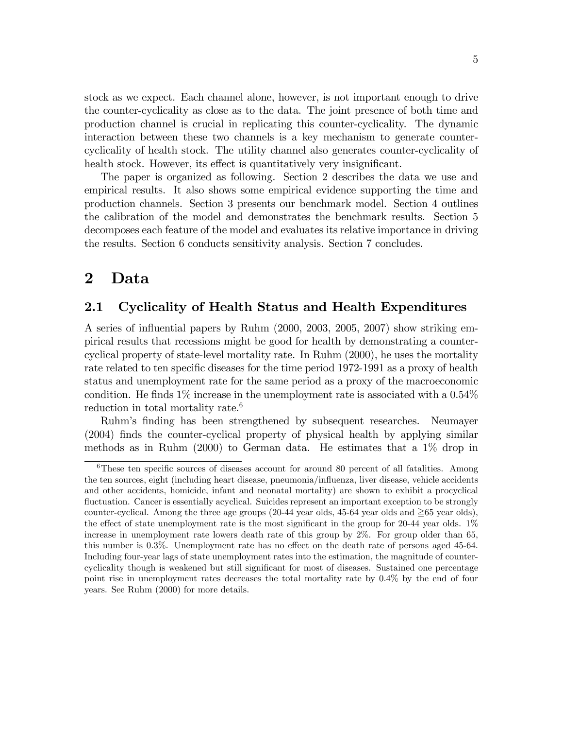stock as we expect. Each channel alone, however, is not important enough to drive the counter-cyclicality as close as to the data. The joint presence of both time and production channel is crucial in replicating this counter-cyclicality. The dynamic interaction between these two channels is a key mechanism to generate counter-cyclicality of health stock. The utility channel also generates counter-cyclicality of health stock. However, its effect is quantitatively very insignificant.

The paper is organized as following. Section 2 describes the data we use and empirical results. It also shows some empirical evidence supporting the time and production channels. Section 3 presents our benchmark model. Section 4 outlines the calibration of the model and demonstrates the benchmark results. Section 5 decomposes each feature of the model and evaluates its relative importance in driving the results. Section 6 conducts sensitivity analysis. Section 7 concludes.

# 2 Data

## 2.1 Cyclicality of Health Status and Health Expenditures

A series of influential papers by Ruhm (2000, 2003, 2005, 2007) show striking empirical results that recessions might be good for health by demonstrating a counter-cyclical property of state-level mortality rate. In Ruhm (2000), he uses the mortality rate related to ten specific diseases for the time period 1972-1991 as a proxy of health status and unemployment rate for the same period as a proxy of the macroeconomic condition. He finds 1% increase in the unemployment rate is associated with a 0.54% reduction in total mortality rate.[6]

Ruhm's finding has been strengthened by subsequent researches. Neumayer (2004) finds the counter-cyclical property of physical health by applying similar methods as in Ruhm (2000) to German data. He estimates that a 1% drop in

[6] These ten specific sources of diseases account for around 80 percent of all fatalities. Among the ten sources, eight (including heart disease, pneumonia/influenza, liver disease, vehicle accidents and other accidents, homicide, infant and neonatal mortality) are shown to exhibit a procyclical fluctuation. Cancer is essentially acyclical. Suicides represent an important exception to be strongly counter-cyclical. Among the three age groups (20-44 year olds, 45-64 year olds and $\geq$65 year olds), the effect of state unemployment rate is the most significant in the group for 20-44 year olds. 1% increase in unemployment rate lowers death rate of this group by 2%. For group older than 65, this number is 0.3%. Unemployment rate has no effect on the death rate of persons aged 45-64. Including four-year lags of state unemployment rates into the estimation, the magnitude of counter-cyclicality though is weakened but still significant for most of diseases. Sustained one percentage point rise in unemployment rates decreases the total mortality rate by 0.4% by the end of four years. See Ruhm (2000) for more details.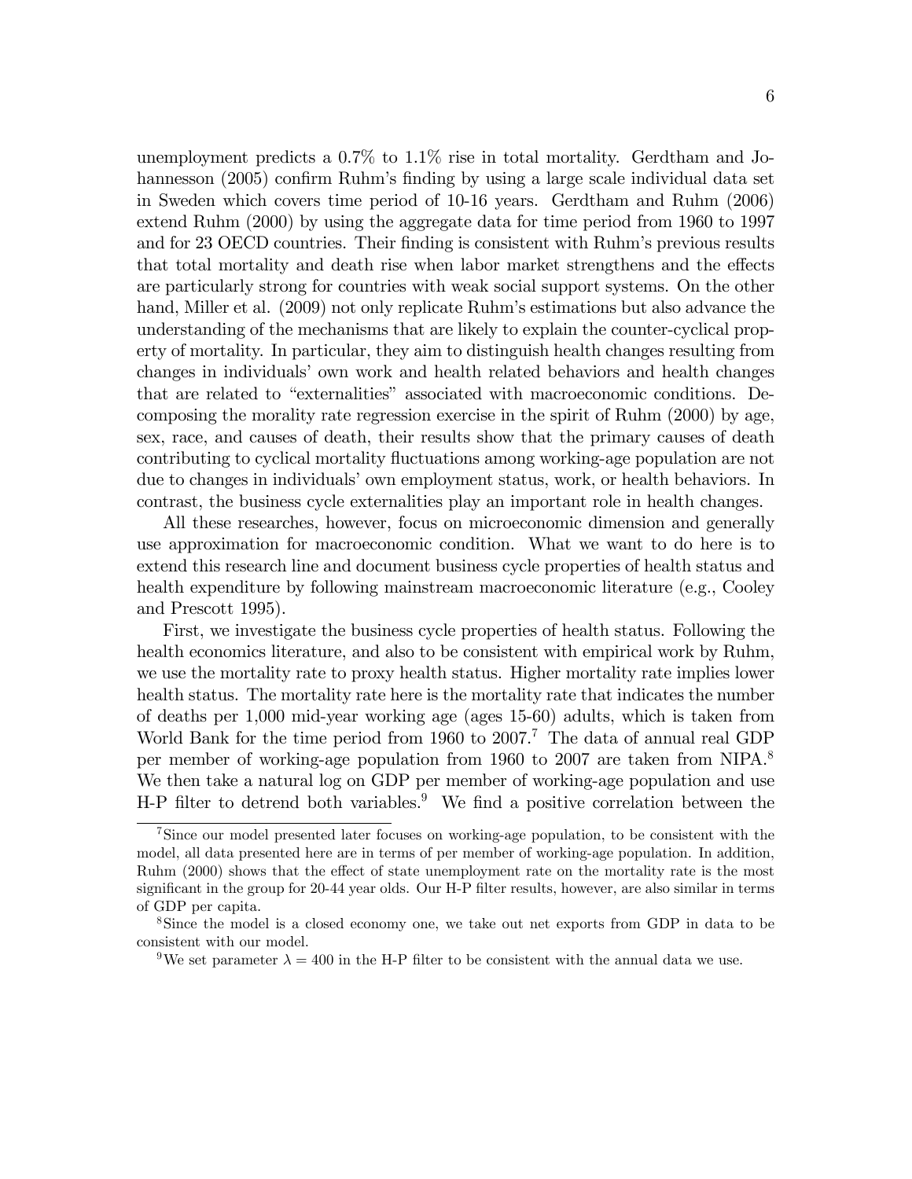unemployment predicts a 0.7% to 1.1% rise in total mortality. Gerdtham and Johannesson (2005) confirm Ruhm's finding by using a large scale individual data set in Sweden which covers time period of 10-16 years. Gerdtham and Ruhm (2006) extend Ruhm (2000) by using the aggregate data for time period from 1960 to 1997 and for 23 OECD countries. Their finding is consistent with Ruhm's previous results that total mortality and death rise when labor market strengthens and the effects are particularly strong for countries with weak social support systems. On the other hand, Miller et al. (2009) not only replicate Ruhm's estimations but also advance the understanding of the mechanisms that are likely to explain the counter-cyclical property of mortality. In particular, they aim to distinguish health changes resulting from changes in individuals' own work and health related behaviors and health changes that are related to "externalities" associated with macroeconomic conditions. Decomposing the morality rate regression exercise in the spirit of Ruhm (2000) by age, sex, race, and causes of death, their results show that the primary causes of death contributing to cyclical mortality fluctuations among working-age population are not due to changes in individuals' own employment status, work, or health behaviors. In contrast, the business cycle externalities play an important role in health changes.

All these researches, however, focus on microeconomic dimension and generally use approximation for macroeconomic condition. What we want to do here is to extend this research line and document business cycle properties of health status and health expenditure by following mainstream macroeconomic literature (e.g., Cooley and Prescott 1995).

First, we investigate the business cycle properties of health status. Following the health economics literature, and also to be consistent with empirical work by Ruhm, we use the mortality rate to proxy health status. Higher mortality rate implies lower health status. The mortality rate here is the mortality rate that indicates the number of deaths per 1,000 mid-year working age (ages 15-60) adults, which is taken from World Bank for the time period from 1960 to 2007.[7] The data of annual real GDP per member of working-age population from 1960 to 2007 are taken from NIPA.[8] We then take a natural log on GDP per member of working-age population and use H-P filter to detrend both variables.[9] We find a positive correlation between the

[7] Since our model presented later focuses on working-age population, to be consistent with the model, all data presented here are in terms of per member of working-age population. In addition, Ruhm (2000) shows that the effect of state unemployment rate on the mortality rate is the most significant in the group for 20-44 year olds. Our H-P filter results, however, are also similar in terms of GDP per capita.

[8] Since the model is a closed economy one, we take out net exports from GDP in data to be consistent with our model.

[9] We set parameter $\lambda = 400$ in the H-P filter to be consistent with the annual data we use.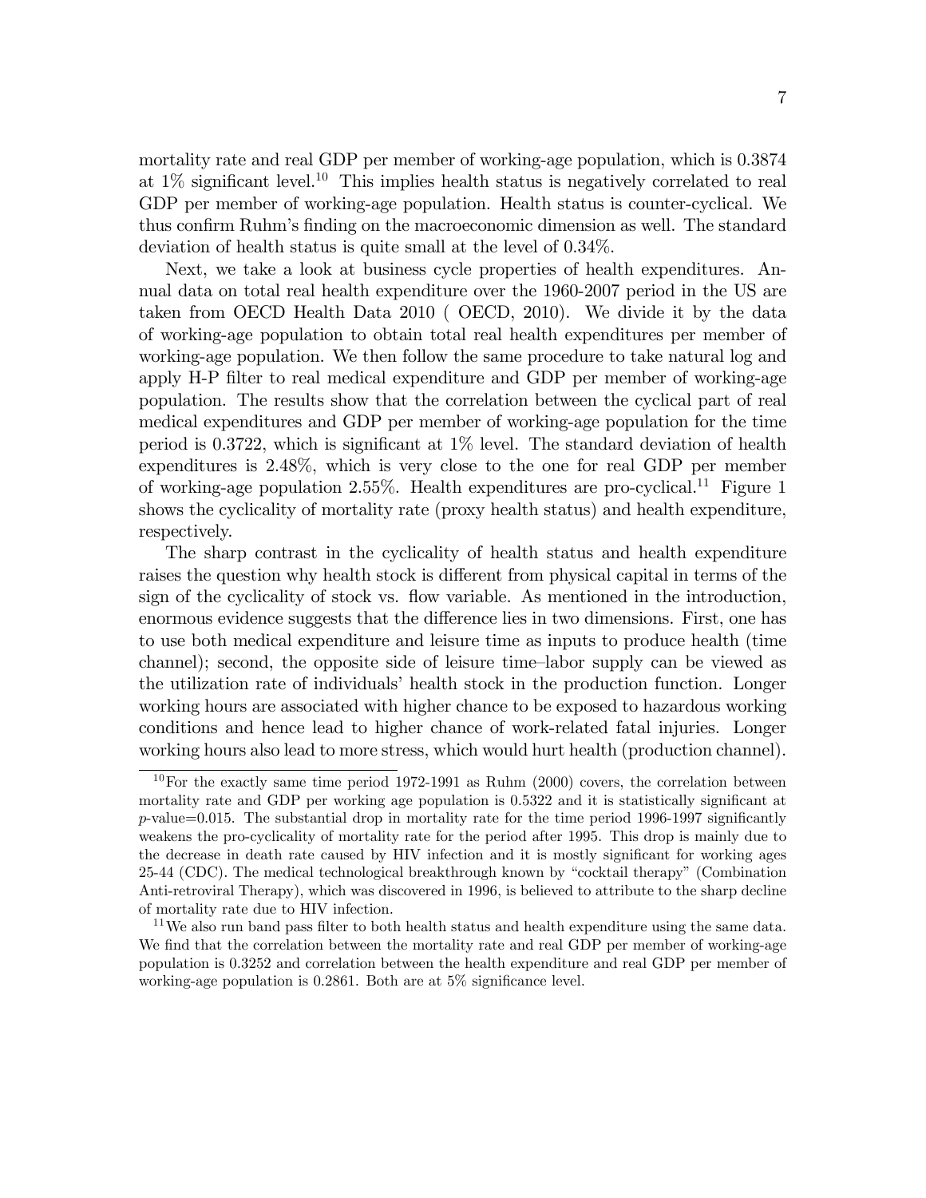mortality rate and real GDP per member of working-age population, which is 0.3874 at 1% significant level.[10] This implies health status is negatively correlated to real GDP per member of working-age population. Health status is counter-cyclical. We thus confirm Ruhm's finding on the macroeconomic dimension as well. The standard deviation of health status is quite small at the level of 0.34%.

Next, we take a look at business cycle properties of health expenditures. Annual data on total real health expenditure over the 1960-2007 period in the US are taken from OECD Health Data 2010 ( OECD, 2010). We divide it by the data of working-age population to obtain total real health expenditures per member of working-age population. We then follow the same procedure to take natural log and apply H-P filter to real medical expenditure and GDP per member of working-age population. The results show that the correlation between the cyclical part of real medical expenditures and GDP per member of working-age population for the time period is 0.3722, which is significant at 1% level. The standard deviation of health expenditures is 2.48%, which is very close to the one for real GDP per member of working-age population 2.55%. Health expenditures are pro-cyclical.[11] Figure 1 shows the cyclicality of mortality rate (proxy health status) and health expenditure, respectively.

The sharp contrast in the cyclicality of health status and health expenditure raises the question why health stock is different from physical capital in terms of the sign of the cyclicality of stock vs. flow variable. As mentioned in the introduction, enormous evidence suggests that the difference lies in two dimensions. First, one has to use both medical expenditure and leisure time as inputs to produce health (time channel); second, the opposite side of leisure time–labor supply can be viewed as the utilization rate of individuals' health stock in the production function. Longer working hours are associated with higher chance to be exposed to hazardous working conditions and hence lead to higher chance of work-related fatal injuries. Longer working hours also lead to more stress, which would hurt health (production channel).

---

[10] For the exactly same time period 1972-1991 as Ruhm (2000) covers, the correlation between mortality rate and GDP per working age population is 0.5322 and it is statistically significant at $p$-value=0.015. The substantial drop in mortality rate for the time period 1996-1997 significantly weakens the pro-cyclicality of mortality rate for the period after 1995. This drop is mainly due to the decrease in death rate caused by HIV infection and it is mostly significant for working ages 25-44 (CDC). The medical technological breakthrough known by "cocktail therapy" (Combination Anti-retroviral Therapy), which was discovered in 1996, is believed to attribute to the sharp decline of mortality rate due to HIV infection.

[11] We also run band pass filter to both health status and health expenditure using the same data. We find that the correlation between the mortality rate and real GDP per member of working-age population is 0.3252 and correlation between the health expenditure and real GDP per member of working-age population is 0.2861. Both are at 5% significance level.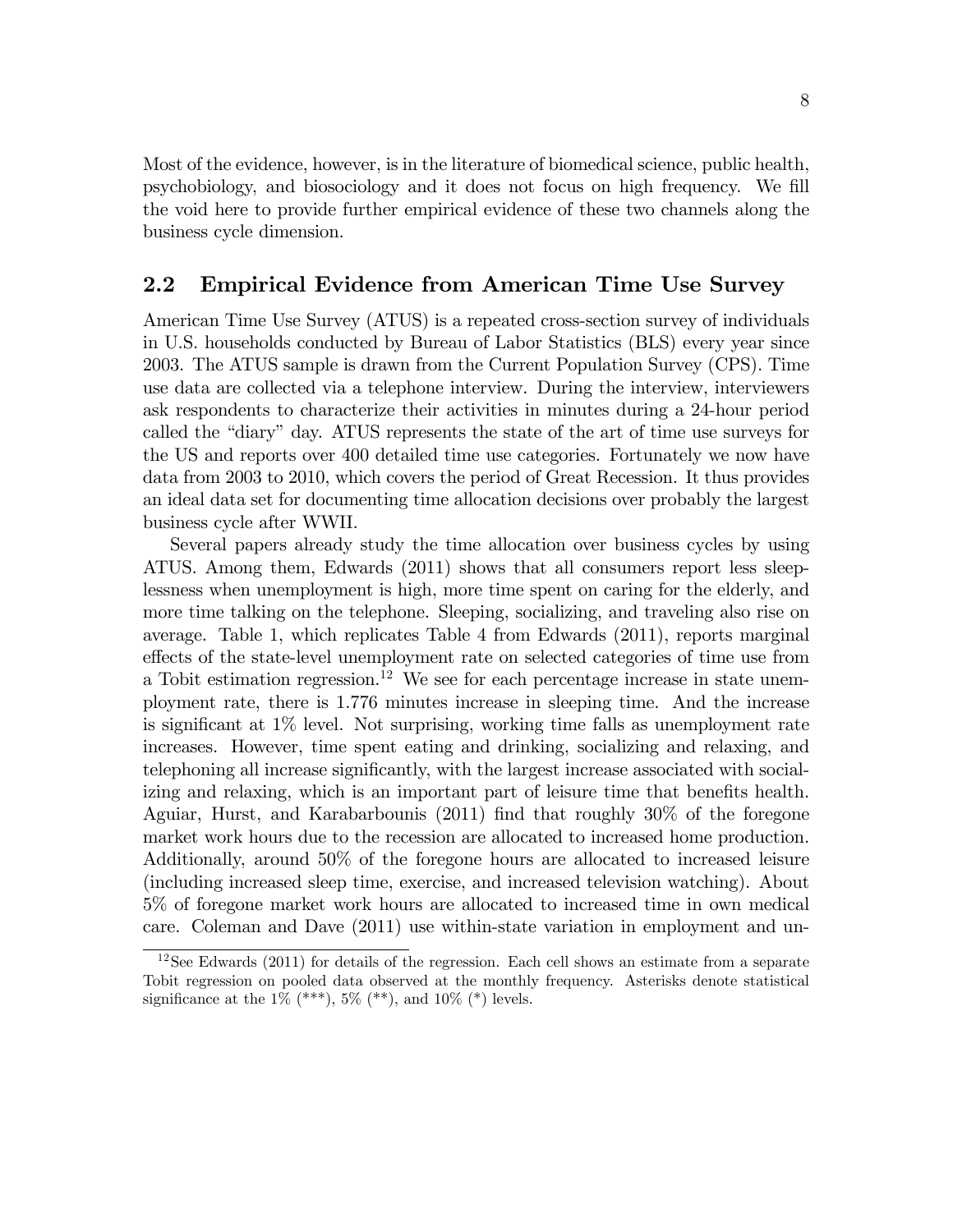Most of the evidence, however, is in the literature of biomedical science, public health, psychobiology, and biosociology and it does not focus on high frequency. We fill the void here to provide further empirical evidence of these two channels along the business cycle dimension.

## 2.2 Empirical Evidence from American Time Use Survey

American Time Use Survey (ATUS) is a repeated cross-section survey of individuals in U.S. households conducted by Bureau of Labor Statistics (BLS) every year since 2003. The ATUS sample is drawn from the Current Population Survey (CPS). Time use data are collected via a telephone interview. During the interview, interviewers ask respondents to characterize their activities in minutes during a 24-hour period called the "diary" day. ATUS represents the state of the art of time use surveys for the US and reports over 400 detailed time use categories. Fortunately we now have data from 2003 to 2010, which covers the period of Great Recession. It thus provides an ideal data set for documenting time allocation decisions over probably the largest business cycle after WWII.

Several papers already study the time allocation over business cycles by using ATUS. Among them, Edwards (2011) shows that all consumers report less sleeplessness when unemployment is high, more time spent on caring for the elderly, and more time talking on the telephone. Sleeping, socializing, and traveling also rise on average. Table 1, which replicates Table 4 from Edwards (2011), reports marginal effects of the state-level unemployment rate on selected categories of time use from a Tobit estimation regression.[12] We see for each percentage increase in state unemployment rate, there is 1.776 minutes increase in sleeping time. And the increase is significant at 1% level. Not surprising, working time falls as unemployment rate increases. However, time spent eating and drinking, socializing and relaxing, and telephoning all increase significantly, with the largest increase associated with socializing and relaxing, which is an important part of leisure time that benefits health. Aguiar, Hurst, and Karabarbounis (2011) find that roughly 30% of the foregone market work hours due to the recession are allocated to increased home production. Additionally, around 50% of the foregone hours are allocated to increased leisure (including increased sleep time, exercise, and increased television watching). About 5% of foregone market work hours are allocated to increased time in own medical care. Coleman and Dave (2011) use within-state variation in employment and un-

[12] See Edwards (2011) for details of the regression. Each cell shows an estimate from a separate Tobit regression on pooled data observed at the monthly frequency. Asterisks denote statistical significance at the 1% (***), 5% (**), and 10% (*) levels.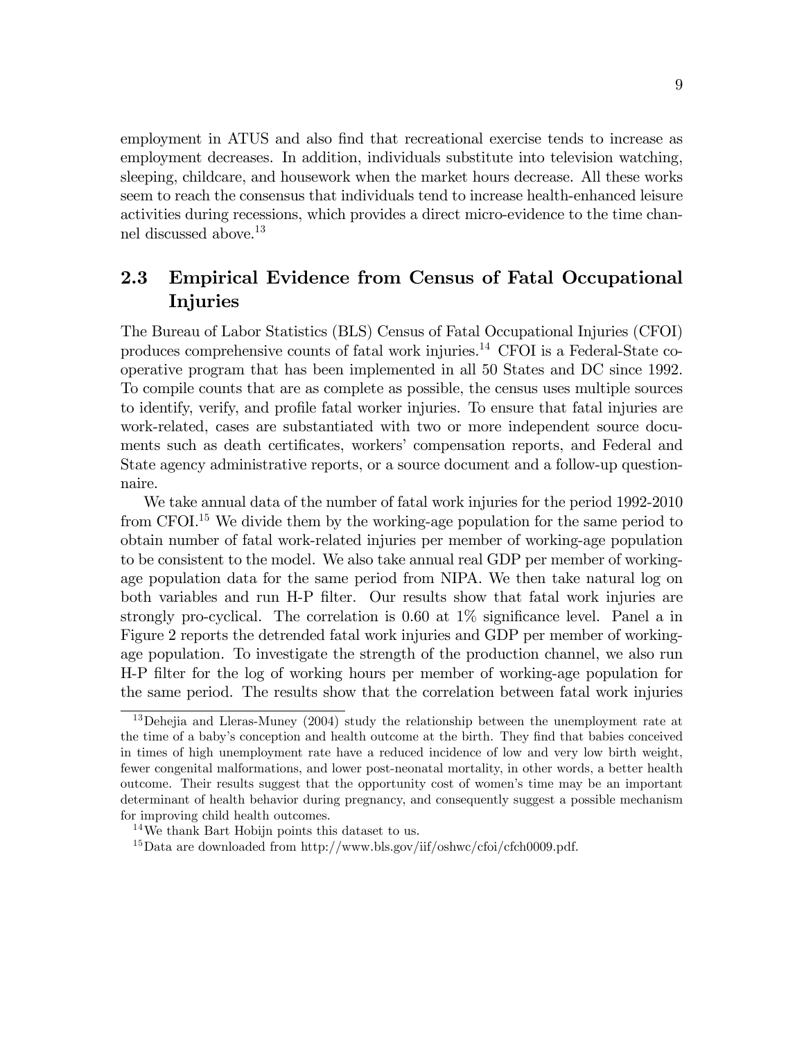employment in ATUS and also find that recreational exercise tends to increase as employment decreases. In addition, individuals substitute into television watching, sleeping, childcare, and housework when the market hours decrease. All these works seem to reach the consensus that individuals tend to increase health-enhanced leisure activities during recessions, which provides a direct micro-evidence to the time channel discussed above.[13]

## 2.3 Empirical Evidence from Census of Fatal Occupational Injuries

The Bureau of Labor Statistics (BLS) Census of Fatal Occupational Injuries (CFOI) produces comprehensive counts of fatal work injuries.[14] CFOI is a Federal-State cooperative program that has been implemented in all 50 States and DC since 1992. To compile counts that are as complete as possible, the census uses multiple sources to identify, verify, and profile fatal worker injuries. To ensure that fatal injuries are work-related, cases are substantiated with two or more independent source documents such as death certificates, workers' compensation reports, and Federal and State agency administrative reports, or a source document and a follow-up questionnaire.

We take annual data of the number of fatal work injuries for the period 1992-2010 from CFOI.[15] We divide them by the working-age population for the same period to obtain number of fatal work-related injuries per member of working-age population to be consistent to the model. We also take annual real GDP per member of working-age population data for the same period from NIPA. We then take natural log on both variables and run H-P filter. Our results show that fatal work injuries are strongly pro-cyclical. The correlation is 0.60 at 1% significance level. Panel a in Figure 2 reports the detrended fatal work injuries and GDP per member of working-age population. To investigate the strength of the production channel, we also run H-P filter for the log of working hours per member of working-age population for the same period. The results show that the correlation between fatal work injuries

[13] Dehejia and Lleras-Muney (2004) study the relationship between the unemployment rate at the time of a baby's conception and health outcome at the birth. They find that babies conceived in times of high unemployment rate have a reduced incidence of low and very low birth weight, fewer congenital malformations, and lower post-neonatal mortality, in other words, a better health outcome. Their results suggest that the opportunity cost of women's time may be an important determinant of health behavior during pregnancy, and consequently suggest a possible mechanism for improving child health outcomes.

[14] We thank Bart Hobijn points this dataset to us.

[15] Data are downloaded from http://www.bls.gov/iif/oshwc/cfoi/cfch0009.pdf.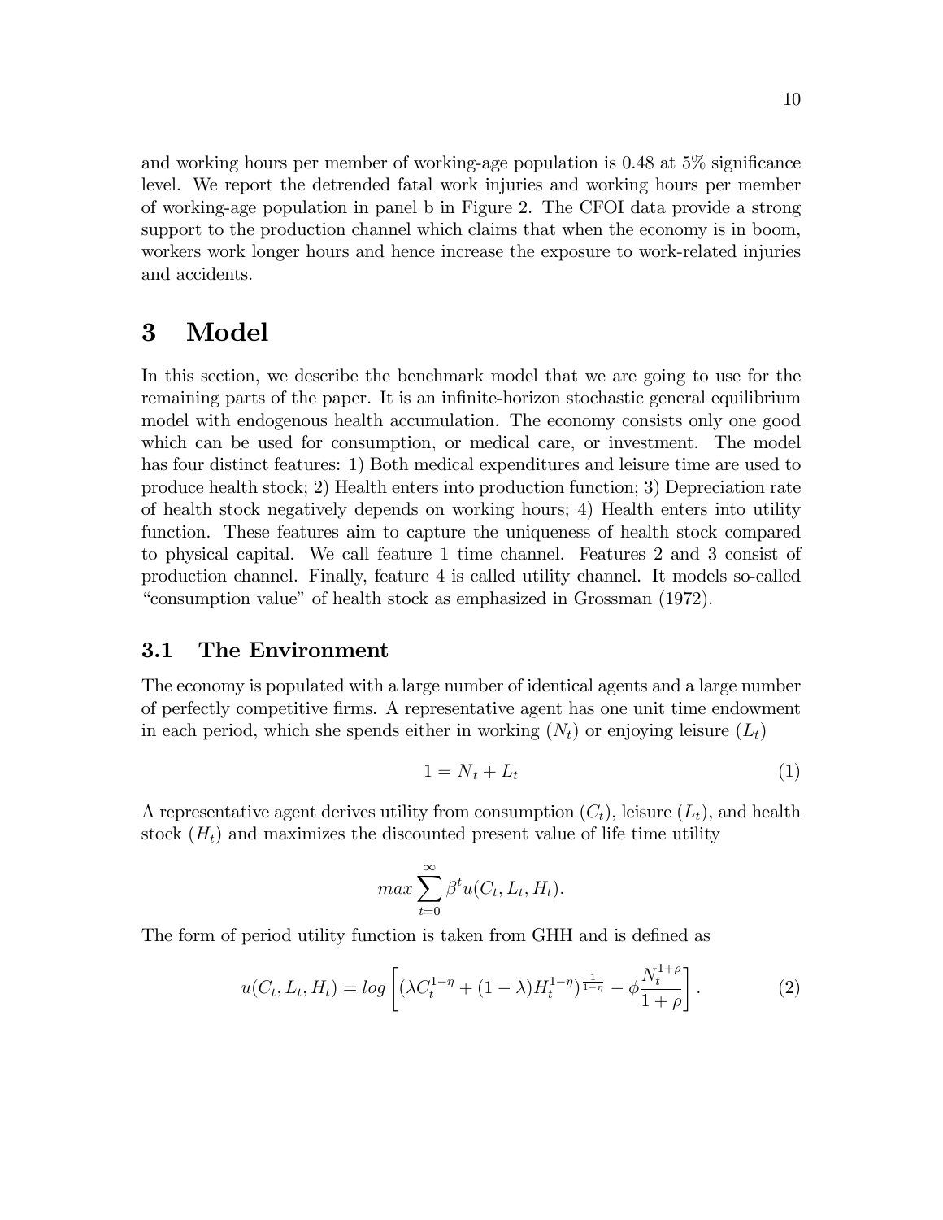and working hours per member of working-age population is 0.48 at 5% significance level. We report the detrended fatal work injuries and working hours per member of working-age population in panel b in Figure 2. The CFOI data provide a strong support to the production channel which claims that when the economy is in boom, workers work longer hours and hence increase the exposure to work-related injuries and accidents.

# 3 Model

In this section, we describe the benchmark model that we are going to use for the remaining parts of the paper. It is an infinite-horizon stochastic general equilibrium model with endogenous health accumulation. The economy consists only one good which can be used for consumption, or medical care, or investment. The model has four distinct features: 1) Both medical expenditures and leisure time are used to produce health stock; 2) Health enters into production function; 3) Depreciation rate of health stock negatively depends on working hours; 4) Health enters into utility function. These features aim to capture the uniqueness of health stock compared to physical capital. We call feature 1 time channel. Features 2 and 3 consist of production channel. Finally, feature 4 is called utility channel. It models so-called "consumption value" of health stock as emphasized in Grossman (1972).

## 3.1 The Environment

The economy is populated with a large number of identical agents and a large number of perfectly competitive firms. A representative agent has one unit time endowment in each period, which she spends either in working ($N_t$) or enjoying leisure ($L_t$)

$$1 = N_t + L_t \tag{1}$$

A representative agent derives utility from consumption ($C_t$), leisure ($L_t$), and health stock ($H_t$) and maximizes the discounted present value of life time utility

$$max \sum_{t=0}^{\infty} \beta^t u(C_t, L_t, H_t).$$

The form of period utility function is taken from GHH and is defined as

$$u(C_t, L_t, H_t) = log \left[ (\lambda C_t^{1-\eta} + (1-\lambda) H_t^{1-\eta})^{\frac{1}{1-\eta}} - \phi \frac{N_t^{1+\rho}}{1+\rho} \right]. \tag{2}$$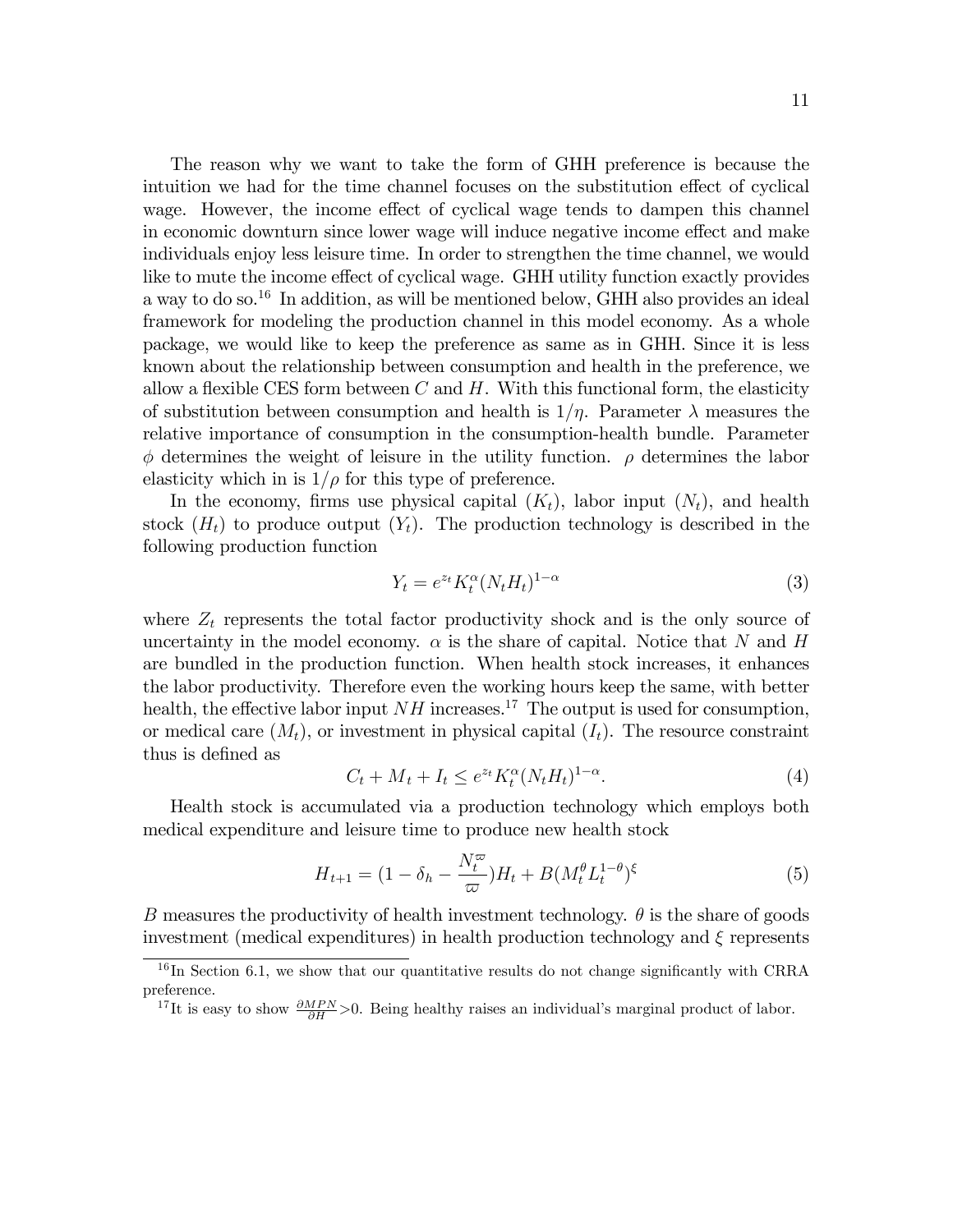The reason why we want to take the form of GHH preference is because the intuition we had for the time channel focuses on the substitution effect of cyclical wage. However, the income effect of cyclical wage tends to dampen this channel in economic downturn since lower wage will induce negative income effect and make individuals enjoy less leisure time. In order to strengthen the time channel, we would like to mute the income effect of cyclical wage. GHH utility function exactly provides a way to do so.[16] In addition, as will be mentioned below, GHH also provides an ideal framework for modeling the production channel in this model economy. As a whole package, we would like to keep the preference as same as in GHH. Since it is less known about the relationship between consumption and health in the preference, we allow a flexible CES form between $C$ and $H$. With this functional form, the elasticity of substitution between consumption and health is $1/\eta$. Parameter $\lambda$ measures the relative importance of consumption in the consumption-health bundle. Parameter $\phi$ determines the weight of leisure in the utility function. $\rho$ determines the labor elasticity which in is $1/\rho$ for this type of preference.

In the economy, firms use physical capital ($K_t$), labor input ($N_t$), and health stock ($H_t$) to produce output ($Y_t$). The production technology is described in the following production function

$$Y_t = e^{z_t} K_t^{\alpha} (N_t H_t)^{1-\alpha} \tag{3}$$

where $Z_t$ represents the total factor productivity shock and is the only source of uncertainty in the model economy. $\alpha$ is the share of capital. Notice that $N$ and $H$ are bundled in the production function. When health stock increases, it enhances the labor productivity. Therefore even the working hours keep the same, with better health, the effective labor input $NH$ increases.[17] The output is used for consumption, or medical care ($M_t$), or investment in physical capital ($I_t$). The resource constraint thus is defined as

$$C_t + M_t + I_t \leq e^{z_t} K_t^{\alpha} (N_t H_t)^{1-\alpha}. \tag{4}$$

Health stock is accumulated via a production technology which employs both medical expenditure and leisure time to produce new health stock

$$H_{t+1} = (1 - \delta_h - \frac{N_t^{\varpi}}{\varpi}) H_t + B (M_t^{\theta} L_t^{1-\theta})^{\xi} \tag{5}$$

$B$ measures the productivity of health investment technology. $\theta$ is the share of goods investment (medical expenditures) in health production technology and $\xi$ represents

[16] In Section 6.1, we show that our quantitative results do not change significantly with CRRA preference.

[17] It is easy to show $\frac{\partial MPN}{\partial H} > 0$. Being healthy raises an individual's marginal product of labor.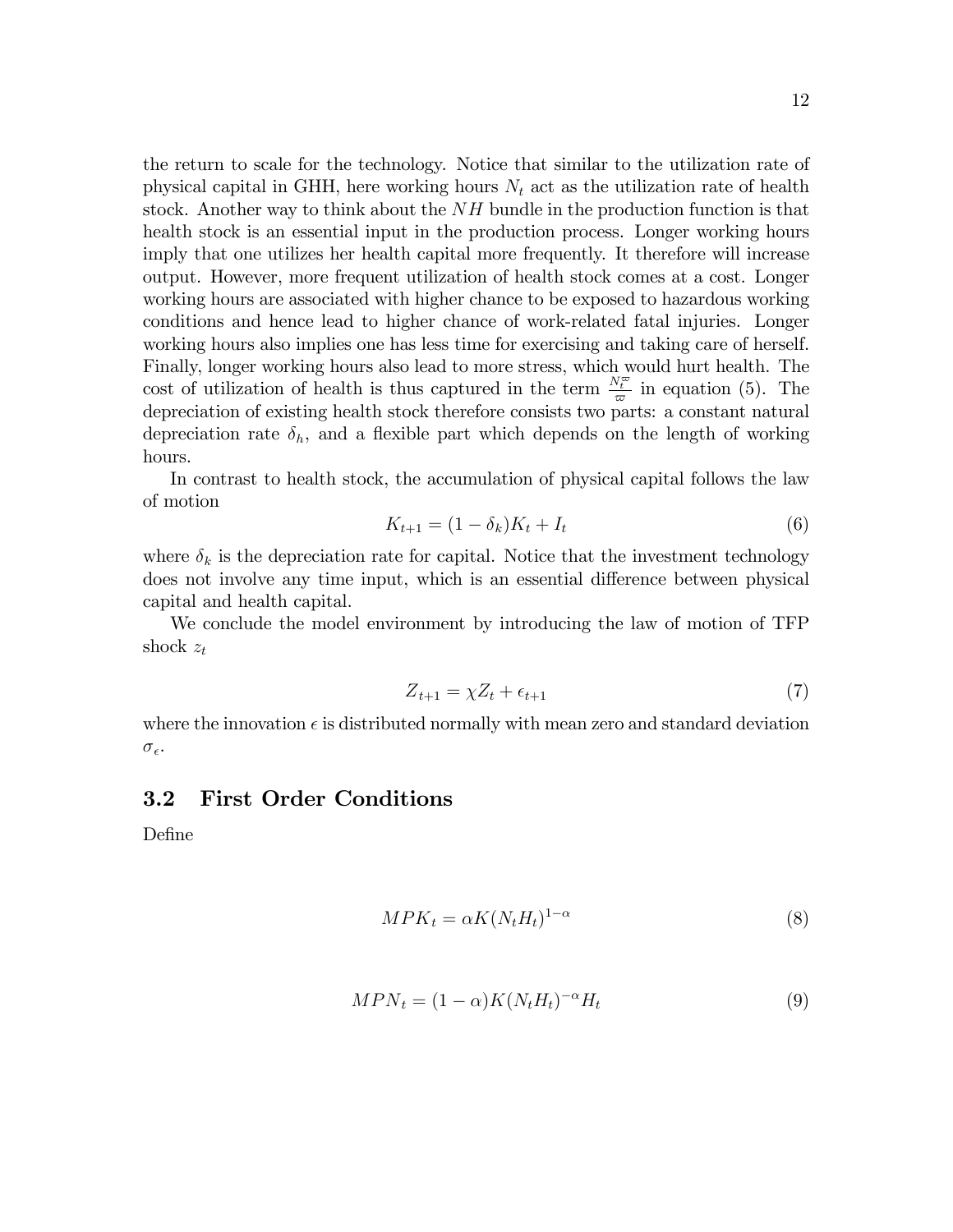the return to scale for the technology. Notice that similar to the utilization rate of physical capital in GHH, here working hours $N_t$ act as the utilization rate of health stock. Another way to think about the $NH$ bundle in the production function is that health stock is an essential input in the production process. Longer working hours imply that one utilizes her health capital more frequently. It therefore will increase output. However, more frequent utilization of health stock comes at a cost. Longer working hours are associated with higher chance to be exposed to hazardous working conditions and hence lead to higher chance of work-related fatal injuries. Longer working hours also implies one has less time for exercising and taking care of herself. Finally, longer working hours also lead to more stress, which would hurt health. The cost of utilization of health is thus captured in the term $\frac{N_t^{\varpi}}{\varpi}$ in equation (5). The depreciation of existing health stock therefore consists two parts: a constant natural depreciation rate $\delta_h$, and a flexible part which depends on the length of working hours.

In contrast to health stock, the accumulation of physical capital follows the law of motion

$$K_{t+1} = (1 - \delta_k)K_t + I_t \tag{6}$$

where $\delta_k$ is the depreciation rate for capital. Notice that the investment technology does not involve any time input, which is an essential difference between physical capital and health capital.

We conclude the model environment by introducing the law of motion of TFP shock $z_t$

$$Z_{t+1} = \chi Z_t + \epsilon_{t+1} \tag{7}$$

where the innovation $\epsilon$ is distributed normally with mean zero and standard deviation $\sigma_\epsilon$.

## 3.2 First Order Conditions

Define

$$MPK_t = \alpha K (N_t H_t)^{1-\alpha} \tag{8}$$

$$MPN_t = (1 - \alpha) K (N_t H_t)^{-\alpha} H_t \tag{9}$$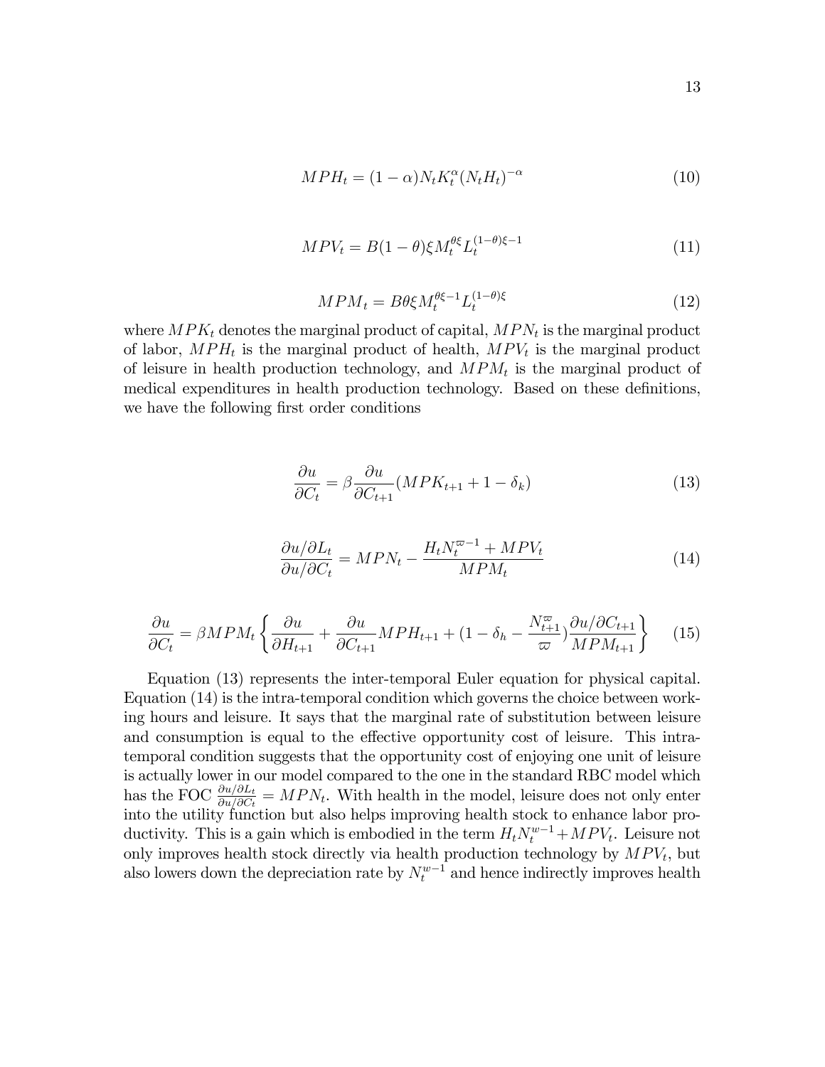$$MPH_t = (1-\alpha)N_t K_t^{\alpha}(N_t H_t)^{-\alpha} \tag{10}$$

$$MPV_t = B(1-\theta)\xi M_t^{\theta\xi} L_t^{(1-\theta)\xi-1} \tag{11}$$

$$MPM_t = B\theta\xi M_t^{\theta\xi-1} L_t^{(1-\theta)\xi} \tag{12}$$

where $MPK_t$ denotes the marginal product of capital, $MPN_t$ is the marginal product of labor, $MPH_t$ is the marginal product of health, $MPV_t$ is the marginal product of leisure in health production technology, and $MPM_t$ is the marginal product of medical expenditures in health production technology. Based on these definitions, we have the following first order conditions

$$\frac{\partial u}{\partial C_t} = \beta \frac{\partial u}{\partial C_{t+1}}(MPK_{t+1} + 1 - \delta_k) \tag{13}$$

$$\frac{\partial u/\partial L_t}{\partial u/\partial C_t} = MPN_t - \frac{H_t N_t^{\varpi-1} + MPV_t}{MPM_t} \tag{14}$$

$$\frac{\partial u}{\partial C_t} = \beta MPM_t \left\{ \frac{\partial u}{\partial H_{t+1}} + \frac{\partial u}{\partial C_{t+1}} MPH_{t+1} + (1 - \delta_h - \frac{N_{t+1}^{\varpi}}{\varpi}) \frac{\partial u/\partial C_{t+1}}{MPM_{t+1}} \right\} \tag{15}$$

Equation (13) represents the inter-temporal Euler equation for physical capital. Equation (14) is the intra-temporal condition which governs the choice between working hours and leisure. It says that the marginal rate of substitution between leisure and consumption is equal to the effective opportunity cost of leisure. This intra-temporal condition suggests that the opportunity cost of enjoying one unit of leisure is actually lower in our model compared to the one in the standard RBC model which has the FOC $\frac{\partial u/\partial L_t}{\partial u/\partial C_t} = MPN_t$. With health in the model, leisure does not only enter into the utility function but also helps improving health stock to enhance labor productivity. This is a gain which is embodied in the term $H_t N_t^{w-1} + MPV_t$. Leisure not only improves health stock directly via health production technology by $MPV_t$, but also lowers down the depreciation rate by $N_t^{w-1}$ and hence indirectly improves health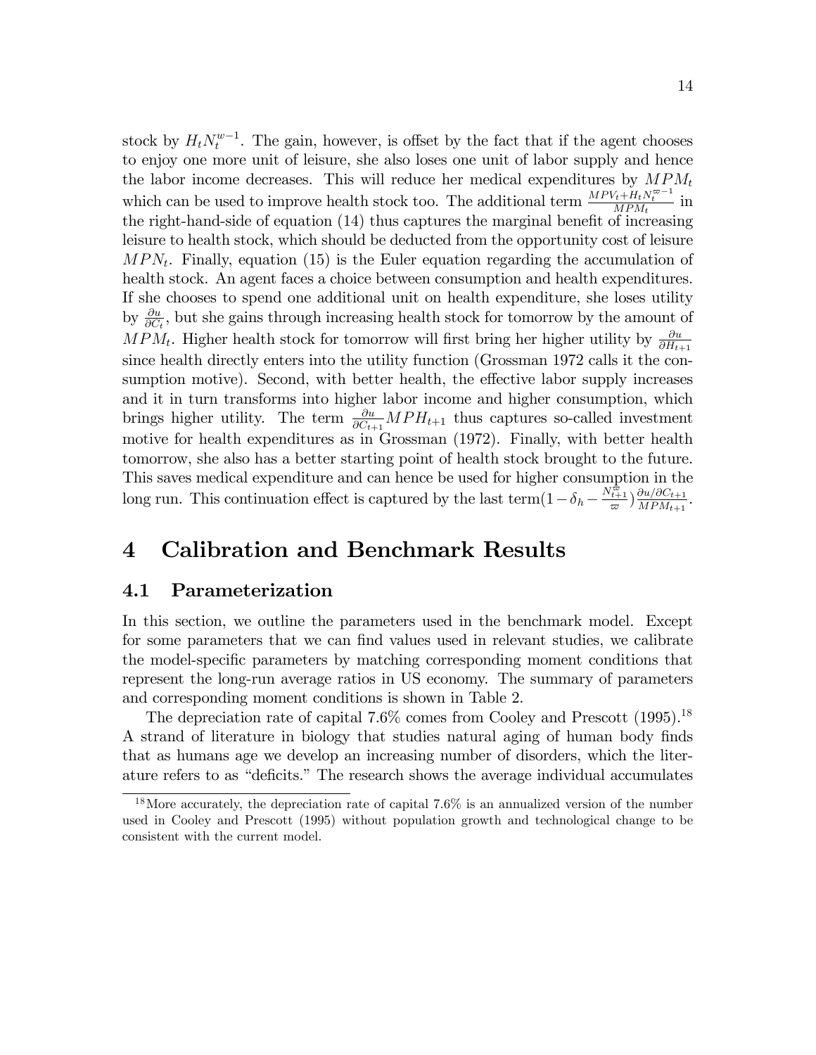stock by $H_t N_t^{w-1}$. The gain, however, is offset by the fact that if the agent chooses to enjoy one more unit of leisure, she also loses one unit of labor supply and hence the labor income decreases. This will reduce her medical expenditures by $MPM_t$ which can be used to improve health stock too. The additional term $\frac{MPV_t + H_t N_t^{\varpi-1}}{MPM_t}$ in the right-hand-side of equation (14) thus captures the marginal benefit of increasing leisure to health stock, which should be deducted from the opportunity cost of leisure $MPN_t$. Finally, equation (15) is the Euler equation regarding the accumulation of health stock. An agent faces a choice between consumption and health expenditures. If she chooses to spend one additional unit on health expenditure, she loses utility by $\frac{\partial u}{\partial C_t}$, but she gains through increasing health stock for tomorrow by the amount of $MPM_t$. Higher health stock for tomorrow will first bring her higher utility by $\frac{\partial u}{\partial H_{t+1}}$ since health directly enters into the utility function (Grossman 1972 calls it the consumption motive). Second, with better health, the effective labor supply increases and it in turn transforms into higher labor income and higher consumption, which brings higher utility. The term $\frac{\partial u}{\partial C_{t+1}} MPH_{t+1}$ thus captures so-called investment motive for health expenditures as in Grossman (1972). Finally, with better health tomorrow, she also has a better starting point of health stock brought to the future. This saves medical expenditure and can hence be used for higher consumption in the long run. This continuation effect is captured by the last term$(1 - \delta_h - \frac{N_{t+1}^{\varpi}}{\varpi}) \frac{\partial u / \partial C_{t+1}}{MPM_{t+1}}$.

# 4 Calibration and Benchmark Results

## 4.1 Parameterization

In this section, we outline the parameters used in the benchmark model. Except for some parameters that we can find values used in relevant studies, we calibrate the model-specific parameters by matching corresponding moment conditions that represent the long-run average ratios in US economy. The summary of parameters and corresponding moment conditions is shown in Table 2.

The depreciation rate of capital 7.6% comes from Cooley and Prescott (1995).[18] A strand of literature in biology that studies natural aging of human body finds that as humans age we develop an increasing number of disorders, which the literature refers to as "deficits." The research shows the average individual accumulates

[18] More accurately, the depreciation rate of capital 7.6% is an annualized version of the number used in Cooley and Prescott (1995) without population growth and technological change to be consistent with the current model.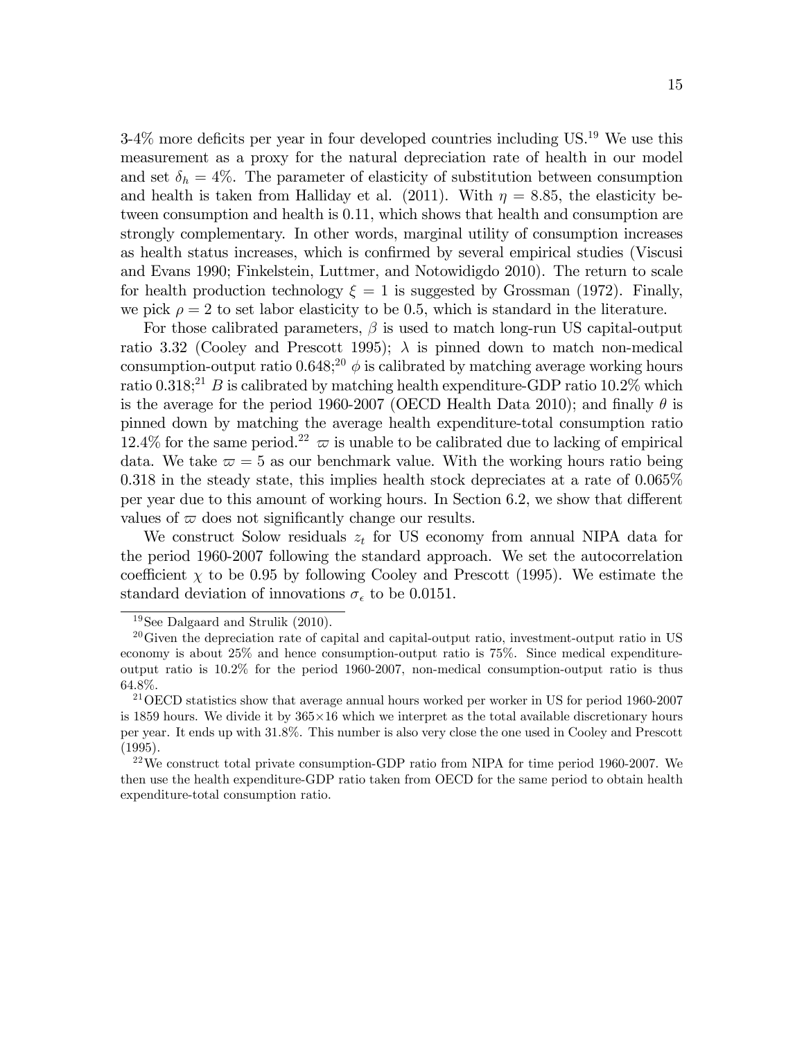3-4% more deficits per year in four developed countries including US.[19] We use this measurement as a proxy for the natural depreciation rate of health in our model and set $\delta_h = 4\%$. The parameter of elasticity of substitution between consumption and health is taken from Halliday et al. (2011). With $\eta = 8.85$, the elasticity between consumption and health is 0.11, which shows that health and consumption are strongly complementary. In other words, marginal utility of consumption increases as health status increases, which is confirmed by several empirical studies (Viscusi and Evans 1990; Finkelstein, Luttmer, and Notowidigdo 2010). The return to scale for health production technology $\xi = 1$ is suggested by Grossman (1972). Finally, we pick $\rho = 2$ to set labor elasticity to be 0.5, which is standard in the literature.

For those calibrated parameters, $\beta$ is used to match long-run US capital-output ratio 3.32 (Cooley and Prescott 1995); $\lambda$ is pinned down to match non-medical consumption-output ratio 0.648;[20] $\phi$ is calibrated by matching average working hours ratio 0.318;[21] $B$ is calibrated by matching health expenditure-GDP ratio 10.2% which is the average for the period 1960-2007 (OECD Health Data 2010); and finally $\theta$ is pinned down by matching the average health expenditure-total consumption ratio 12.4% for the same period.[22] $\varpi$ is unable to be calibrated due to lacking of empirical data. We take $\varpi = 5$ as our benchmark value. With the working hours ratio being 0.318 in the steady state, this implies health stock depreciates at a rate of 0.065% per year due to this amount of working hours. In Section 6.2, we show that different values of $\varpi$ does not significantly change our results.

We construct Solow residuals $z_t$ for US economy from annual NIPA data for the period 1960-2007 following the standard approach. We set the autocorrelation coefficient $\chi$ to be 0.95 by following Cooley and Prescott (1995). We estimate the standard deviation of innovations $\sigma_\epsilon$ to be 0.0151.

[19] See Dalgaard and Strulik (2010).

[20] Given the depreciation rate of capital and capital-output ratio, investment-output ratio in US economy is about 25% and hence consumption-output ratio is 75%. Since medical expenditure-output ratio is 10.2% for the period 1960-2007, non-medical consumption-output ratio is thus 64.8%.

[21] OECD statistics show that average annual hours worked per worker in US for period 1960-2007 is 1859 hours. We divide it by $365\times16$ which we interpret as the total available discretionary hours per year. It ends up with 31.8%. This number is also very close the one used in Cooley and Prescott (1995).

[22] We construct total private consumption-GDP ratio from NIPA for time period 1960-2007. We then use the health expenditure-GDP ratio taken from OECD for the same period to obtain health expenditure-total consumption ratio.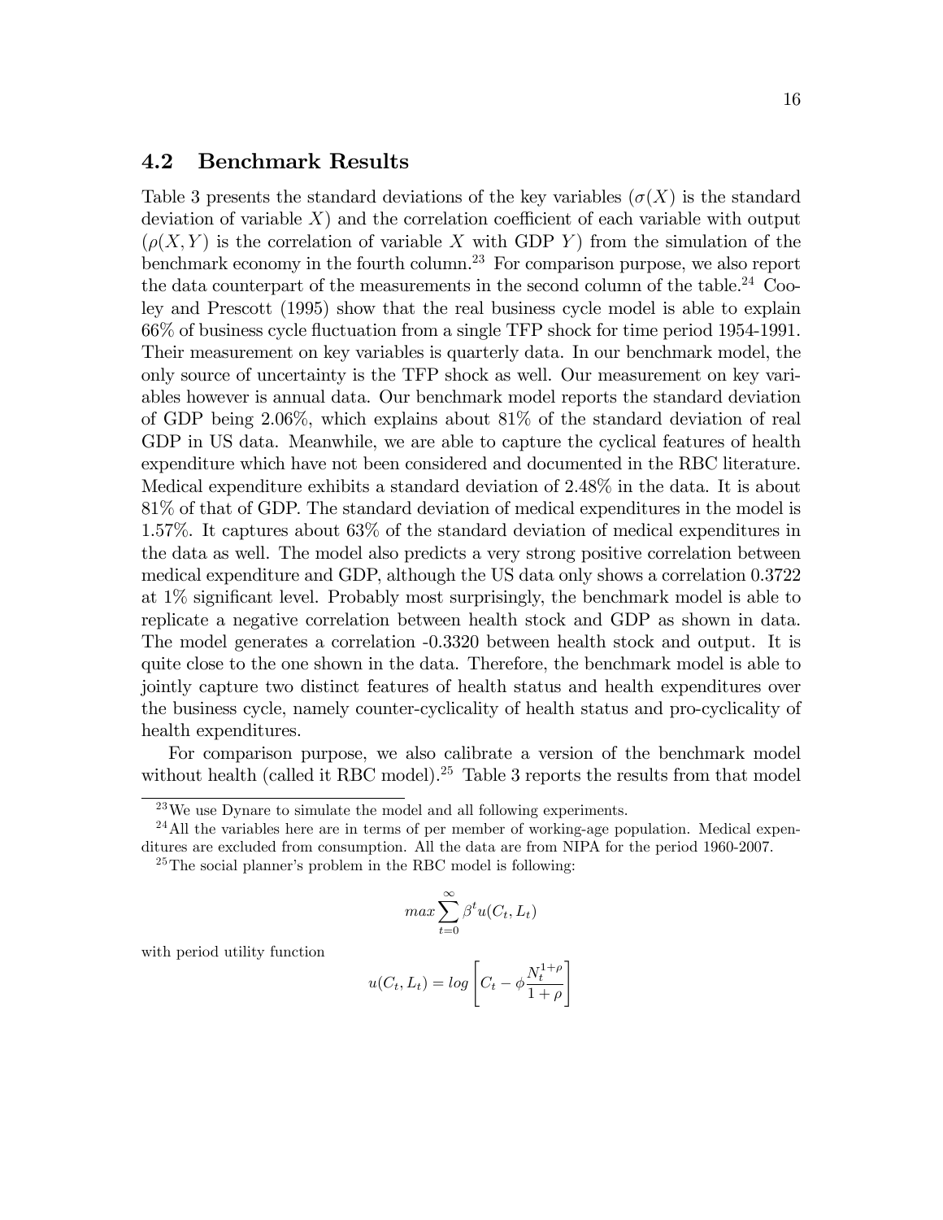## 4.2 Benchmark Results

Table 3 presents the standard deviations of the key variables ($\sigma(X)$ is the standard deviation of variable $X$) and the correlation coefficient of each variable with output ($\rho(X, Y)$ is the correlation of variable $X$ with GDP $Y$) from the simulation of the benchmark economy in the fourth column.[23] For comparison purpose, we also report the data counterpart of the measurements in the second column of the table.[24] Cooley and Prescott (1995) show that the real business cycle model is able to explain 66% of business cycle fluctuation from a single TFP shock for time period 1954-1991. Their measurement on key variables is quarterly data. In our benchmark model, the only source of uncertainty is the TFP shock as well. Our measurement on key variables however is annual data. Our benchmark model reports the standard deviation of GDP being 2.06%, which explains about 81% of the standard deviation of real GDP in US data. Meanwhile, we are able to capture the cyclical features of health expenditure which have not been considered and documented in the RBC literature. Medical expenditure exhibits a standard deviation of 2.48% in the data. It is about 81% of that of GDP. The standard deviation of medical expenditures in the model is 1.57%. It captures about 63% of the standard deviation of medical expenditures in the data as well. The model also predicts a very strong positive correlation between medical expenditure and GDP, although the US data only shows a correlation 0.3722 at 1% significant level. Probably most surprisingly, the benchmark model is able to replicate a negative correlation between health stock and GDP as shown in data. The model generates a correlation -0.3320 between health stock and output. It is quite close to the one shown in the data. Therefore, the benchmark model is able to jointly capture two distinct features of health status and health expenditures over the business cycle, namely counter-cyclicality of health status and pro-cyclicality of health expenditures.

For comparison purpose, we also calibrate a version of the benchmark model without health (called it RBC model).[25] Table 3 reports the results from that model

---

[23] We use Dynare to simulate the model and all following experiments.

[24] All the variables here are in terms of per member of working-age population. Medical expenditures are excluded from consumption. All the data are from NIPA for the period 1960-2007.

[25] The social planner's problem in the RBC model is following:

$$max \sum_{t=0}^{\infty} \beta^t u(C_t, L_t)$$

with period utility function

$$u(C_t, L_t) = log \left[ C_t - \phi \frac{N_t^{1+\rho}}{1+\rho} \right]$$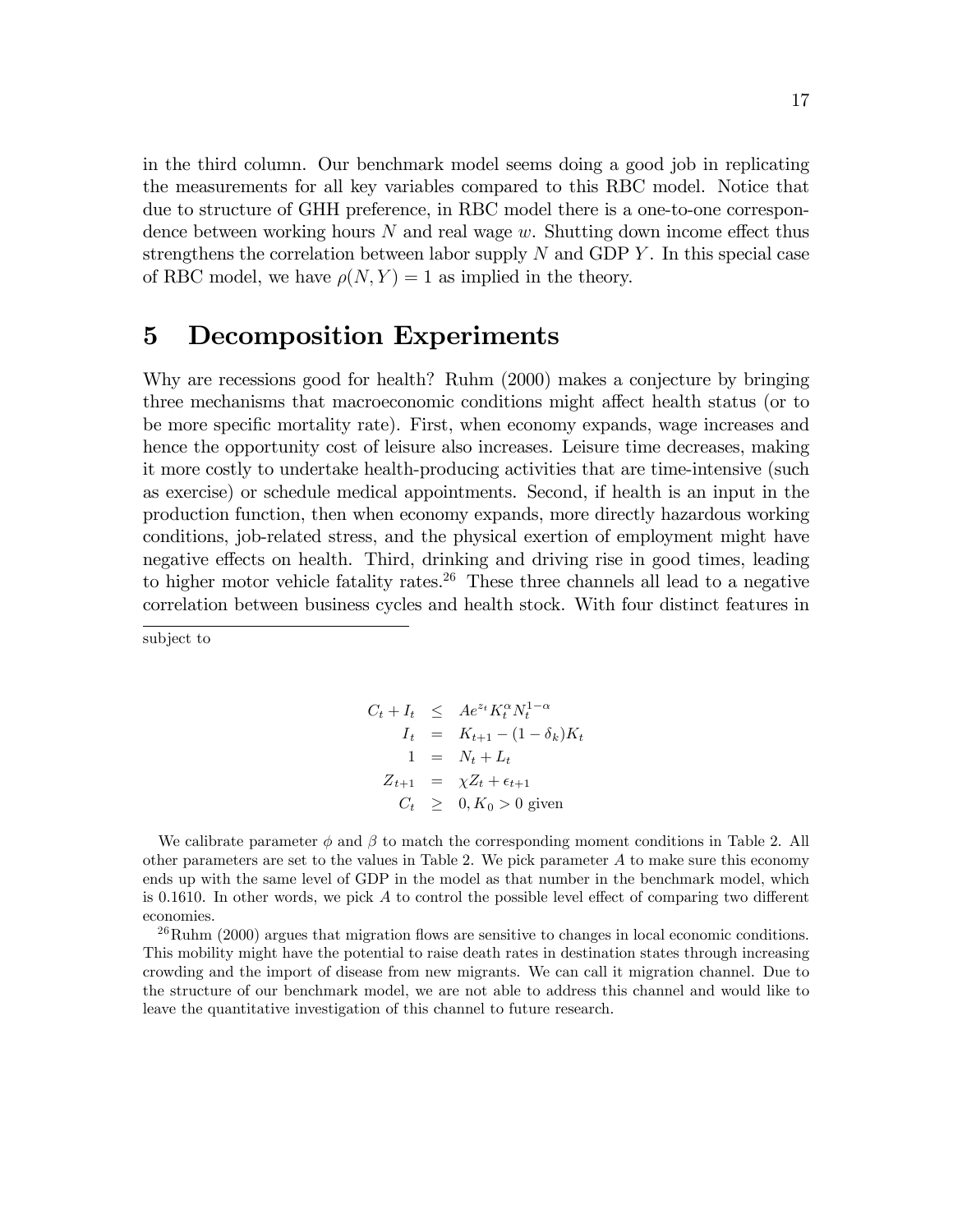in the third column. Our benchmark model seems doing a good job in replicating the measurements for all key variables compared to this RBC model. Notice that due to structure of GHH preference, in RBC model there is a one-to-one correspondence between working hours $N$ and real wage $w$. Shutting down income effect thus strengthens the correlation between labor supply $N$ and GDP $Y$. In this special case of RBC model, we have $\rho(N, Y) = 1$ as implied in the theory.

# 5 Decomposition Experiments

Why are recessions good for health? Ruhm (2000) makes a conjecture by bringing three mechanisms that macroeconomic conditions might affect health status (or to be more specific mortality rate). First, when economy expands, wage increases and hence the opportunity cost of leisure also increases. Leisure time decreases, making it more costly to undertake health-producing activities that are time-intensive (such as exercise) or schedule medical appointments. Second, if health is an input in the production function, then when economy expands, more directly hazardous working conditions, job-related stress, and the physical exertion of employment might have negative effects on health. Third, drinking and driving rise in good times, leading to higher motor vehicle fatality rates.[26] These three channels all lead to a negative correlation between business cycles and health stock. With four distinct features in

---

subject to

$$
\begin{aligned}
C_t + I_t &\leq Ae^{z_t} K_t^{\alpha} N_t^{1-\alpha} \\
I_t &= K_{t+1} - (1 - \delta_k) K_t \\
1 &= N_t + L_t \\
Z_{t+1} &= \chi Z_t + \epsilon_{t+1} \\
C_t &\geq 0, K_0 > 0 \text{ given}
\end{aligned}
$$

We calibrate parameter $\phi$ and $\beta$ to match the corresponding moment conditions in Table 2. All other parameters are set to the values in Table 2. We pick parameter $A$ to make sure this economy ends up with the same level of GDP in the model as that number in the benchmark model, which is 0.1610. In other words, we pick $A$ to control the possible level effect of comparing two different economies.

[26] Ruhm (2000) argues that migration flows are sensitive to changes in local economic conditions. This mobility might have the potential to raise death rates in destination states through increasing crowding and the import of disease from new migrants. We can call it migration channel. Due to the structure of our benchmark model, we are not able to address this channel and would like to leave the quantitative investigation of this channel to future research.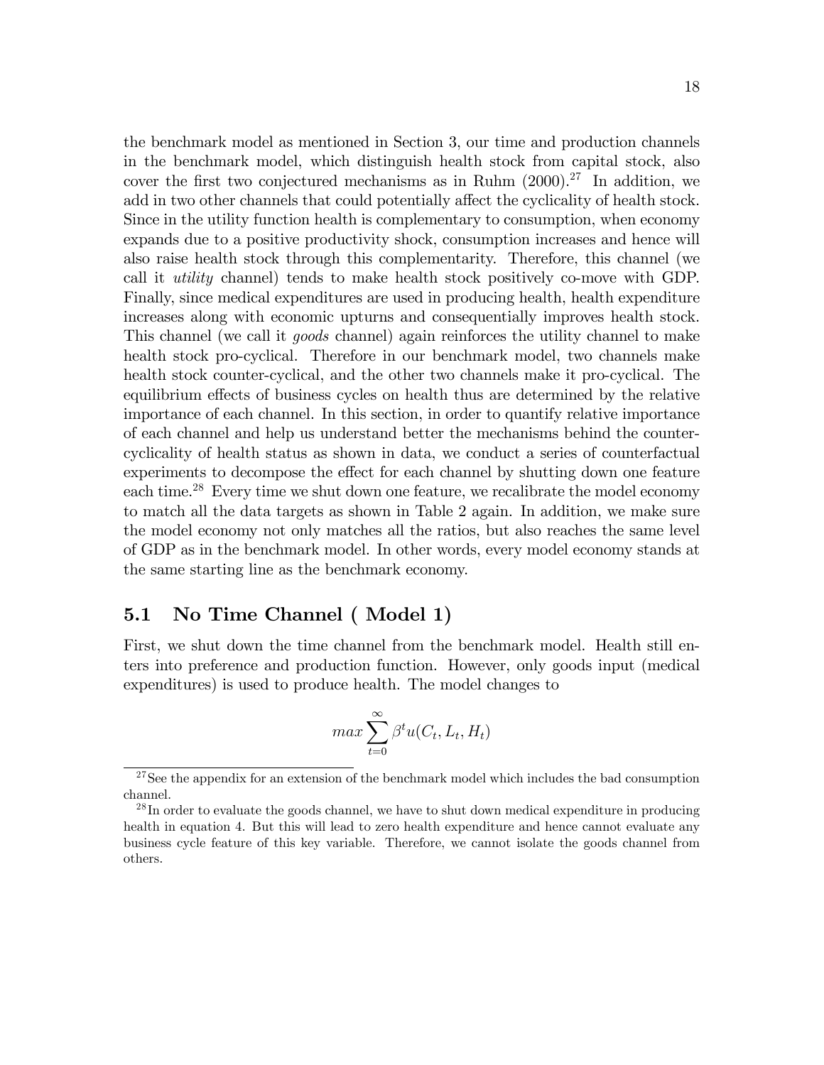the benchmark model as mentioned in Section 3, our time and production channels in the benchmark model, which distinguish health stock from capital stock, also cover the first two conjectured mechanisms as in Ruhm (2000).[27] In addition, we add in two other channels that could potentially affect the cyclicality of health stock. Since in the utility function health is complementary to consumption, when economy expands due to a positive productivity shock, consumption increases and hence will also raise health stock through this complementarity. Therefore, this channel (we call it *utility* channel) tends to make health stock positively co-move with GDP. Finally, since medical expenditures are used in producing health, health expenditure increases along with economic upturns and consequentially improves health stock. This channel (we call it *goods* channel) again reinforces the utility channel to make health stock pro-cyclical. Therefore in our benchmark model, two channels make health stock counter-cyclical, and the other two channels make it pro-cyclical. The equilibrium effects of business cycles on health thus are determined by the relative importance of each channel. In this section, in order to quantify relative importance of each channel and help us understand better the mechanisms behind the counter-cyclicality of health status as shown in data, we conduct a series of counterfactual experiments to decompose the effect for each channel by shutting down one feature each time.[28] Every time we shut down one feature, we recalibrate the model economy to match all the data targets as shown in Table 2 again. In addition, we make sure the model economy not only matches all the ratios, but also reaches the same level of GDP as in the benchmark model. In other words, every model economy stands at the same starting line as the benchmark economy.

## 5.1 No Time Channel ( Model 1)

First, we shut down the time channel from the benchmark model. Health still enters into preference and production function. However, only goods input (medical expenditures) is used to produce health. The model changes to

$$max \sum_{t=0}^{\infty} \beta^t u(C_t, L_t, H_t)$$

[27] See the appendix for an extension of the benchmark model which includes the bad consumption channel.

[28] In order to evaluate the goods channel, we have to shut down medical expenditure in producing health in equation 4. But this will lead to zero health expenditure and hence cannot evaluate any business cycle feature of this key variable. Therefore, we cannot isolate the goods channel from others.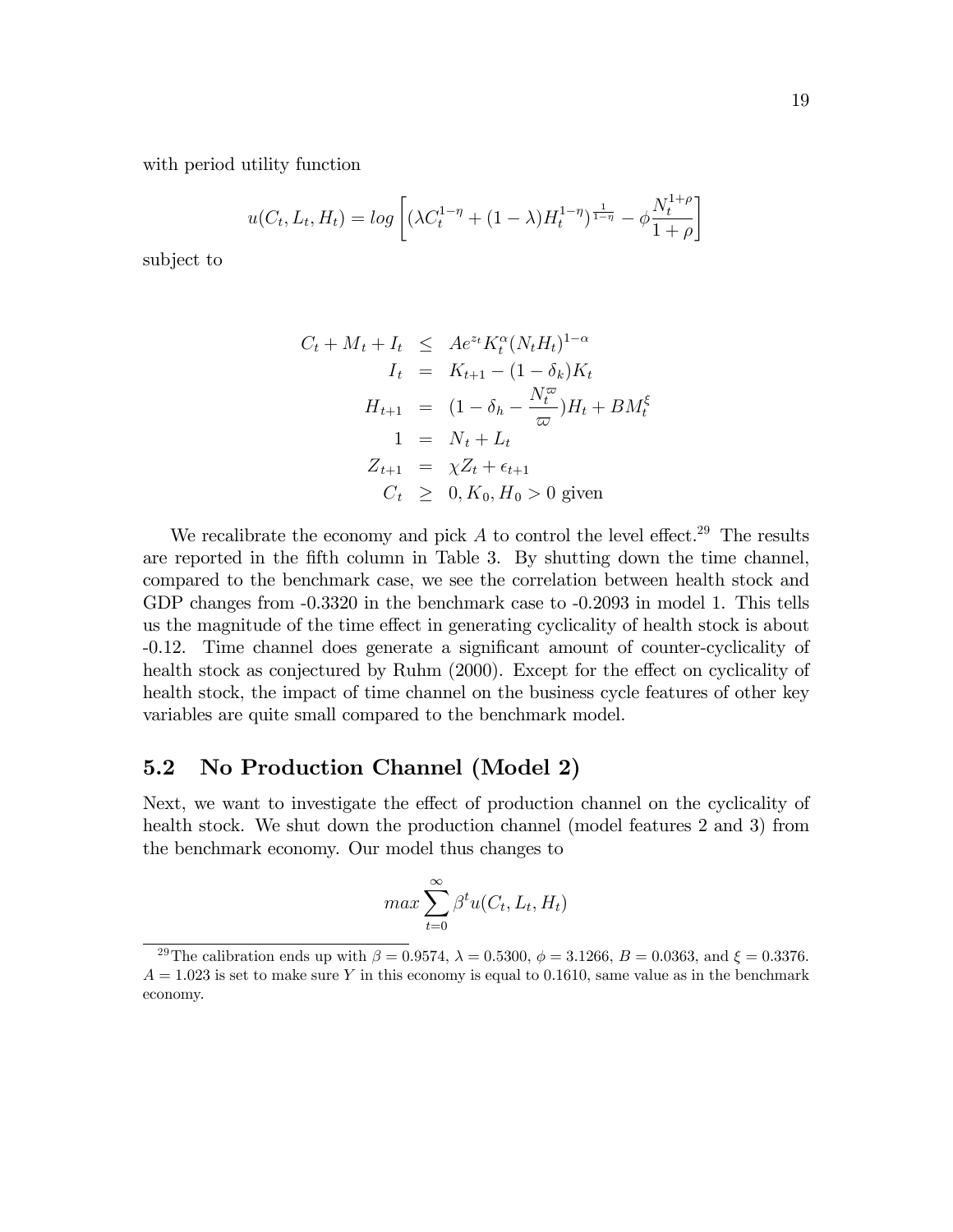with period utility function

$$u(C_t, L_t, H_t) = log\left[(\lambda C_t^{1-\eta} + (1-\lambda)H_t^{1-\eta})^{\frac{1}{1-\eta}} - \phi\frac{N_t^{1+\rho}}{1+\rho}\right]$$

subject to

$$\begin{aligned}
C_t + M_t + I_t &\leq Ae^{z_t}K_t^{\alpha}(N_t H_t)^{1-\alpha} \\
I_t &= K_{t+1} - (1-\delta_k)K_t \\
H_{t+1} &= (1 - \delta_h - \frac{N_t^{\varpi}}{\varpi})H_t + BM_t^{\xi} \\
1 &= N_t + L_t \\
Z_{t+1} &= \chi Z_t + \epsilon_{t+1} \\
C_t &\geq 0, K_0, H_0 > 0 \text{ given}
\end{aligned}$$

We recalibrate the economy and pick $A$ to control the level effect.[29] The results are reported in the fifth column in Table 3. By shutting down the time channel, compared to the benchmark case, we see the correlation between health stock and GDP changes from -0.3320 in the benchmark case to -0.2093 in model 1. This tells us the magnitude of the time effect in generating cyclicality of health stock is about -0.12. Time channel does generate a significant amount of counter-cyclicality of health stock as conjectured by Ruhm (2000). Except for the effect on cyclicality of health stock, the impact of time channel on the business cycle features of other key variables are quite small compared to the benchmark model.

## 5.2 No Production Channel (Model 2)

Next, we want to investigate the effect of production channel on the cyclicality of health stock. We shut down the production channel (model features 2 and 3) from the benchmark economy. Our model thus changes to

$$max\sum_{t=0}^{\infty}\beta^t u(C_t, L_t, H_t)$$

[29] The calibration ends up with $\beta = 0.9574$, $\lambda = 0.5300$, $\phi = 3.1266$, $B = 0.0363$, and $\xi = 0.3376$. $A = 1.023$ is set to make sure $Y$ in this economy is equal to 0.1610, same value as in the benchmark economy.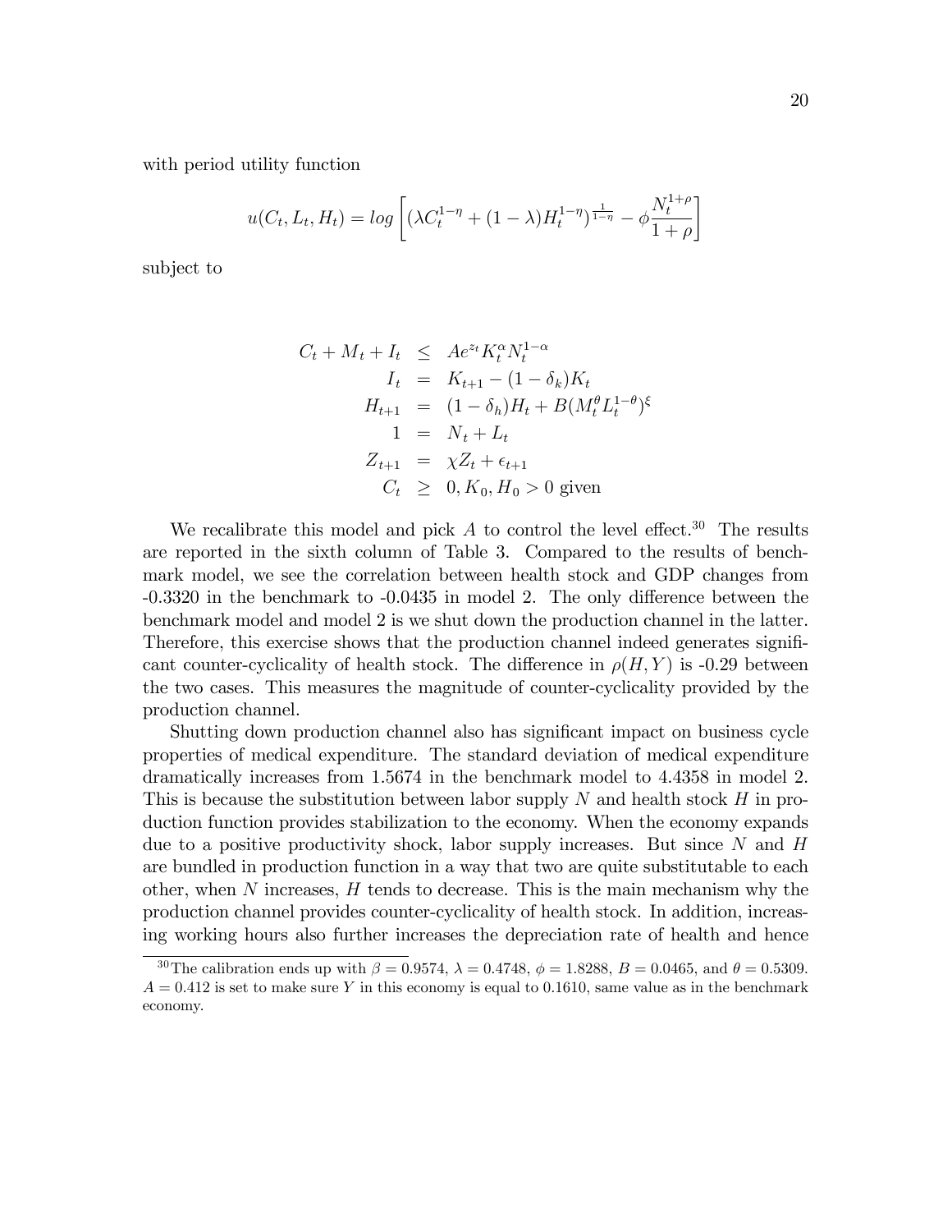with period utility function

$$u(C_t, L_t, H_t) = log\left[(\lambda C_t^{1-\eta} + (1-\lambda)H_t^{1-\eta})^{\frac{1}{1-\eta}} - \phi\frac{N_t^{1+\rho}}{1+\rho}\right]$$

subject to

$$\begin{aligned}
C_t + M_t + I_t &\leq Ae^{z_t}K_t^{\alpha}N_t^{1-\alpha} \\
I_t &= K_{t+1} - (1-\delta_k)K_t \\
H_{t+1} &= (1-\delta_h)H_t + B(M_t^{\theta}L_t^{1-\theta})^{\xi} \\
1 &= N_t + L_t \\
Z_{t+1} &= \chi Z_t + \epsilon_{t+1} \\
C_t &\geq 0, K_0, H_0 > 0 \text{ given}
\end{aligned}$$

We recalibrate this model and pick $A$ to control the level effect.[30] The results are reported in the sixth column of Table 3. Compared to the results of benchmark model, we see the correlation between health stock and GDP changes from -0.3320 in the benchmark to -0.0435 in model 2. The only difference between the benchmark model and model 2 is we shut down the production channel in the latter. Therefore, this exercise shows that the production channel indeed generates significant counter-cyclicality of health stock. The difference in $\rho(H, Y)$ is -0.29 between the two cases. This measures the magnitude of counter-cyclicality provided by the production channel.

Shutting down production channel also has significant impact on business cycle properties of medical expenditure. The standard deviation of medical expenditure dramatically increases from 1.5674 in the benchmark model to 4.4358 in model 2. This is because the substitution between labor supply $N$ and health stock $H$ in production function provides stabilization to the economy. When the economy expands due to a positive productivity shock, labor supply increases. But since $N$ and $H$ are bundled in production function in a way that two are quite substitutable to each other, when $N$ increases, $H$ tends to decrease. This is the main mechanism why the production channel provides counter-cyclicality of health stock. In addition, increasing working hours also further increases the depreciation rate of health and hence

[30] The calibration ends up with $\beta = 0.9574$, $\lambda = 0.4748$, $\phi = 1.8288$, $B = 0.0465$, and $\theta = 0.5309$. $A = 0.412$ is set to make sure $Y$ in this economy is equal to 0.1610, same value as in the benchmark economy.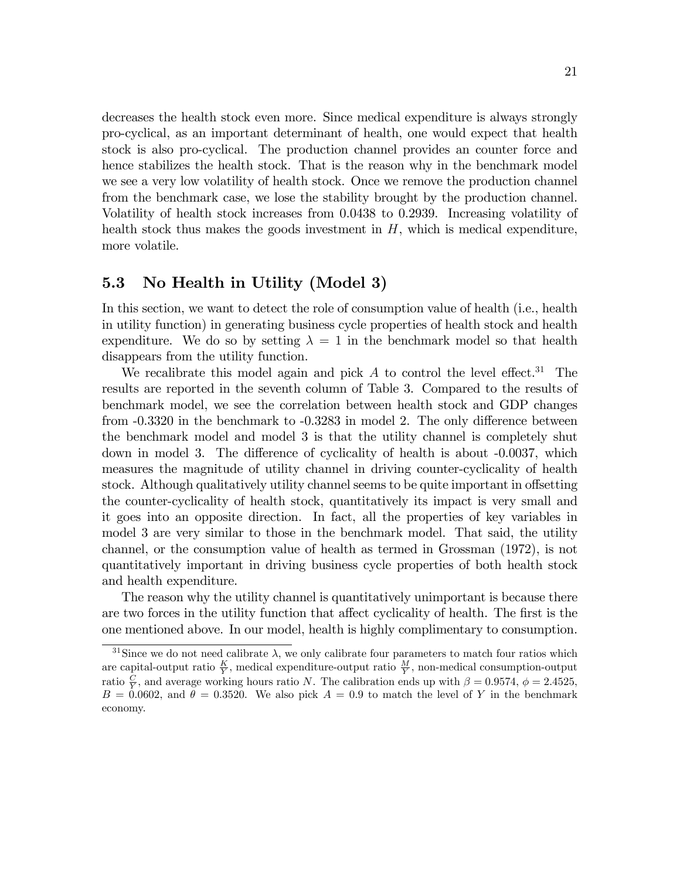decreases the health stock even more. Since medical expenditure is always strongly pro-cyclical, as an important determinant of health, one would expect that health stock is also pro-cyclical. The production channel provides an counter force and hence stabilizes the health stock. That is the reason why in the benchmark model we see a very low volatility of health stock. Once we remove the production channel from the benchmark case, we lose the stability brought by the production channel. Volatility of health stock increases from 0.0438 to 0.2939. Increasing volatility of health stock thus makes the goods investment in $H$, which is medical expenditure, more volatile.

## 5.3 No Health in Utility (Model 3)

In this section, we want to detect the role of consumption value of health (i.e., health in utility function) in generating business cycle properties of health stock and health expenditure. We do so by setting $\lambda = 1$ in the benchmark model so that health disappears from the utility function.

We recalibrate this model again and pick $A$ to control the level effect.[31] The results are reported in the seventh column of Table 3. Compared to the results of benchmark model, we see the correlation between health stock and GDP changes from -0.3320 in the benchmark to -0.3283 in model 2. The only difference between the benchmark model and model 3 is that the utility channel is completely shut down in model 3. The difference of cyclicality of health is about -0.0037, which measures the magnitude of utility channel in driving counter-cyclicality of health stock. Although qualitatively utility channel seems to be quite important in offsetting the counter-cyclicality of health stock, quantitatively its impact is very small and it goes into an opposite direction. In fact, all the properties of key variables in model 3 are very similar to those in the benchmark model. That said, the utility channel, or the consumption value of health as termed in Grossman (1972), is not quantitatively important in driving business cycle properties of both health stock and health expenditure.

The reason why the utility channel is quantitatively unimportant is because there are two forces in the utility function that affect cyclicality of health. The first is the one mentioned above. In our model, health is highly complimentary to consumption.

[31] Since we do not need calibrate $\lambda$, we only calibrate four parameters to match four ratios which are capital-output ratio $\frac{K}{Y}$, medical expenditure-output ratio $\frac{M}{Y}$, non-medical consumption-output ratio $\frac{C}{Y}$, and average working hours ratio $N$. The calibration ends up with $\beta = 0.9574$, $\phi = 2.4525$, $B = 0.0602$, and $\theta = 0.3520$. We also pick $A = 0.9$ to match the level of $Y$ in the benchmark economy.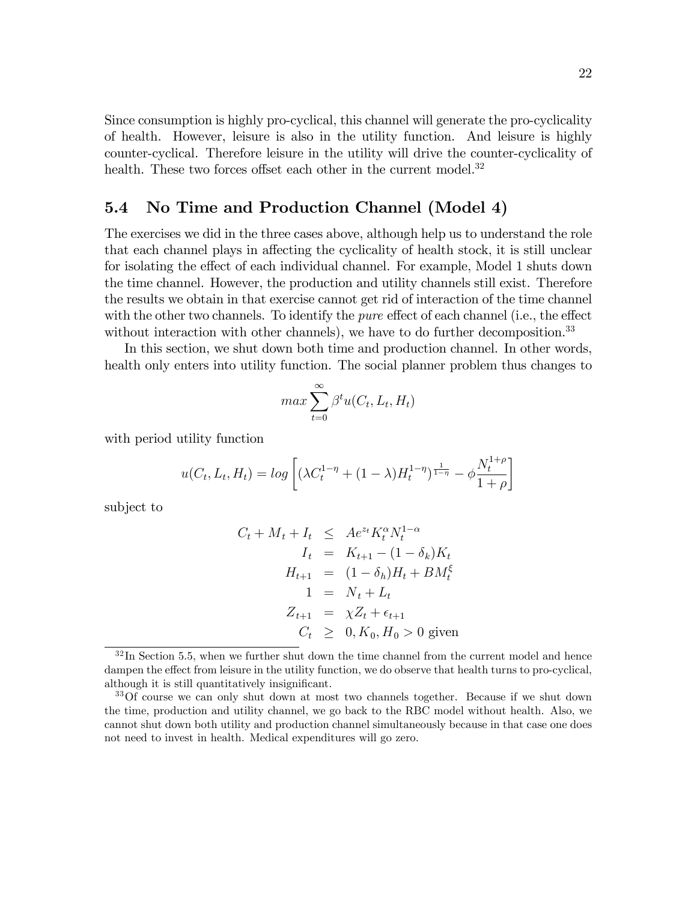Since consumption is highly pro-cyclical, this channel will generate the pro-cyclicality of health. However, leisure is also in the utility function. And leisure is highly counter-cyclical. Therefore leisure in the utility will drive the counter-cyclicality of health. These two forces offset each other in the current model.[32]

## 5.4 No Time and Production Channel (Model 4)

The exercises we did in the three cases above, although help us to understand the role that each channel plays in affecting the cyclicality of health stock, it is still unclear for isolating the effect of each individual channel. For example, Model 1 shuts down the time channel. However, the production and utility channels still exist. Therefore the results we obtain in that exercise cannot get rid of interaction of the time channel with the other two channels. To identify the *pure* effect of each channel (i.e., the effect without interaction with other channels), we have to do further decomposition.[33]

In this section, we shut down both time and production channel. In other words, health only enters into utility function. The social planner problem thus changes to

$$max \sum_{t=0}^{\infty} \beta^t u(C_t, L_t, H_t)$$

with period utility function

$$u(C_t, L_t, H_t) = log\left[(\lambda C_t^{1-\eta} + (1-\lambda)H_t^{1-\eta})^{\frac{1}{1-\eta}} - \phi\frac{N_t^{1+\rho}}{1+\rho}\right]$$

subject to

$$\begin{aligned}
C_t + M_t + I_t &\leq Ae^{z_t}K_t^{\alpha}N_t^{1-\alpha} \\
I_t &= K_{t+1} - (1-\delta_k)K_t \\
H_{t+1} &= (1-\delta_h)H_t + BM_t^{\xi} \\
1 &= N_t + L_t \\
Z_{t+1} &= \chi Z_t + \epsilon_{t+1} \\
C_t &\geq 0, K_0, H_0 > 0 \text{ given}
\end{aligned}$$

[32] In Section 5.5, when we further shut down the time channel from the current model and hence dampen the effect from leisure in the utility function, we do observe that health turns to pro-cyclical, although it is still quantitatively insignificant.

[33] Of course we can only shut down at most two channels together. Because if we shut down the time, production and utility channel, we go back to the RBC model without health. Also, we cannot shut down both utility and production channel simultaneously because in that case one does not need to invest in health. Medical expenditures will go zero.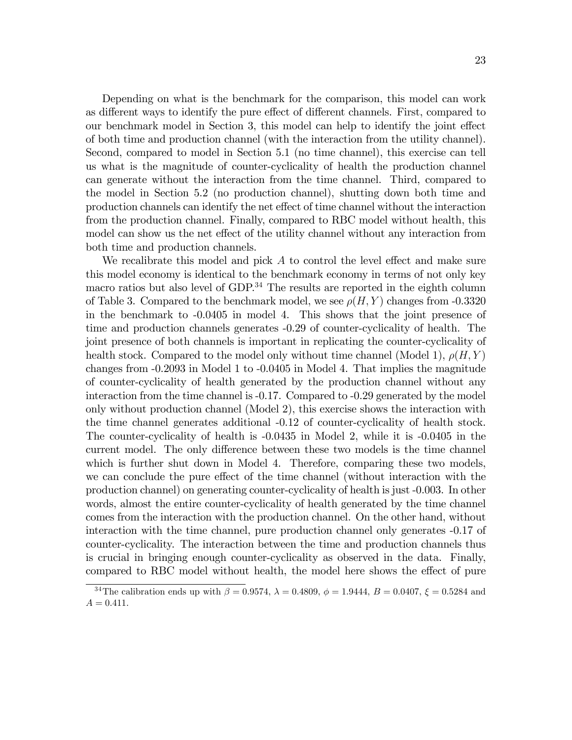Depending on what is the benchmark for the comparison, this model can work as different ways to identify the pure effect of different channels. First, compared to our benchmark model in Section 3, this model can help to identify the joint effect of both time and production channel (with the interaction from the utility channel). Second, compared to model in Section 5.1 (no time channel), this exercise can tell us what is the magnitude of counter-cyclicality of health the production channel can generate without the interaction from the time channel. Third, compared to the model in Section 5.2 (no production channel), shutting down both time and production channels can identify the net effect of time channel without the interaction from the production channel. Finally, compared to RBC model without health, this model can show us the net effect of the utility channel without any interaction from both time and production channels.

We recalibrate this model and pick $A$ to control the level effect and make sure this model economy is identical to the benchmark economy in terms of not only key macro ratios but also level of GDP.[34] The results are reported in the eighth column of Table 3. Compared to the benchmark model, we see $\rho(H, Y)$ changes from -0.3320 in the benchmark to -0.0405 in model 4. This shows that the joint presence of time and production channels generates -0.29 of counter-cyclicality of health. The joint presence of both channels is important in replicating the counter-cyclicality of health stock. Compared to the model only without time channel (Model 1), $\rho(H, Y)$ changes from -0.2093 in Model 1 to -0.0405 in Model 4. That implies the magnitude of counter-cyclicality of health generated by the production channel without any interaction from the time channel is -0.17. Compared to -0.29 generated by the model only without production channel (Model 2), this exercise shows the interaction with the time channel generates additional -0.12 of counter-cyclicality of health stock. The counter-cyclicality of health is -0.0435 in Model 2, while it is -0.0405 in the current model. The only difference between these two models is the time channel which is further shut down in Model 4. Therefore, comparing these two models, we can conclude the pure effect of the time channel (without interaction with the production channel) on generating counter-cyclicality of health is just -0.003. In other words, almost the entire counter-cyclicality of health generated by the time channel comes from the interaction with the production channel. On the other hand, without interaction with the time channel, pure production channel only generates -0.17 of counter-cyclicality. The interaction between the time and production channels thus is crucial in bringing enough counter-cyclicality as observed in the data. Finally, compared to RBC model without health, the model here shows the effect of pure

[34] The calibration ends up with $\beta = 0.9574$, $\lambda = 0.4809$, $\phi = 1.9444$, $B = 0.0407$, $\xi = 0.5284$ and $A = 0.411$.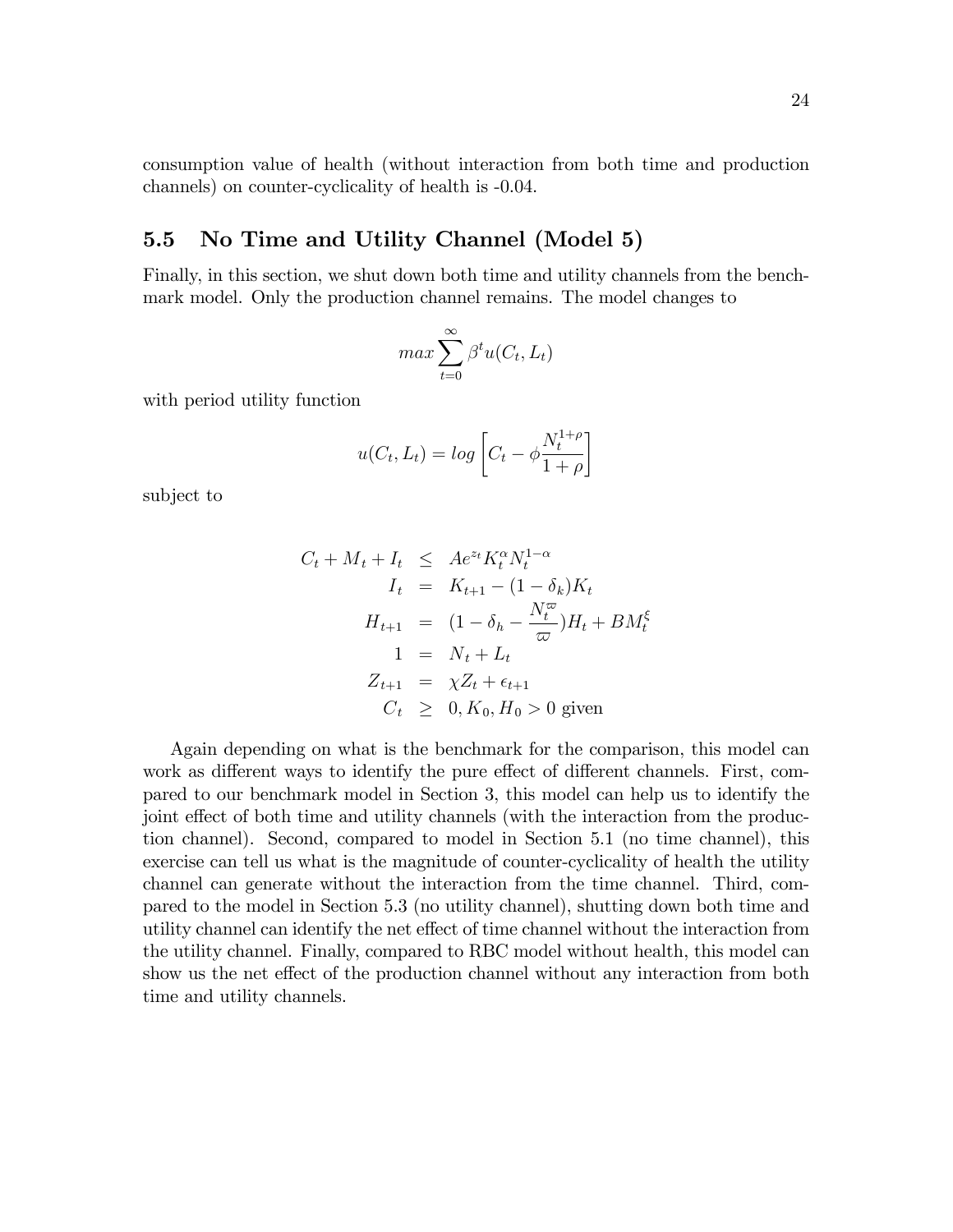consumption value of health (without interaction from both time and production channels) on counter-cyclicality of health is -0.04.

## 5.5 No Time and Utility Channel (Model 5)

Finally, in this section, we shut down both time and utility channels from the benchmark model. Only the production channel remains. The model changes to

$$max \sum_{t=0}^{\infty} \beta^t u(C_t, L_t)$$

with period utility function

$$u(C_t, L_t) = log \left[ C_t - \phi \frac{N_t^{1+\rho}}{1+\rho} \right]$$

subject to

$$
\begin{aligned}
C_t + M_t + I_t &\leq Ae^{z_t} K_t^{\alpha} N_t^{1-\alpha} \\
I_t &= K_{t+1} - (1-\delta_k) K_t \\
H_{t+1} &= (1 - \delta_h - \frac{N_t^{\varpi}}{\varpi}) H_t + BM_t^{\xi} \\
1 &= N_t + L_t \\
Z_{t+1} &= \chi Z_t + \epsilon_{t+1} \\
C_t &\geq 0, K_0, H_0 > 0 \text{ given}
\end{aligned}
$$

Again depending on what is the benchmark for the comparison, this model can work as different ways to identify the pure effect of different channels. First, compared to our benchmark model in Section 3, this model can help us to identify the joint effect of both time and utility channels (with the interaction from the production channel). Second, compared to model in Section 5.1 (no time channel), this exercise can tell us what is the magnitude of counter-cyclicality of health the utility channel can generate without the interaction from the time channel. Third, compared to the model in Section 5.3 (no utility channel), shutting down both time and utility channel can identify the net effect of time channel without the interaction from the utility channel. Finally, compared to RBC model without health, this model can show us the net effect of the production channel without any interaction from both time and utility channels.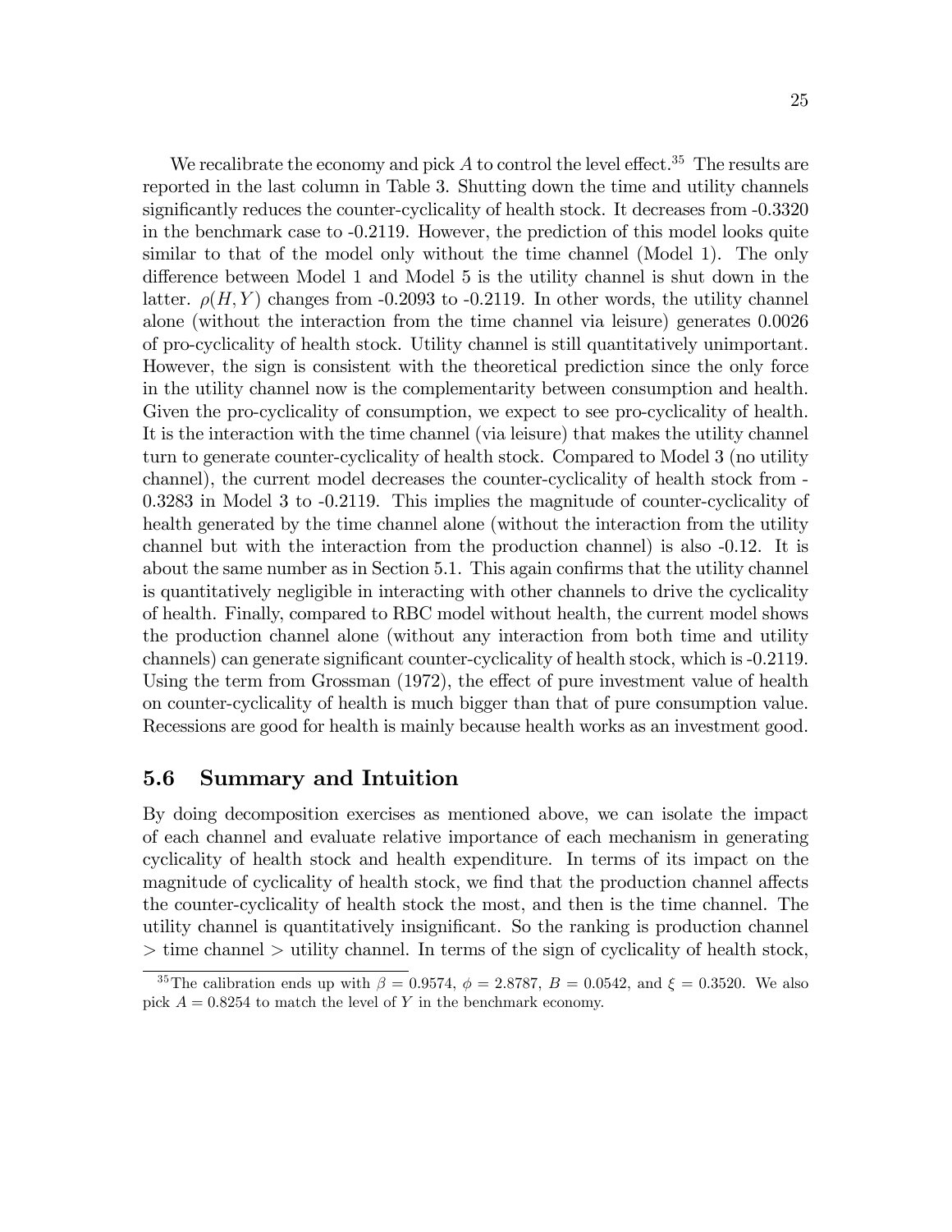We recalibrate the economy and pick $A$ to control the level effect.[35] The results are reported in the last column in Table 3. Shutting down the time and utility channels significantly reduces the counter-cyclicality of health stock. It decreases from -0.3320 in the benchmark case to -0.2119. However, the prediction of this model looks quite similar to that of the model only without the time channel (Model 1). The only difference between Model 1 and Model 5 is the utility channel is shut down in the latter. $\rho(H, Y)$ changes from -0.2093 to -0.2119. In other words, the utility channel alone (without the interaction from the time channel via leisure) generates 0.0026 of pro-cyclicality of health stock. Utility channel is still quantitatively unimportant. However, the sign is consistent with the theoretical prediction since the only force in the utility channel now is the complementarity between consumption and health. Given the pro-cyclicality of consumption, we expect to see pro-cyclicality of health. It is the interaction with the time channel (via leisure) that makes the utility channel turn to generate counter-cyclicality of health stock. Compared to Model 3 (no utility channel), the current model decreases the counter-cyclicality of health stock from -0.3283 in Model 3 to -0.2119. This implies the magnitude of counter-cyclicality of health generated by the time channel alone (without the interaction from the utility channel but with the interaction from the production channel) is also -0.12. It is about the same number as in Section 5.1. This again confirms that the utility channel is quantitatively negligible in interacting with other channels to drive the cyclicality of health. Finally, compared to RBC model without health, the current model shows the production channel alone (without any interaction from both time and utility channels) can generate significant counter-cyclicality of health stock, which is -0.2119. Using the term from Grossman (1972), the effect of pure investment value of health on counter-cyclicality of health is much bigger than that of pure consumption value. Recessions are good for health is mainly because health works as an investment good.

## 5.6 Summary and Intuition

By doing decomposition exercises as mentioned above, we can isolate the impact of each channel and evaluate relative importance of each mechanism in generating cyclicality of health stock and health expenditure. In terms of its impact on the magnitude of cyclicality of health stock, we find that the production channel affects the counter-cyclicality of health stock the most, and then is the time channel. The utility channel is quantitatively insignificant. So the ranking is production channel > time channel > utility channel. In terms of the sign of cyclicality of health stock,

[35] The calibration ends up with $\beta = 0.9574$, $\phi = 2.8787$, $B = 0.0542$, and $\xi = 0.3520$. We also pick $A = 0.8254$ to match the level of $Y$ in the benchmark economy.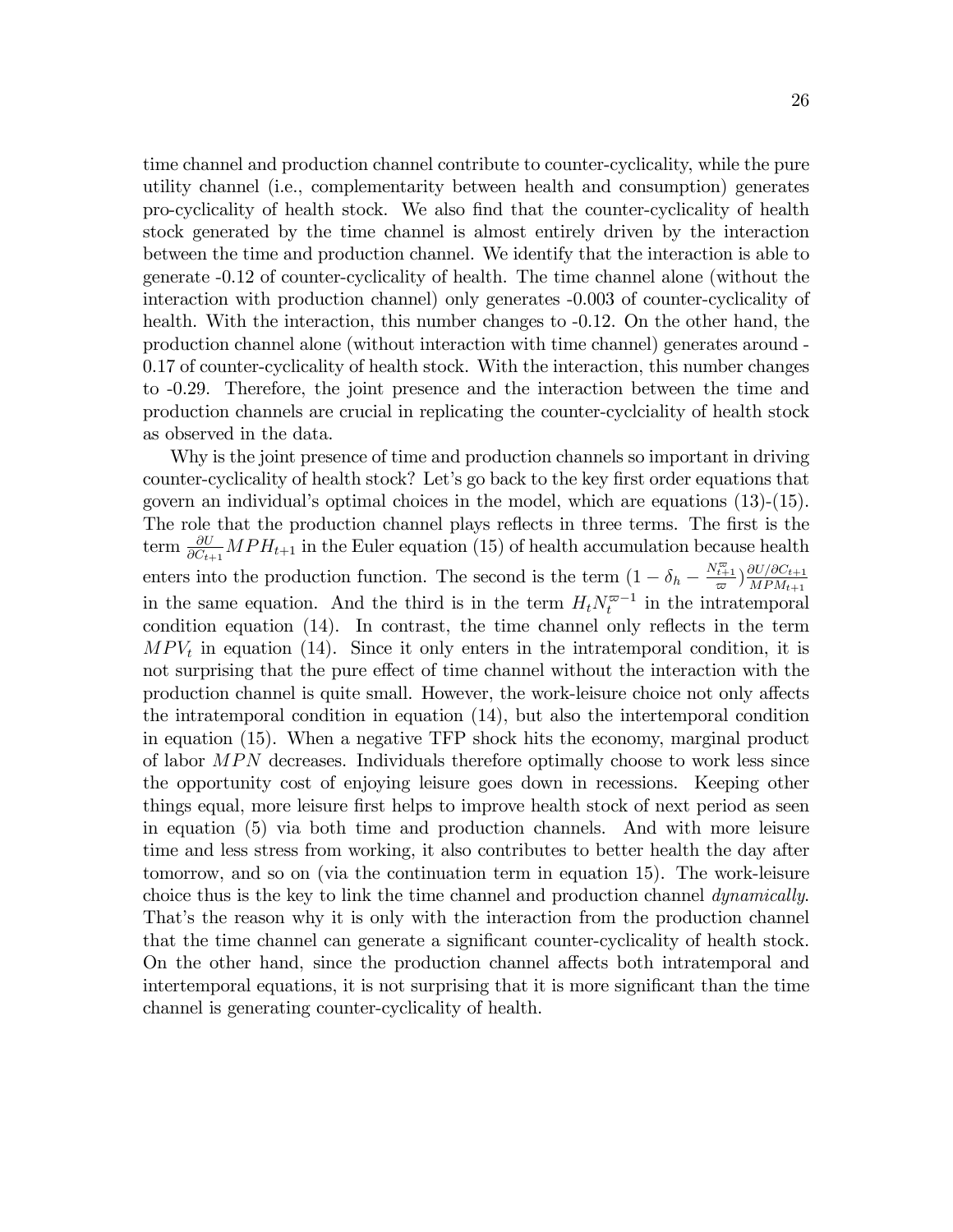time channel and production channel contribute to counter-cyclicality, while the pure utility channel (i.e., complementarity between health and consumption) generates pro-cyclicality of health stock. We also find that the counter-cyclicality of health stock generated by the time channel is almost entirely driven by the interaction between the time and production channel. We identify that the interaction is able to generate -0.12 of counter-cyclicality of health. The time channel alone (without the interaction with production channel) only generates -0.003 of counter-cyclicality of health. With the interaction, this number changes to -0.12. On the other hand, the production channel alone (without interaction with time channel) generates around -0.17 of counter-cyclicality of health stock. With the interaction, this number changes to -0.29. Therefore, the joint presence and the interaction between the time and production channels are crucial in replicating the counter-cyclciality of health stock as observed in the data.

Why is the joint presence of time and production channels so important in driving counter-cyclicality of health stock? Let's go back to the key first order equations that govern an individual's optimal choices in the model, which are equations (13)-(15). The role that the production channel plays reflects in three terms. The first is the term $\frac{\partial U}{\partial C_{t+1}} MPH_{t+1}$ in the Euler equation (15) of health accumulation because health enters into the production function. The second is the term $(1 - \delta_h - \frac{N_{t+1}^{\varpi}}{\varpi}) \frac{\partial U / \partial C_{t+1}}{MPM_{t+1}}$ in the same equation. And the third is in the term $H_t N_t^{\varpi - 1}$ in the intratemporal condition equation (14). In contrast, the time channel only reflects in the term $MPV_t$ in equation (14). Since it only enters in the intratemporal condition, it is not surprising that the pure effect of time channel without the interaction with the production channel is quite small. However, the work-leisure choice not only affects the intratemporal condition in equation (14), but also the intertemporal condition in equation (15). When a negative TFP shock hits the economy, marginal product of labor $MPN$ decreases. Individuals therefore optimally choose to work less since the opportunity cost of enjoying leisure goes down in recessions. Keeping other things equal, more leisure first helps to improve health stock of next period as seen in equation (5) via both time and production channels. And with more leisure time and less stress from working, it also contributes to better health the day after tomorrow, and so on (via the continuation term in equation 15). The work-leisure choice thus is the key to link the time channel and production channel *dynamically*. That's the reason why it is only with the interaction from the production channel that the time channel can generate a significant counter-cyclicality of health stock. On the other hand, since the production channel affects both intratemporal and intertemporal equations, it is not surprising that it is more significant than the time channel is generating counter-cyclicality of health.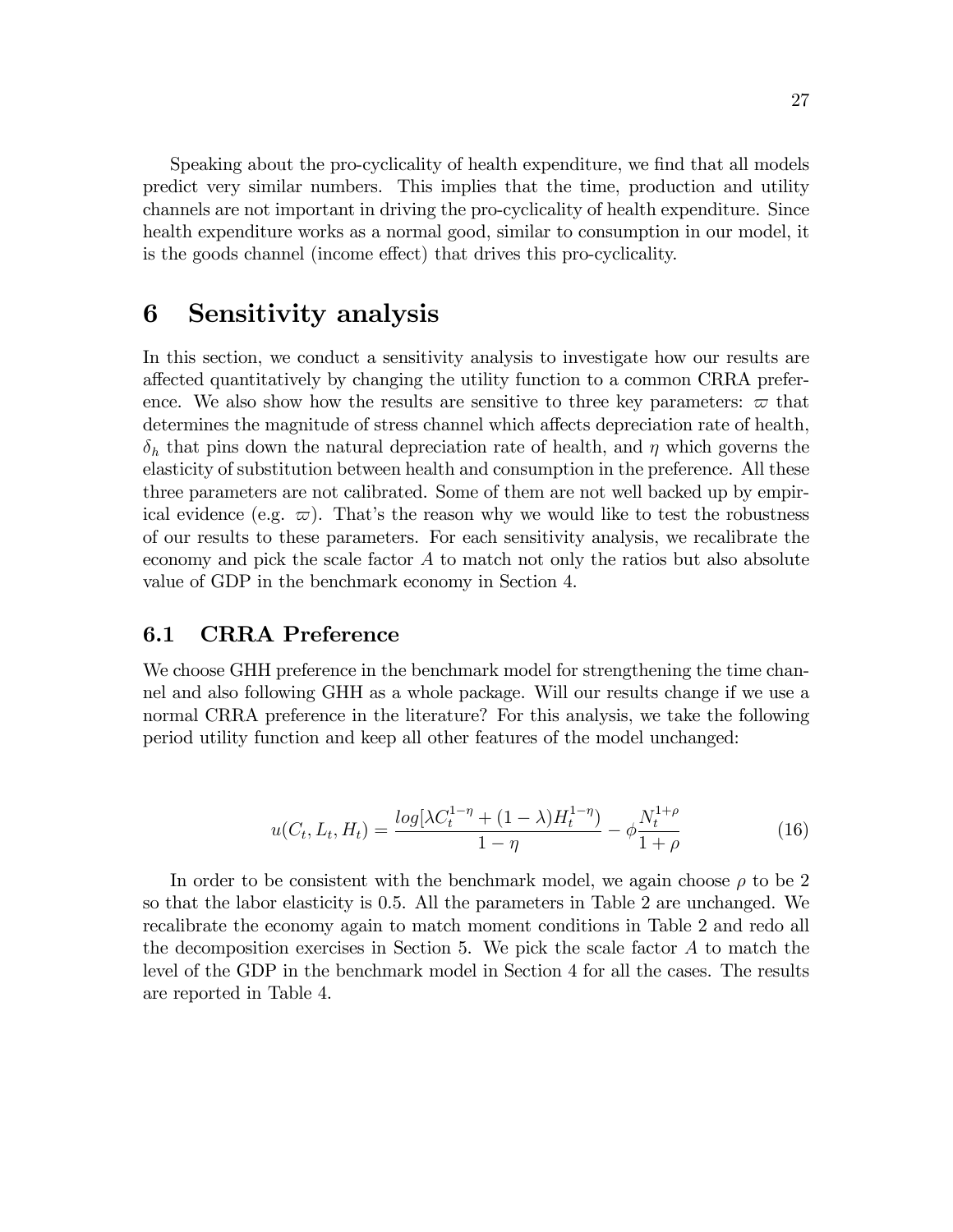Speaking about the pro-cyclicality of health expenditure, we find that all models predict very similar numbers. This implies that the time, production and utility channels are not important in driving the pro-cyclicality of health expenditure. Since health expenditure works as a normal good, similar to consumption in our model, it is the goods channel (income effect) that drives this pro-cyclicality.

# 6 Sensitivity analysis

In this section, we conduct a sensitivity analysis to investigate how our results are affected quantitatively by changing the utility function to a common CRRA preference. We also show how the results are sensitive to three key parameters: $\varpi$ that determines the magnitude of stress channel which affects depreciation rate of health, $\delta_h$ that pins down the natural depreciation rate of health, and $\eta$ which governs the elasticity of substitution between health and consumption in the preference. All these three parameters are not calibrated. Some of them are not well backed up by empirical evidence (e.g. $\varpi$). That's the reason why we would like to test the robustness of our results to these parameters. For each sensitivity analysis, we recalibrate the economy and pick the scale factor $A$ to match not only the ratios but also absolute value of GDP in the benchmark economy in Section 4.

## 6.1 CRRA Preference

We choose GHH preference in the benchmark model for strengthening the time channel and also following GHH as a whole package. Will our results change if we use a normal CRRA preference in the literature? For this analysis, we take the following period utility function and keep all other features of the model unchanged:

$$u(C_t, L_t, H_t) = \frac{log[\lambda C_t^{1-\eta} + (1-\lambda) H_t^{1-\eta})}{1-\eta} - \phi \frac{N_t^{1+\rho}}{1+\rho} \tag{16}$$

In order to be consistent with the benchmark model, we again choose $\rho$ to be 2 so that the labor elasticity is 0.5. All the parameters in Table 2 are unchanged. We recalibrate the economy again to match moment conditions in Table 2 and redo all the decomposition exercises in Section 5. We pick the scale factor $A$ to match the level of the GDP in the benchmark model in Section 4 for all the cases. The results are reported in Table 4.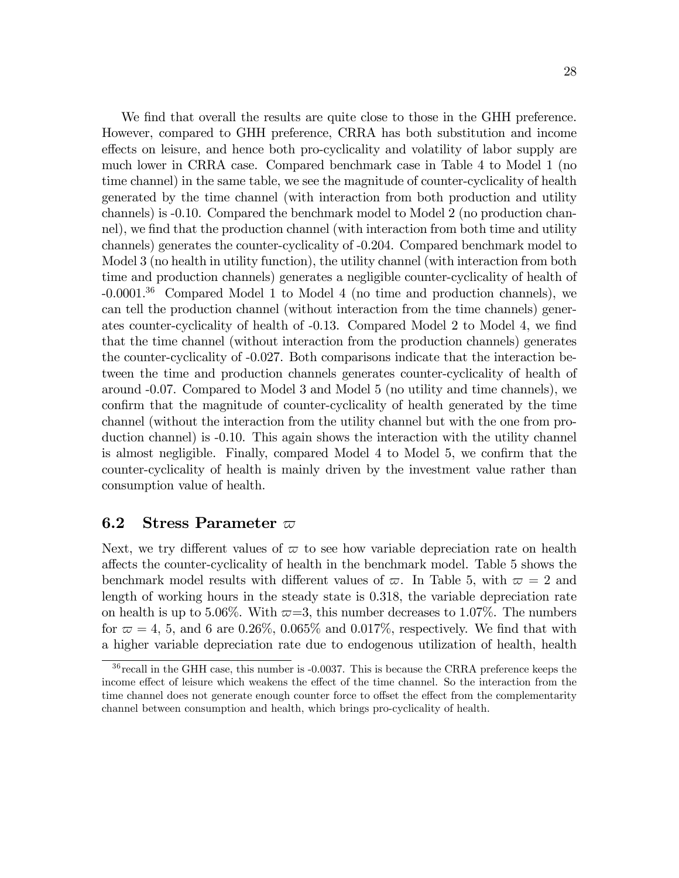We find that overall the results are quite close to those in the GHH preference. However, compared to GHH preference, CRRA has both substitution and income effects on leisure, and hence both pro-cyclicality and volatility of labor supply are much lower in CRRA case. Compared benchmark case in Table 4 to Model 1 (no time channel) in the same table, we see the magnitude of counter-cyclicality of health generated by the time channel (with interaction from both production and utility channels) is -0.10. Compared the benchmark model to Model 2 (no production channel), we find that the production channel (with interaction from both time and utility channels) generates the counter-cyclicality of -0.204. Compared benchmark model to Model 3 (no health in utility function), the utility channel (with interaction from both time and production channels) generates a negligible counter-cyclicality of health of -0.0001.[36] Compared Model 1 to Model 4 (no time and production channels), we can tell the production channel (without interaction from the time channels) generates counter-cyclicality of health of -0.13. Compared Model 2 to Model 4, we find that the time channel (without interaction from the production channels) generates the counter-cyclicality of -0.027. Both comparisons indicate that the interaction between the time and production channels generates counter-cyclicality of health of around -0.07. Compared to Model 3 and Model 5 (no utility and time channels), we confirm that the magnitude of counter-cyclicality of health generated by the time channel (without the interaction from the utility channel but with the one from production channel) is -0.10. This again shows the interaction with the utility channel is almost negligible. Finally, compared Model 4 to Model 5, we confirm that the counter-cyclicality of health is mainly driven by the investment value rather than consumption value of health.

## 6.2 Stress Parameter $\varpi$

Next, we try different values of $\varpi$ to see how variable depreciation rate on health affects the counter-cyclicality of health in the benchmark model. Table 5 shows the benchmark model results with different values of $\varpi$. In Table 5, with $\varpi = 2$ and length of working hours in the steady state is 0.318, the variable depreciation rate on health is up to 5.06%. With $\varpi$=3, this number decreases to 1.07%. The numbers for $\varpi = 4$, 5, and 6 are 0.26%, 0.065% and 0.017%, respectively. We find that with a higher variable depreciation rate due to endogenous utilization of health, health

[36] recall in the GHH case, this number is -0.0037. This is because the CRRA preference keeps the income effect of leisure which weakens the effect of the time channel. So the interaction from the time channel does not generate enough counter force to offset the effect from the complementarity channel between consumption and health, which brings pro-cyclicality of health.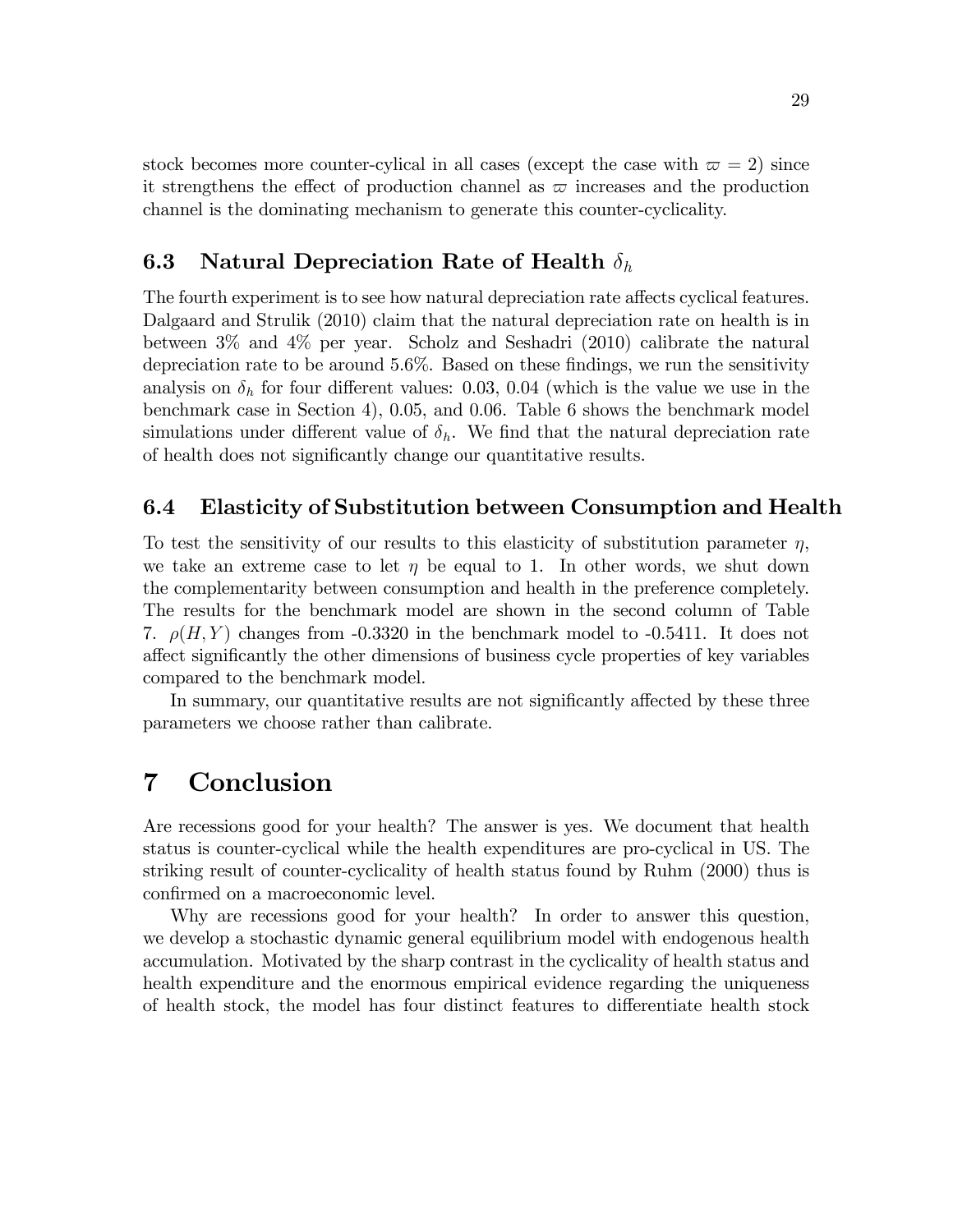stock becomes more counter-cylical in all cases (except the case with $\varpi = 2$) since it strengthens the effect of production channel as $\varpi$ increases and the production channel is the dominating mechanism to generate this counter-cyclicality.

### 6.3 Natural Depreciation Rate of Health $\delta_h$

The fourth experiment is to see how natural depreciation rate affects cyclical features. Dalgaard and Strulik (2010) claim that the natural depreciation rate on health is in between 3% and 4% per year. Scholz and Seshadri (2010) calibrate the natural depreciation rate to be around 5.6%. Based on these findings, we run the sensitivity analysis on $\delta_h$ for four different values: 0.03, 0.04 (which is the value we use in the benchmark case in Section 4), 0.05, and 0.06. Table 6 shows the benchmark model simulations under different value of $\delta_h$. We find that the natural depreciation rate of health does not significantly change our quantitative results.

### 6.4 Elasticity of Substitution between Consumption and Health

To test the sensitivity of our results to this elasticity of substitution parameter $\eta$, we take an extreme case to let $\eta$ be equal to 1. In other words, we shut down the complementarity between consumption and health in the preference completely. The results for the benchmark model are shown in the second column of Table 7. $\rho(H, Y)$ changes from -0.3320 in the benchmark model to -0.5411. It does not affect significantly the other dimensions of business cycle properties of key variables compared to the benchmark model.

In summary, our quantitative results are not significantly affected by these three parameters we choose rather than calibrate.

## 7 Conclusion

Are recessions good for your health? The answer is yes. We document that health status is counter-cyclical while the health expenditures are pro-cyclical in US. The striking result of counter-cyclicality of health status found by Ruhm (2000) thus is confirmed on a macroeconomic level.

Why are recessions good for your health? In order to answer this question, we develop a stochastic dynamic general equilibrium model with endogenous health accumulation. Motivated by the sharp contrast in the cyclicality of health status and health expenditure and the enormous empirical evidence regarding the uniqueness of health stock, the model has four distinct features to differentiate health stock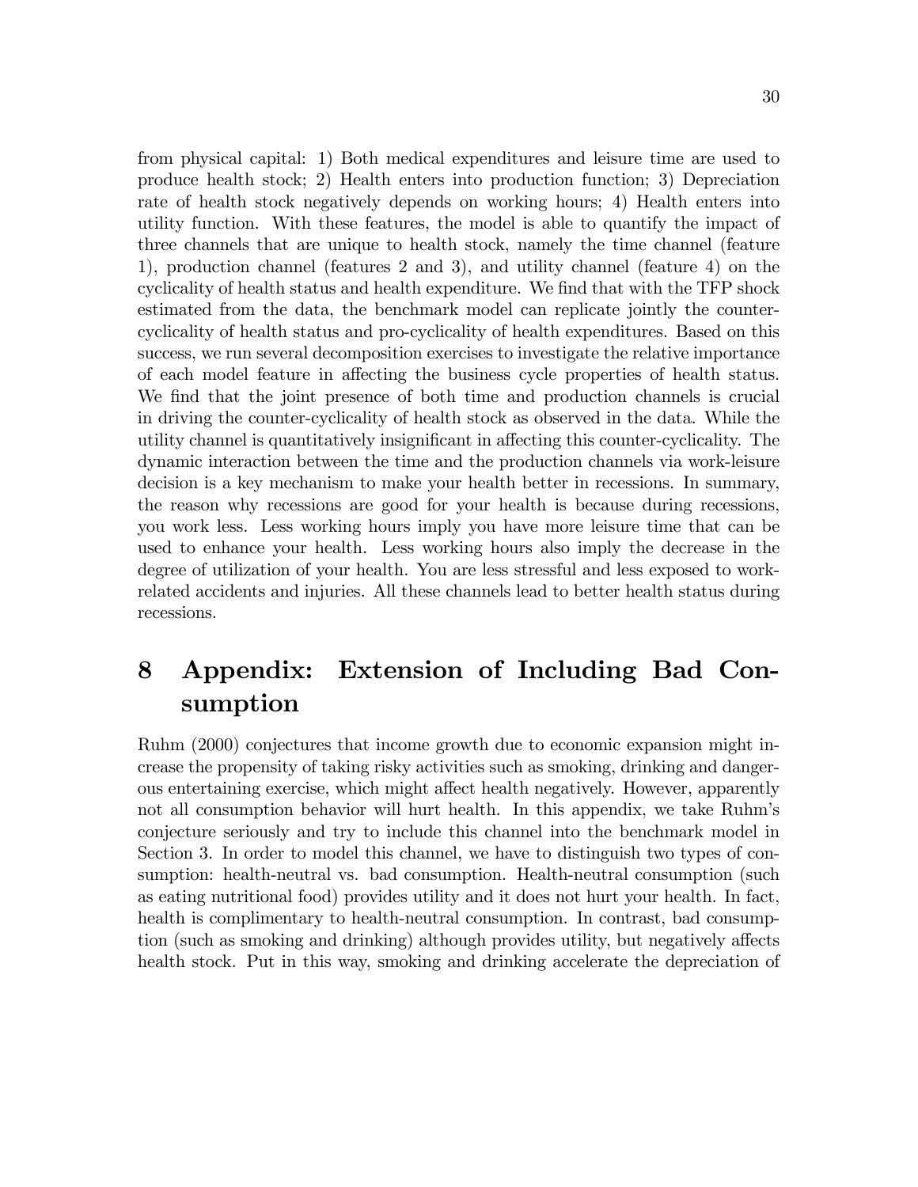from physical capital: 1) Both medical expenditures and leisure time are used to produce health stock; 2) Health enters into production function; 3) Depreciation rate of health stock negatively depends on working hours; 4) Health enters into utility function. With these features, the model is able to quantify the impact of three channels that are unique to health stock, namely the time channel (feature 1), production channel (features 2 and 3), and utility channel (feature 4) on the cyclicality of health status and health expenditure. We find that with the TFP shock estimated from the data, the benchmark model can replicate jointly the counter-cyclicality of health status and pro-cyclicality of health expenditures. Based on this success, we run several decomposition exercises to investigate the relative importance of each model feature in affecting the business cycle properties of health status. We find that the joint presence of both time and production channels is crucial in driving the counter-cyclicality of health stock as observed in the data. While the utility channel is quantitatively insignificant in affecting this counter-cyclicality. The dynamic interaction between the time and the production channels via work-leisure decision is a key mechanism to make your health better in recessions. In summary, the reason why recessions are good for your health is because during recessions, you work less. Less working hours imply you have more leisure time that can be used to enhance your health. Less working hours also imply the decrease in the degree of utilization of your health. You are less stressful and less exposed to work-related accidents and injuries. All these channels lead to better health status during recessions.

# 8 Appendix: Extension of Including Bad Consumption

Ruhm (2000) conjectures that income growth due to economic expansion might increase the propensity of taking risky activities such as smoking, drinking and dangerous entertaining exercise, which might affect health negatively. However, apparently not all consumption behavior will hurt health. In this appendix, we take Ruhm's conjecture seriously and try to include this channel into the benchmark model in Section 3. In order to model this channel, we have to distinguish two types of consumption: health-neutral vs. bad consumption. Health-neutral consumption (such as eating nutritional food) provides utility and it does not hurt your health. In fact, health is complimentary to health-neutral consumption. In contrast, bad consumption (such as smoking and drinking) although provides utility, but negatively affects health stock. Put in this way, smoking and drinking accelerate the depreciation of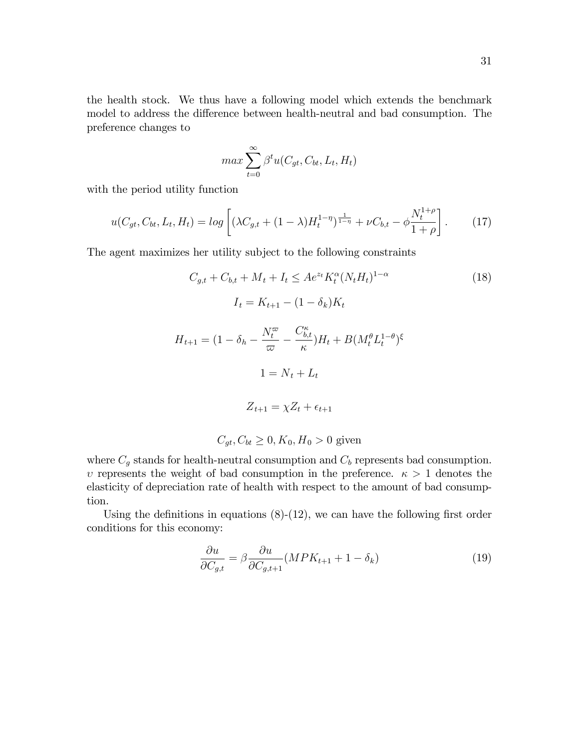the health stock. We thus have a following model which extends the benchmark model to address the difference between health-neutral and bad consumption. The preference changes to

$$max \sum_{t=0}^{\infty} \beta^t u(C_{gt}, C_{bt}, L_t, H_t)$$

with the period utility function

$$u(C_{gt}, C_{bt}, L_t, H_t) = log \left[ (\lambda C_{g,t} + (1-\lambda) H_t^{1-\eta})^{\frac{1}{1-\eta}} + \nu C_{b,t} - \phi \frac{N_t^{1+\rho}}{1+\rho} \right]. \tag{17}$$

The agent maximizes her utility subject to the following constraints

$$C_{g,t} + C_{b,t} + M_t + I_t \leq A e^{z_t} K_t^{\alpha} (N_t H_t)^{1-\alpha} \tag{18}$$

$$I_t = K_{t+1} - (1-\delta_k) K_t$$

$$H_{t+1} = (1 - \delta_h - \frac{N_t^{\varpi}}{\varpi} - \frac{C_{b,t}^{\kappa}}{\kappa}) H_t + B(M_t^{\theta} L_t^{1-\theta})^{\xi}$$

$$1 = N_t + L_t$$

$$Z_{t+1} = \chi Z_t + \epsilon_{t+1}$$

$$C_{gt}, C_{bt} \geq 0, K_0, H_0 > 0 \text{ given}$$

where $C_g$ stands for health-neutral consumption and $C_b$ represents bad consumption. $\upsilon$ represents the weight of bad consumption in the preference. $\kappa > 1$ denotes the elasticity of depreciation rate of health with respect to the amount of bad consumption.

Using the definitions in equations (8)-(12), we can have the following first order conditions for this economy:

$$\frac{\partial u}{\partial C_{g,t}} = \beta \frac{\partial u}{\partial C_{g,t+1}} (MPK_{t+1} + 1 - \delta_k) \tag{19}$$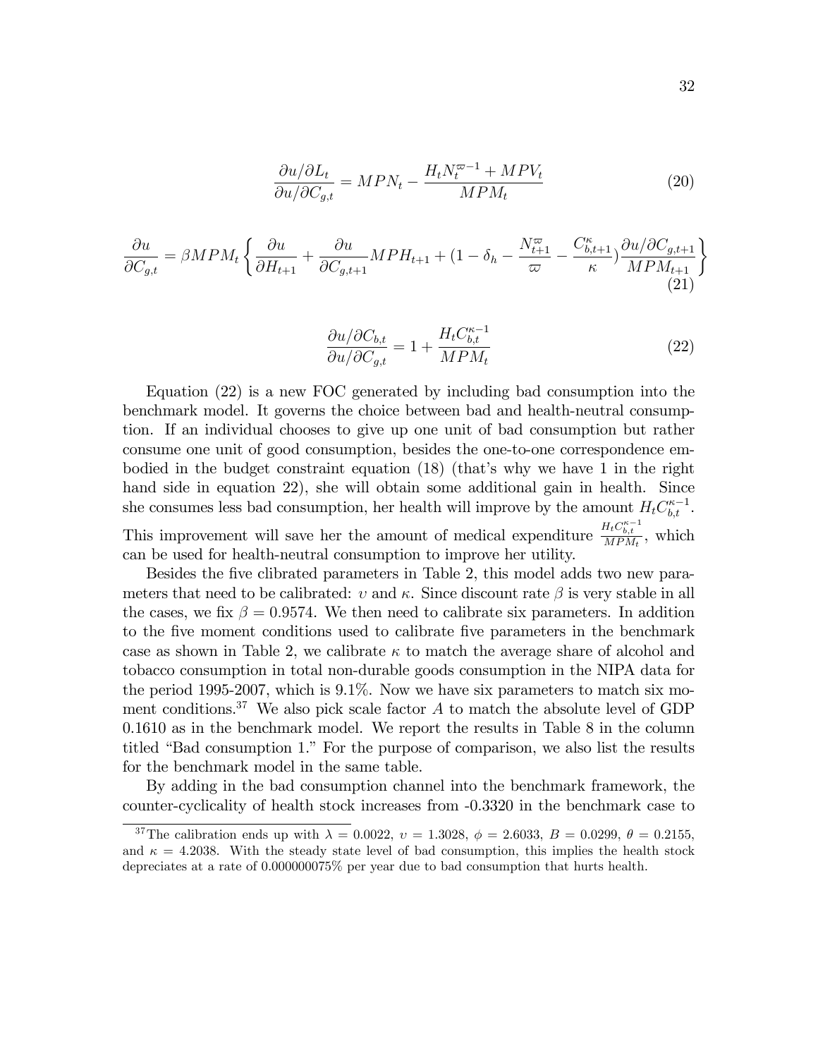$$\frac{\partial u/\partial L_t}{\partial u/\partial C_{g,t}} = MPN_t - \frac{H_t N_t^{\varpi-1} + MPV_t}{MPM_t} \tag{20}$$

$$\frac{\partial u}{\partial C_{g,t}} = \beta MPM_t \left\{ \frac{\partial u}{\partial H_{t+1}} + \frac{\partial u}{\partial C_{g,t+1}} MPH_{t+1} + (1 - \delta_h - \frac{N_{t+1}^{\varpi}}{\varpi} - \frac{C_{b,t+1}^{\kappa}}{\kappa}) \frac{\partial u/\partial C_{g,t+1}}{MPM_{t+1}} \right\} \tag{21}$$

$$\frac{\partial u/\partial C_{b,t}}{\partial u/\partial C_{g,t}} = 1 + \frac{H_t C_{b,t}^{\kappa-1}}{MPM_t} \tag{22}$$

Equation (22) is a new FOC generated by including bad consumption into the benchmark model. It governs the choice between bad and health-neutral consumption. If an individual chooses to give up one unit of bad consumption but rather consume one unit of good consumption, besides the one-to-one correspondence embodied in the budget constraint equation (18) (that's why we have 1 in the right hand side in equation 22), she will obtain some additional gain in health. Since she consumes less bad consumption, her health will improve by the amount $H_t C_{b,t}^{\kappa-1}$. This improvement will save her the amount of medical expenditure $\frac{H_t C_{b,t}^{\kappa-1}}{MPM_t}$, which can be used for health-neutral consumption to improve her utility.

Besides the five clibrated parameters in Table 2, this model adds two new parameters that need to be calibrated: $\upsilon$ and $\kappa$. Since discount rate $\beta$ is very stable in all the cases, we fix $\beta = 0.9574$. We then need to calibrate six parameters. In addition to the five moment conditions used to calibrate five parameters in the benchmark case as shown in Table 2, we calibrate $\kappa$ to match the average share of alcohol and tobacco consumption in total non-durable goods consumption in the NIPA data for the period 1995-2007, which is 9.1%. Now we have six parameters to match six moment conditions.[37] We also pick scale factor $A$ to match the absolute level of GDP 0.1610 as in the benchmark model. We report the results in Table 8 in the column titled "Bad consumption 1." For the purpose of comparison, we also list the results for the benchmark model in the same table.

By adding in the bad consumption channel into the benchmark framework, the counter-cyclicality of health stock increases from -0.3320 in the benchmark case to

[37] The calibration ends up with $\lambda = 0.0022$, $\upsilon = 1.3028$, $\phi = 2.6033$, $B = 0.0299$, $\theta = 0.2155$, and $\kappa = 4.2038$. With the steady state level of bad consumption, this implies the health stock depreciates at a rate of 0.000000075% per year due to bad consumption that hurts health.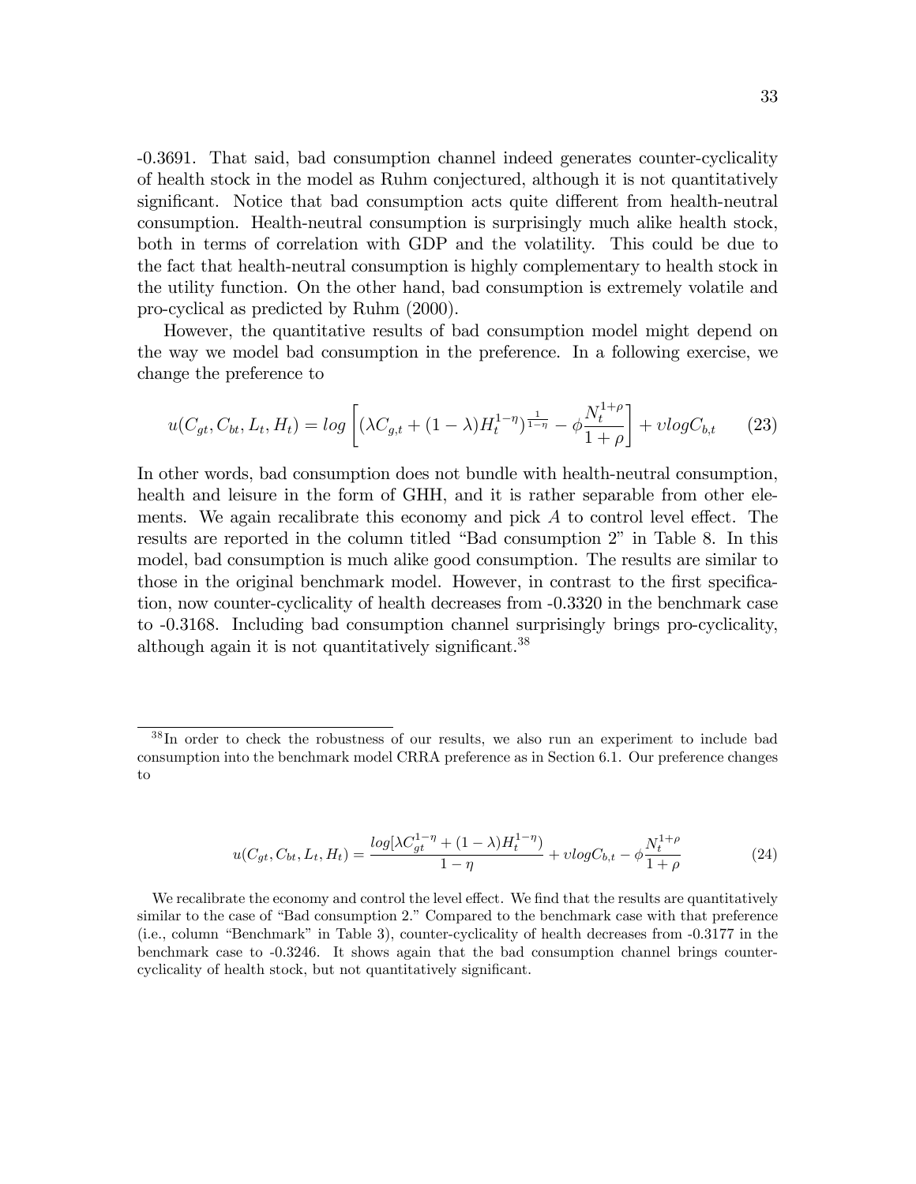-0.3691. That said, bad consumption channel indeed generates counter-cyclicality of health stock in the model as Ruhm conjectured, although it is not quantitatively significant. Notice that bad consumption acts quite different from health-neutral consumption. Health-neutral consumption is surprisingly much alike health stock, both in terms of correlation with GDP and the volatility. This could be due to the fact that health-neutral consumption is highly complementary to health stock in the utility function. On the other hand, bad consumption is extremely volatile and pro-cyclical as predicted by Ruhm (2000).

However, the quantitative results of bad consumption model might depend on the way we model bad consumption in the preference. In a following exercise, we change the preference to

$$u(C_{gt}, C_{bt}, L_t, H_t) = log\left[(\lambda C_{g,t} + (1-\lambda)H_t^{1-\eta})^{\frac{1}{1-\eta}} - \phi\frac{N_t^{1+\rho}}{1+\rho}\right] + \upsilon log C_{b,t} \tag{23}$$

In other words, bad consumption does not bundle with health-neutral consumption, health and leisure in the form of GHH, and it is rather separable from other elements. We again recalibrate this economy and pick $A$ to control level effect. The results are reported in the column titled "Bad consumption 2" in Table 8. In this model, bad consumption is much alike good consumption. The results are similar to those in the original benchmark model. However, in contrast to the first specification, now counter-cyclicality of health decreases from -0.3320 in the benchmark case to -0.3168. Including bad consumption channel surprisingly brings pro-cyclicality, although again it is not quantitatively significant.[38]

[38] In order to check the robustness of our results, we also run an experiment to include bad consumption into the benchmark model CRRA preference as in Section 6.1. Our preference changes to

$$u(C_{gt}, C_{bt}, L_t, H_t) = \frac{log[\lambda C_{gt}^{1-\eta} + (1-\lambda)H_t^{1-\eta})}{1-\eta} + \upsilon log C_{b,t} - \phi\frac{N_t^{1+\rho}}{1+\rho} \tag{24}$$

We recalibrate the economy and control the level effect. We find that the results are quantitatively similar to the case of "Bad consumption 2." Compared to the benchmark case with that preference (i.e., column "Benchmark" in Table 3), counter-cyclicality of health decreases from -0.3177 in the benchmark case to -0.3246. It shows again that the bad consumption channel brings counter-cyclicality of health stock, but not quantitatively significant.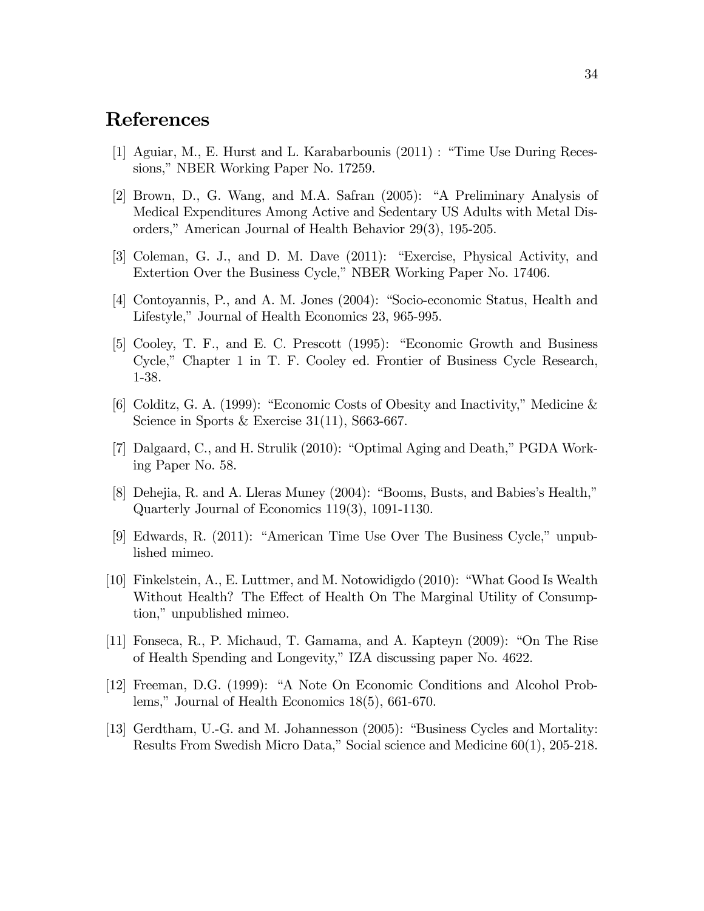# References

[1] Aguiar, M., E. Hurst and L. Karabarbounis (2011) : "Time Use During Recessions," NBER Working Paper No. 17259.

[2] Brown, D., G. Wang, and M.A. Safran (2005): "A Preliminary Analysis of Medical Expenditures Among Active and Sedentary US Adults with Metal Disorders," American Journal of Health Behavior 29(3), 195-205.

[3] Coleman, G. J., and D. M. Dave (2011): "Exercise, Physical Activity, and Extertion Over the Business Cycle," NBER Working Paper No. 17406.

[4] Contoyannis, P., and A. M. Jones (2004): "Socio-economic Status, Health and Lifestyle," Journal of Health Economics 23, 965-995.

[5] Cooley, T. F., and E. C. Prescott (1995): "Economic Growth and Business Cycle," Chapter 1 in T. F. Cooley ed. Frontier of Business Cycle Research, 1-38.

[6] Colditz, G. A. (1999): "Economic Costs of Obesity and Inactivity," Medicine & Science in Sports & Exercise 31(11), S663-667.

[7] Dalgaard, C., and H. Strulik (2010): "Optimal Aging and Death," PGDA Working Paper No. 58.

[8] Dehejia, R. and A. Lleras Muney (2004): "Booms, Busts, and Babies's Health," Quarterly Journal of Economics 119(3), 1091-1130.

[9] Edwards, R. (2011): "American Time Use Over The Business Cycle," unpublished mimeo.

[10] Finkelstein, A., E. Luttmer, and M. Notowidigdo (2010): "What Good Is Wealth Without Health? The Effect of Health On The Marginal Utility of Consumption," unpublished mimeo.

[11] Fonseca, R., P. Michaud, T. Gamama, and A. Kapteyn (2009): "On The Rise of Health Spending and Longevity," IZA discussing paper No. 4622.

[12] Freeman, D.G. (1999): "A Note On Economic Conditions and Alcohol Problems," Journal of Health Economics 18(5), 661-670.

[13] Gerdtham, U.-G. and M. Johannesson (2005): "Business Cycles and Mortality: Results From Swedish Micro Data," Social science and Medicine 60(1), 205-218.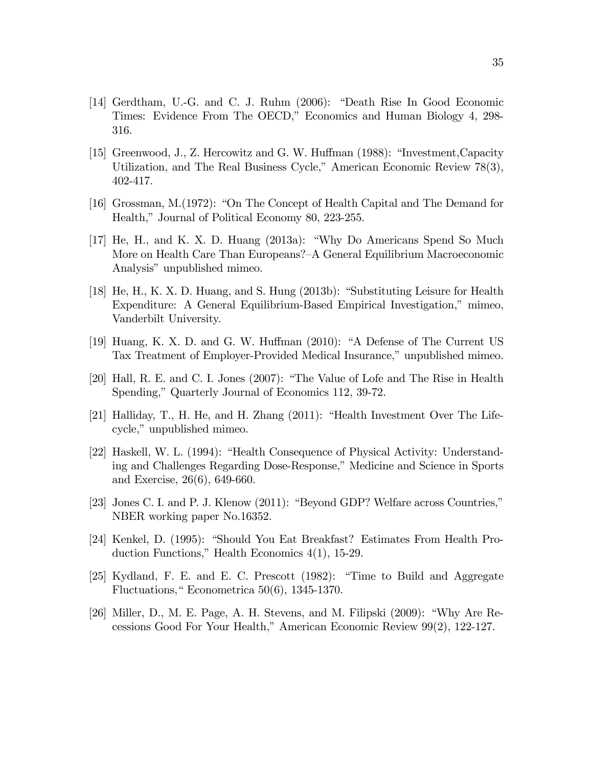[14] Gerdtham, U.-G. and C. J. Ruhm (2006): "Death Rise In Good Economic Times: Evidence From The OECD," Economics and Human Biology 4, 298-316.

[15] Greenwood, J., Z. Hercowitz and G. W. Huffman (1988): "Investment,Capacity Utilization, and The Real Business Cycle," American Economic Review 78(3), 402-417.

[16] Grossman, M.(1972): "On The Concept of Health Capital and The Demand for Health," Journal of Political Economy 80, 223-255.

[17] He, H., and K. X. D. Huang (2013a): "Why Do Americans Spend So Much More on Health Care Than Europeans?–A General Equilibrium Macroeconomic Analysis" unpublished mimeo.

[18] He, H., K. X. D. Huang, and S. Hung (2013b): "Substituting Leisure for Health Expenditure: A General Equilibrium-Based Empirical Investigation," mimeo, Vanderbilt University.

[19] Huang, K. X. D. and G. W. Huffman (2010): "A Defense of The Current US Tax Treatment of Employer-Provided Medical Insurance," unpublished mimeo.

[20] Hall, R. E. and C. I. Jones (2007): "The Value of Lofe and The Rise in Health Spending," Quarterly Journal of Economics 112, 39-72.

[21] Halliday, T., H. He, and H. Zhang (2011): "Health Investment Over The Life-cycle," unpublished mimeo.

[22] Haskell, W. L. (1994): "Health Consequence of Physical Activity: Understanding and Challenges Regarding Dose-Response," Medicine and Science in Sports and Exercise, 26(6), 649-660.

[23] Jones C. I. and P. J. Klenow (2011): "Beyond GDP? Welfare across Countries," NBER working paper No.16352.

[24] Kenkel, D. (1995): "Should You Eat Breakfast? Estimates From Health Production Functions," Health Economics 4(1), 15-29.

[25] Kydland, F. E. and E. C. Prescott (1982): "Time to Build and Aggregate Fluctuations," Econometrica 50(6), 1345-1370.

[26] Miller, D., M. E. Page, A. H. Stevens, and M. Filipski (2009): "Why Are Recessions Good For Your Health," American Economic Review 99(2), 122-127.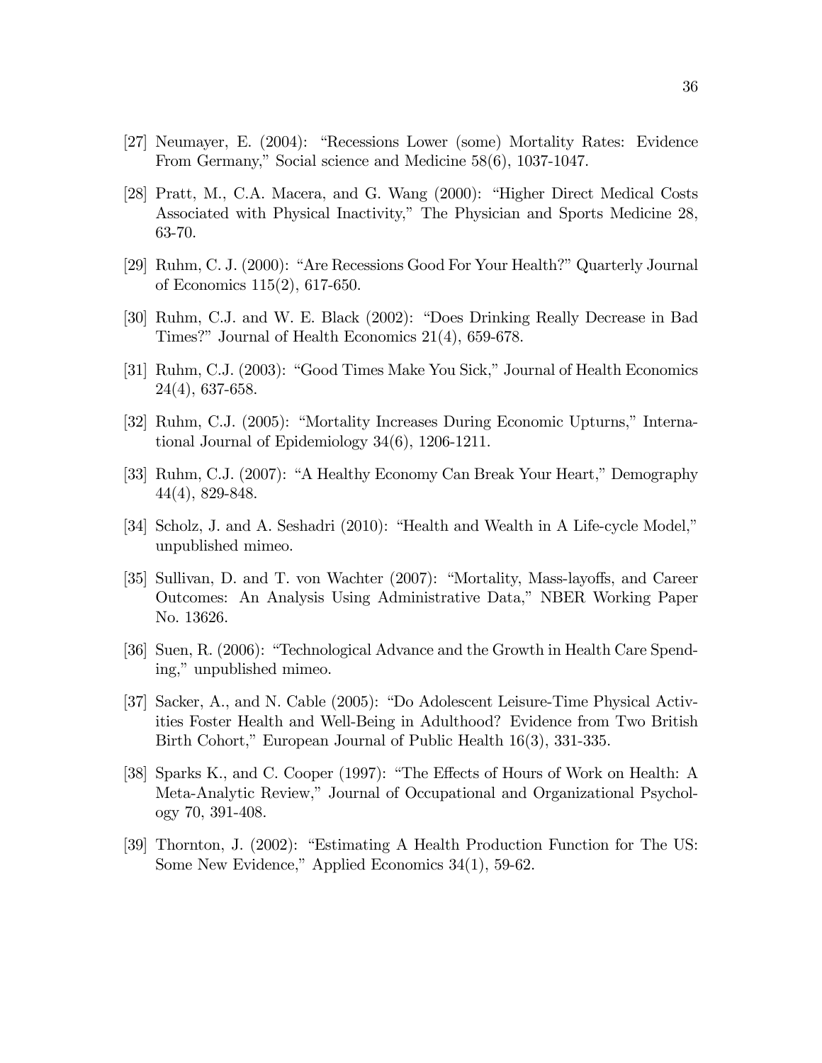[27] Neumayer, E. (2004): "Recessions Lower (some) Mortality Rates: Evidence From Germany," Social science and Medicine 58(6), 1037-1047.

[28] Pratt, M., C.A. Macera, and G. Wang (2000): "Higher Direct Medical Costs Associated with Physical Inactivity," The Physician and Sports Medicine 28, 63-70.

[29] Ruhm, C. J. (2000): "Are Recessions Good For Your Health?" Quarterly Journal of Economics 115(2), 617-650.

[30] Ruhm, C.J. and W. E. Black (2002): "Does Drinking Really Decrease in Bad Times?" Journal of Health Economics 21(4), 659-678.

[31] Ruhm, C.J. (2003): "Good Times Make You Sick," Journal of Health Economics 24(4), 637-658.

[32] Ruhm, C.J. (2005): "Mortality Increases During Economic Upturns," International Journal of Epidemiology 34(6), 1206-1211.

[33] Ruhm, C.J. (2007): "A Healthy Economy Can Break Your Heart," Demography 44(4), 829-848.

[34] Scholz, J. and A. Seshadri (2010): "Health and Wealth in A Life-cycle Model," unpublished mimeo.

[35] Sullivan, D. and T. von Wachter (2007): "Mortality, Mass-layoffs, and Career Outcomes: An Analysis Using Administrative Data," NBER Working Paper No. 13626.

[36] Suen, R. (2006): "Technological Advance and the Growth in Health Care Spending," unpublished mimeo.

[37] Sacker, A., and N. Cable (2005): "Do Adolescent Leisure-Time Physical Activities Foster Health and Well-Being in Adulthood? Evidence from Two British Birth Cohort," European Journal of Public Health 16(3), 331-335.

[38] Sparks K., and C. Cooper (1997): "The Effects of Hours of Work on Health: A Meta-Analytic Review," Journal of Occupational and Organizational Psychology 70, 391-408.

[39] Thornton, J. (2002): "Estimating A Health Production Function for The US: Some New Evidence," Applied Economics 34(1), 59-62.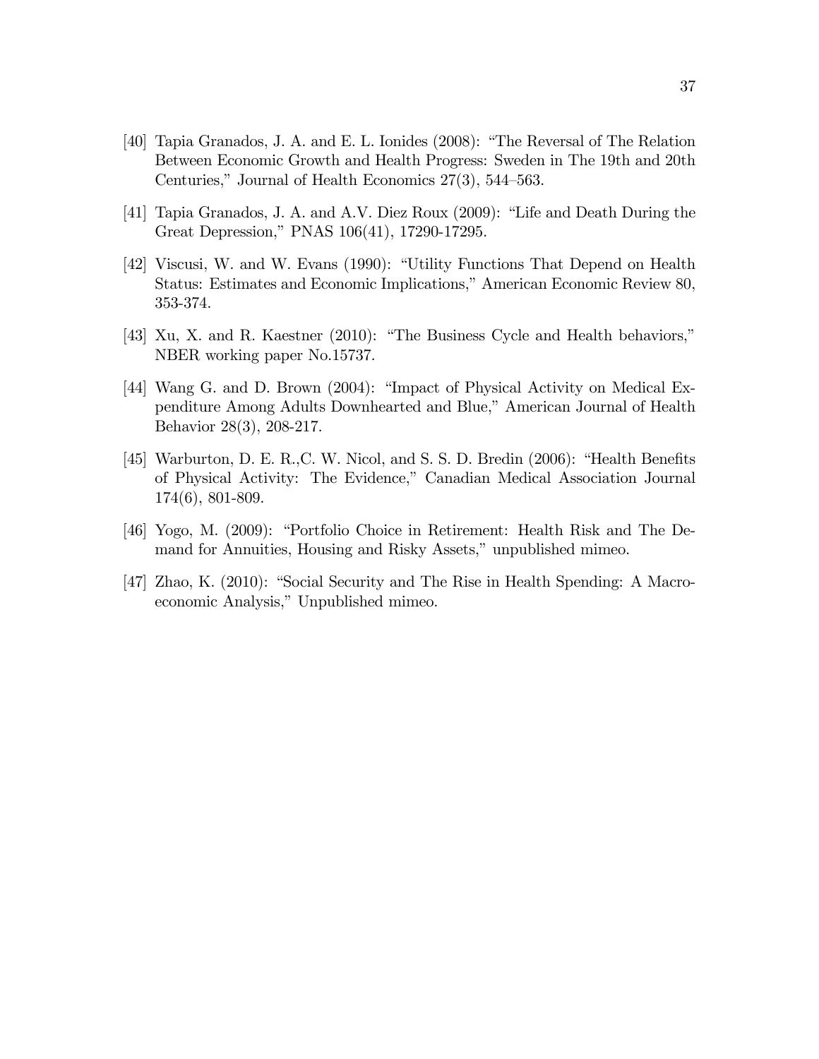[40] Tapia Granados, J. A. and E. L. Ionides (2008): "The Reversal of The Relation Between Economic Growth and Health Progress: Sweden in The 19th and 20th Centuries," Journal of Health Economics 27(3), 544–563.

[41] Tapia Granados, J. A. and A.V. Diez Roux (2009): "Life and Death During the Great Depression," PNAS 106(41), 17290-17295.

[42] Viscusi, W. and W. Evans (1990): "Utility Functions That Depend on Health Status: Estimates and Economic Implications," American Economic Review 80, 353-374.

[43] Xu, X. and R. Kaestner (2010): "The Business Cycle and Health behaviors," NBER working paper No.15737.

[44] Wang G. and D. Brown (2004): "Impact of Physical Activity on Medical Expenditure Among Adults Downhearted and Blue," American Journal of Health Behavior 28(3), 208-217.

[45] Warburton, D. E. R.,C. W. Nicol, and S. S. D. Bredin (2006): "Health Benefits of Physical Activity: The Evidence," Canadian Medical Association Journal 174(6), 801-809.

[46] Yogo, M. (2009): "Portfolio Choice in Retirement: Health Risk and The Demand for Annuities, Housing and Risky Assets," unpublished mimeo.

[47] Zhao, K. (2010): "Social Security and The Rise in Health Spending: A Macroeconomic Analysis," Unpublished mimeo.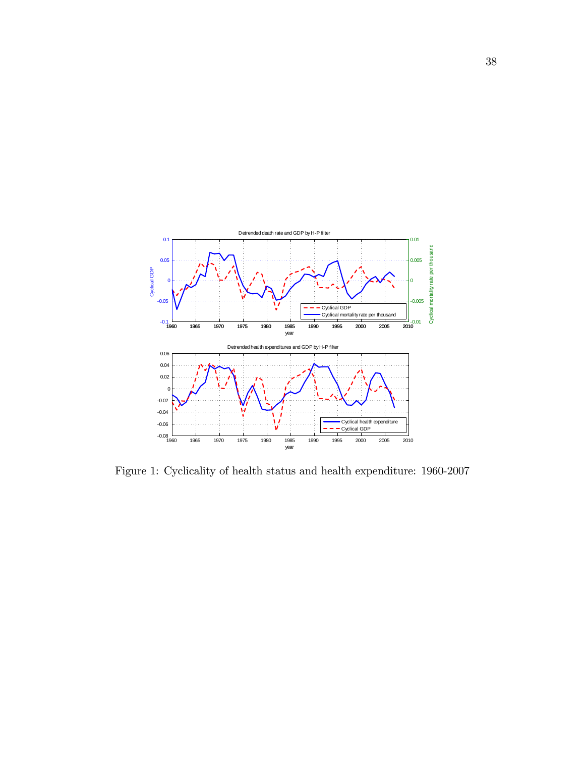Detrended death rate and GDP by H-P filter

Cyclical GDP

Cyclical mortality rate per thousand

0.1
0.05
0
-0.05
-0.1

0.01
0.005
0
-0.005
-0.01

1960 1965 1970 1975 1980 1985 1990 1995 2000 2005 2010

year

Cyclical GDP
Cyclical mortality rate per thousand

Detrended health expenditures and GDP by H-P filter

0.06
0.04
0.02
0
-0.02
-0.04
-0.06
-0.08

1960 1965 1970 1975 1980 1985 1990 1995 2000 2005 2010

year

Cyclical health expenditure
Cyclical GDP

Figure 1: Cyclicality of health status and health expenditure: 1960-2007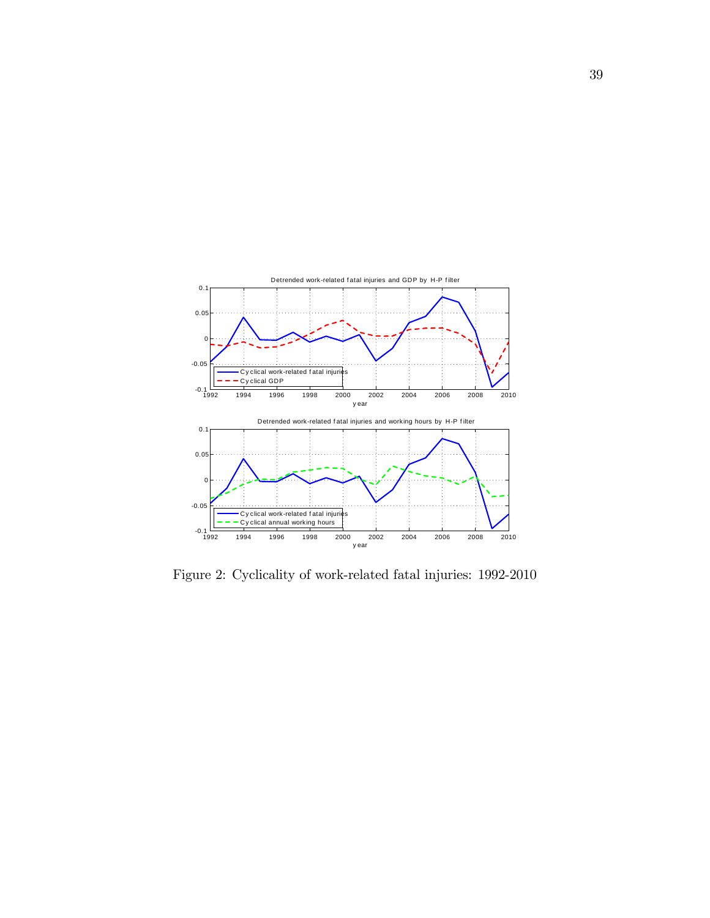Detrended work-related fatal injuries and GDP by H-P filter

0.1
0.05
0
-0.05
-0.1

1992 1994 1996 1998 2000 2002 2004 2006 2008 2010

year

Cyclical work-related fatal injuries
Cyclical GDP

Detrended work-related fatal injuries and working hours by H-P filter

0.1
0.05
0
-0.05
-0.1

1992 1994 1996 1998 2000 2002 2004 2006 2008 2010

year

Cyclical work-related fatal injuries
Cyclical annual working hours

Figure 2: Cyclicality of work-related fatal injuries: 1992-2010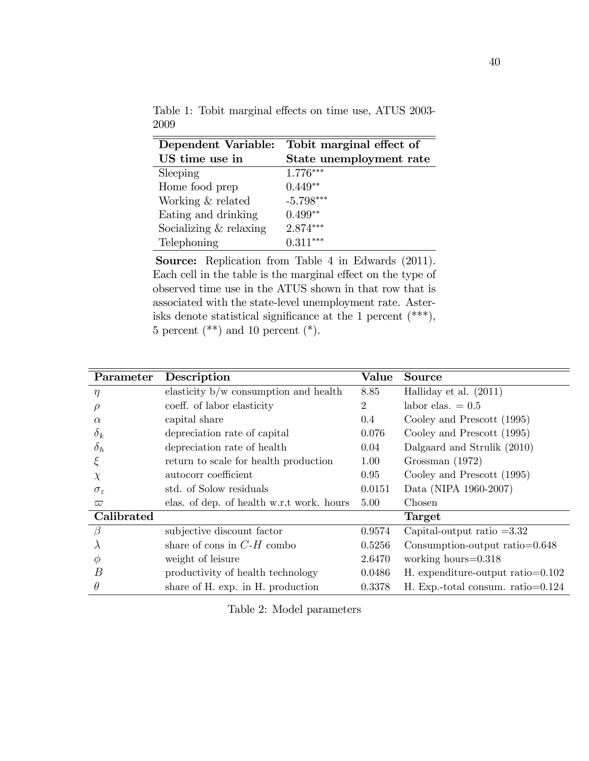Table 1: Tobit marginal effects on time use, ATUS 2003-2009

| **Dependent Variable: US time use in** | **Tobit marginal effect of State unemployment rate** |
|---|---|
| Sleeping | 1.776*** |
| Home food prep | 0.449** |
| Working & related | -5.798*** |
| Eating and drinking | 0.499** |
| Socializing & relaxing | 2.874*** |
| Telephoning | 0.311*** |

**Source:** Replication from Table 4 in Edwards (2011). Each cell in the table is the marginal effect on the type of observed time use in the ATUS shown in that row that is associated with the state-level unemployment rate. Asterisks denote statistical significance at the 1 percent (***), 5 percent (**) and 10 percent (*).

| **Parameter** | **Description** | **Value** | **Source** |
|---|---|---|---|
| $\eta$ | elasticity b/w consumption and health | 8.85 | Halliday et al. (2011) |
| $\rho$ | coeff. of labor elasticity | 2 | labor elas. = 0.5 |
| $\alpha$ | capital share | 0.4 | Cooley and Prescott (1995) |
| $\delta_k$ | depreciation rate of capital | 0.076 | Cooley and Prescott (1995) |
| $\delta_h$ | depreciation rate of health | 0.04 | Dalgaard and Strulik (2010) |
| $\xi$ | return to scale for health production | 1.00 | Grossman (1972) |
| $\chi$ | autocorr coefficient | 0.95 | Cooley and Prescott (1995) |
| $\sigma_\varepsilon$ | std. of Solow residuals | 0.0151 | Data (NIPA 1960-2007) |
| $\varpi$ | elas. of dep. of health w.r.t work. hours | 5.00 | Chosen |
| **Calibrated** | | | **Target** |
| $\beta$ | subjective discount factor | 0.9574 | Capital-output ratio =3.32 |
| $\lambda$ | share of cons in $C$-$H$ combo | 0.5256 | Consumption-output ratio=0.648 |
| $\phi$ | weight of leisure | 2.6470 | working hours=0.318 |
| $B$ | productivity of health technology | 0.0486 | H. expenditure-output ratio=0.102 |
| $\theta$ | share of H. exp. in H. production | 0.3378 | H. Exp.-total consum. ratio=0.124 |

Table 2: Model parameters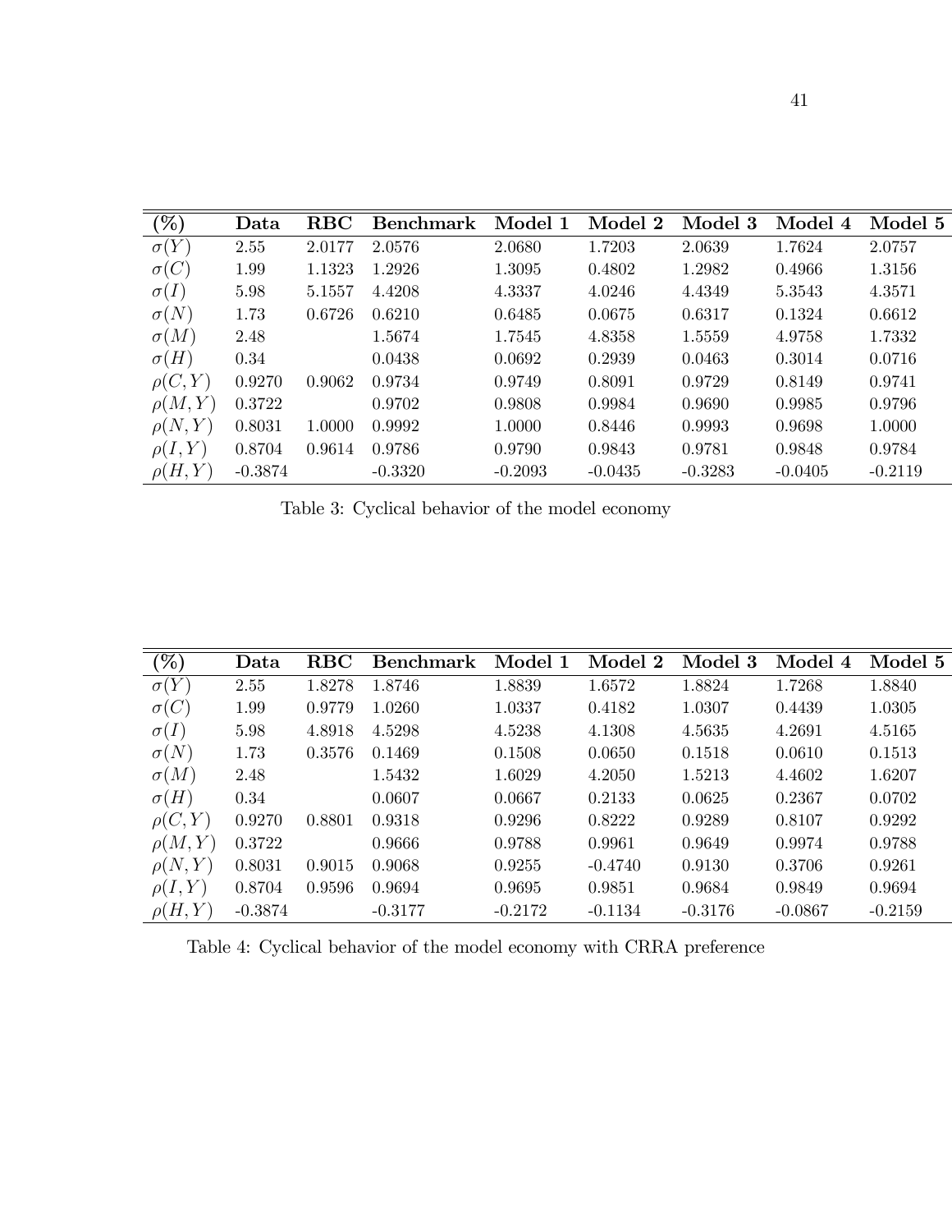| (%) | Data | RBC | Benchmark | Model 1 | Model 2 | Model 3 | Model 4 | Model 5 |
|---|---|---|---|---|---|---|---|---|
| $\sigma(Y)$ | 2.55 | 2.0177 | 2.0576 | 2.0680 | 1.7203 | 2.0639 | 1.7624 | 2.0757 |
| $\sigma(C)$ | 1.99 | 1.1323 | 1.2926 | 1.3095 | 0.4802 | 1.2982 | 0.4966 | 1.3156 |
| $\sigma(I)$ | 5.98 | 5.1557 | 4.4208 | 4.3337 | 4.0246 | 4.4349 | 5.3543 | 4.3571 |
| $\sigma(N)$ | 1.73 | 0.6726 | 0.6210 | 0.6485 | 0.0675 | 0.6317 | 0.1324 | 0.6612 |
| $\sigma(M)$ | 2.48 | | 1.5674 | 1.7545 | 4.8358 | 1.5559 | 4.9758 | 1.7332 |
| $\sigma(H)$ | 0.34 | | 0.0438 | 0.0692 | 0.2939 | 0.0463 | 0.3014 | 0.0716 |
| $\rho(C,Y)$ | 0.9270 | 0.9062 | 0.9734 | 0.9749 | 0.8091 | 0.9729 | 0.8149 | 0.9741 |
| $\rho(M,Y)$ | 0.3722 | | 0.9702 | 0.9808 | 0.9984 | 0.9690 | 0.9985 | 0.9796 |
| $\rho(N,Y)$ | 0.8031 | 1.0000 | 0.9992 | 1.0000 | 0.8446 | 0.9993 | 0.9698 | 1.0000 |
| $\rho(I,Y)$ | 0.8704 | 0.9614 | 0.9786 | 0.9790 | 0.9843 | 0.9781 | 0.9848 | 0.9784 |
| $\rho(H,Y)$ | -0.3874 | | -0.3320 | -0.2093 | -0.0435 | -0.3283 | -0.0405 | -0.2119 |

Table 3: Cyclical behavior of the model economy

| (%) | Data | RBC | Benchmark | Model 1 | Model 2 | Model 3 | Model 4 | Model 5 |
|---|---|---|---|---|---|---|---|---|
| $\sigma(Y)$ | 2.55 | 1.8278 | 1.8746 | 1.8839 | 1.6572 | 1.8824 | 1.7268 | 1.8840 |
| $\sigma(C)$ | 1.99 | 0.9779 | 1.0260 | 1.0337 | 0.4182 | 1.0307 | 0.4439 | 1.0305 |
| $\sigma(I)$ | 5.98 | 4.8918 | 4.5298 | 4.5238 | 4.1308 | 4.5635 | 4.2691 | 4.5165 |
| $\sigma(N)$ | 1.73 | 0.3576 | 0.1469 | 0.1508 | 0.0650 | 0.1518 | 0.0610 | 0.1513 |
| $\sigma(M)$ | 2.48 | | 1.5432 | 1.6029 | 4.2050 | 1.5213 | 4.4602 | 1.6207 |
| $\sigma(H)$ | 0.34 | | 0.0607 | 0.0667 | 0.2133 | 0.0625 | 0.2367 | 0.0702 |
| $\rho(C,Y)$ | 0.9270 | 0.8801 | 0.9318 | 0.9296 | 0.8222 | 0.9289 | 0.8107 | 0.9292 |
| $\rho(M,Y)$ | 0.3722 | | 0.9666 | 0.9788 | 0.9961 | 0.9649 | 0.9974 | 0.9788 |
| $\rho(N,Y)$ | 0.8031 | 0.9015 | 0.9068 | 0.9255 | -0.4740 | 0.9130 | 0.3706 | 0.9261 |
| $\rho(I,Y)$ | 0.8704 | 0.9596 | 0.9694 | 0.9695 | 0.9851 | 0.9684 | 0.9849 | 0.9694 |
| $\rho(H,Y)$ | -0.3874 | | -0.3177 | -0.2172 | -0.1134 | -0.3176 | -0.0867 | -0.2159 |

Table 4: Cyclical behavior of the model economy with CRRA preference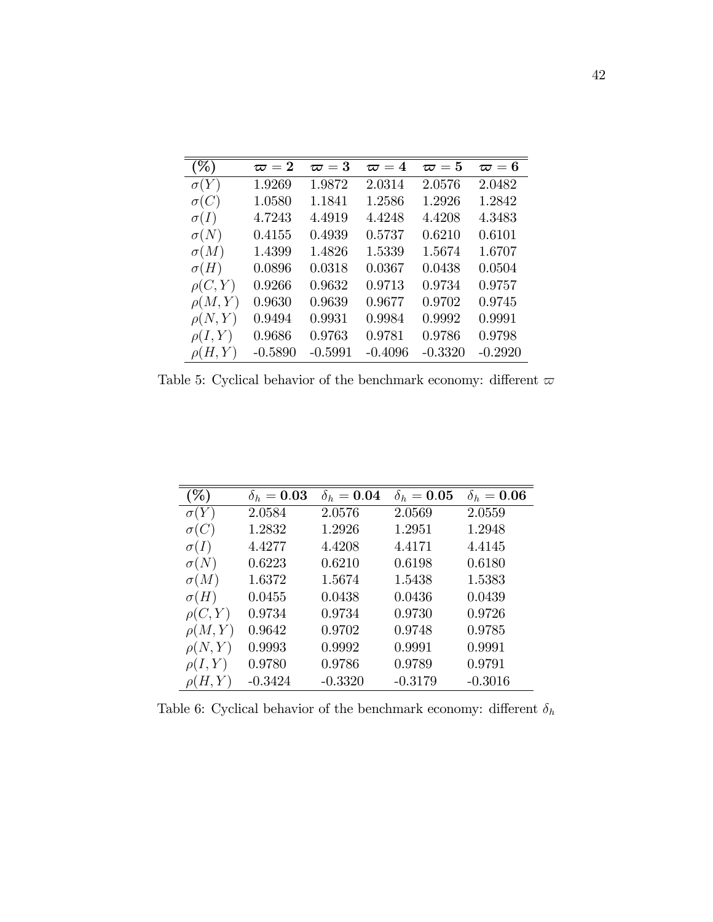| (%) | $\boldsymbol{\varpi = 2}$ | $\boldsymbol{\varpi = 3}$ | $\boldsymbol{\varpi = 4}$ | $\boldsymbol{\varpi = 5}$ | $\boldsymbol{\varpi = 6}$ |
|---|---|---|---|---|---|
| $\sigma(Y)$ | 1.9269 | 1.9872 | 2.0314 | 2.0576 | 2.0482 |
| $\sigma(C)$ | 1.0580 | 1.1841 | 1.2586 | 1.2926 | 1.2842 |
| $\sigma(I)$ | 4.7243 | 4.4919 | 4.4248 | 4.4208 | 4.3483 |
| $\sigma(N)$ | 0.4155 | 0.4939 | 0.5737 | 0.6210 | 0.6101 |
| $\sigma(M)$ | 1.4399 | 1.4826 | 1.5339 | 1.5674 | 1.6707 |
| $\sigma(H)$ | 0.0896 | 0.0318 | 0.0367 | 0.0438 | 0.0504 |
| $\rho(C,Y)$ | 0.9266 | 0.9632 | 0.9713 | 0.9734 | 0.9757 |
| $\rho(M,Y)$ | 0.9630 | 0.9639 | 0.9677 | 0.9702 | 0.9745 |
| $\rho(N,Y)$ | 0.9494 | 0.9931 | 0.9984 | 0.9992 | 0.9991 |
| $\rho(I,Y)$ | 0.9686 | 0.9763 | 0.9781 | 0.9786 | 0.9798 |
| $\rho(H,Y)$ | -0.5890 | -0.5991 | -0.4096 | -0.3320 | -0.2920 |

Table 5: Cyclical behavior of the benchmark economy: different $\varpi$

| (%) | $\boldsymbol{\delta_h = 0.03}$ | $\boldsymbol{\delta_h = 0.04}$ | $\boldsymbol{\delta_h = 0.05}$ | $\boldsymbol{\delta_h = 0.06}$ |
|---|---|---|---|---|
| $\sigma(Y)$ | 2.0584 | 2.0576 | 2.0569 | 2.0559 |
| $\sigma(C)$ | 1.2832 | 1.2926 | 1.2951 | 1.2948 |
| $\sigma(I)$ | 4.4277 | 4.4208 | 4.4171 | 4.4145 |
| $\sigma(N)$ | 0.6223 | 0.6210 | 0.6198 | 0.6180 |
| $\sigma(M)$ | 1.6372 | 1.5674 | 1.5438 | 1.5383 |
| $\sigma(H)$ | 0.0455 | 0.0438 | 0.0436 | 0.0439 |
| $\rho(C,Y)$ | 0.9734 | 0.9734 | 0.9730 | 0.9726 |
| $\rho(M,Y)$ | 0.9642 | 0.9702 | 0.9748 | 0.9785 |
| $\rho(N,Y)$ | 0.9993 | 0.9992 | 0.9991 | 0.9991 |
| $\rho(I,Y)$ | 0.9780 | 0.9786 | 0.9789 | 0.9791 |
| $\rho(H,Y)$ | -0.3424 | -0.3320 | -0.3179 | -0.3016 |

Table 6: Cyclical behavior of the benchmark economy: different $\delta_h$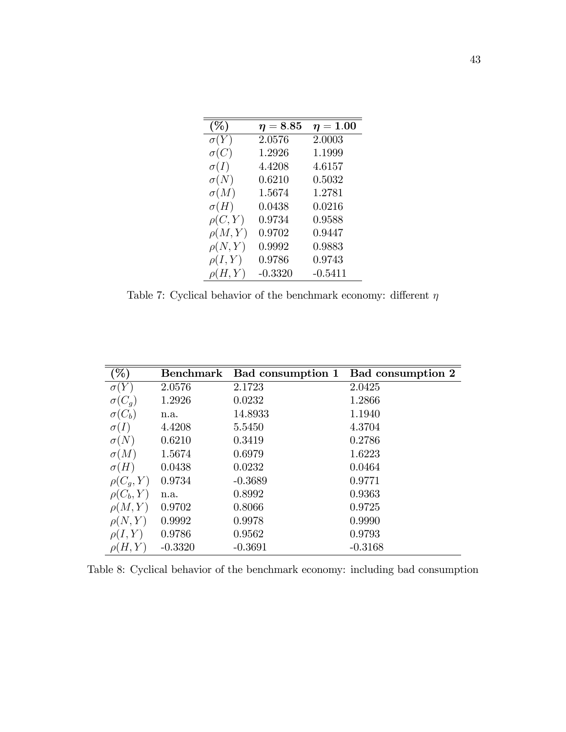| (%) | $\boldsymbol{\eta = 8.85}$ | $\boldsymbol{\eta = 1.00}$ |
|---|---|---|
| $\sigma(Y)$ | 2.0576 | 2.0003 |
| $\sigma(C)$ | 1.2926 | 1.1999 |
| $\sigma(I)$ | 4.4208 | 4.6157 |
| $\sigma(N)$ | 0.6210 | 0.5032 |
| $\sigma(M)$ | 1.5674 | 1.2781 |
| $\sigma(H)$ | 0.0438 | 0.0216 |
| $\rho(C,Y)$ | 0.9734 | 0.9588 |
| $\rho(M,Y)$ | 0.9702 | 0.9447 |
| $\rho(N,Y)$ | 0.9992 | 0.9883 |
| $\rho(I,Y)$ | 0.9786 | 0.9743 |
| $\rho(H,Y)$ | -0.3320 | -0.5411 |

Table 7: Cyclical behavior of the benchmark economy: different $\eta$

| (%) | **Benchmark** | **Bad consumption 1** | **Bad consumption 2** |
|---|---|---|---|
| $\sigma(Y)$ | 2.0576 | 2.1723 | 2.0425 |
| $\sigma(C_g)$ | 1.2926 | 0.0232 | 1.2866 |
| $\sigma(C_b)$ | n.a. | 14.8933 | 1.1940 |
| $\sigma(I)$ | 4.4208 | 5.5450 | 4.3704 |
| $\sigma(N)$ | 0.6210 | 0.3419 | 0.2786 |
| $\sigma(M)$ | 1.5674 | 0.6979 | 1.6223 |
| $\sigma(H)$ | 0.0438 | 0.0232 | 0.0464 |
| $\rho(C_g,Y)$ | 0.9734 | -0.3689 | 0.9771 |
| $\rho(C_b,Y)$ | n.a. | 0.8992 | 0.9363 |
| $\rho(M,Y)$ | 0.9702 | 0.8066 | 0.9725 |
| $\rho(N,Y)$ | 0.9992 | 0.9978 | 0.9990 |
| $\rho(I,Y)$ | 0.9786 | 0.9562 | 0.9793 |
| $\rho(H,Y)$ | -0.3320 | -0.3691 | -0.3168 |

Table 8: Cyclical behavior of the benchmark economy: including bad consumption